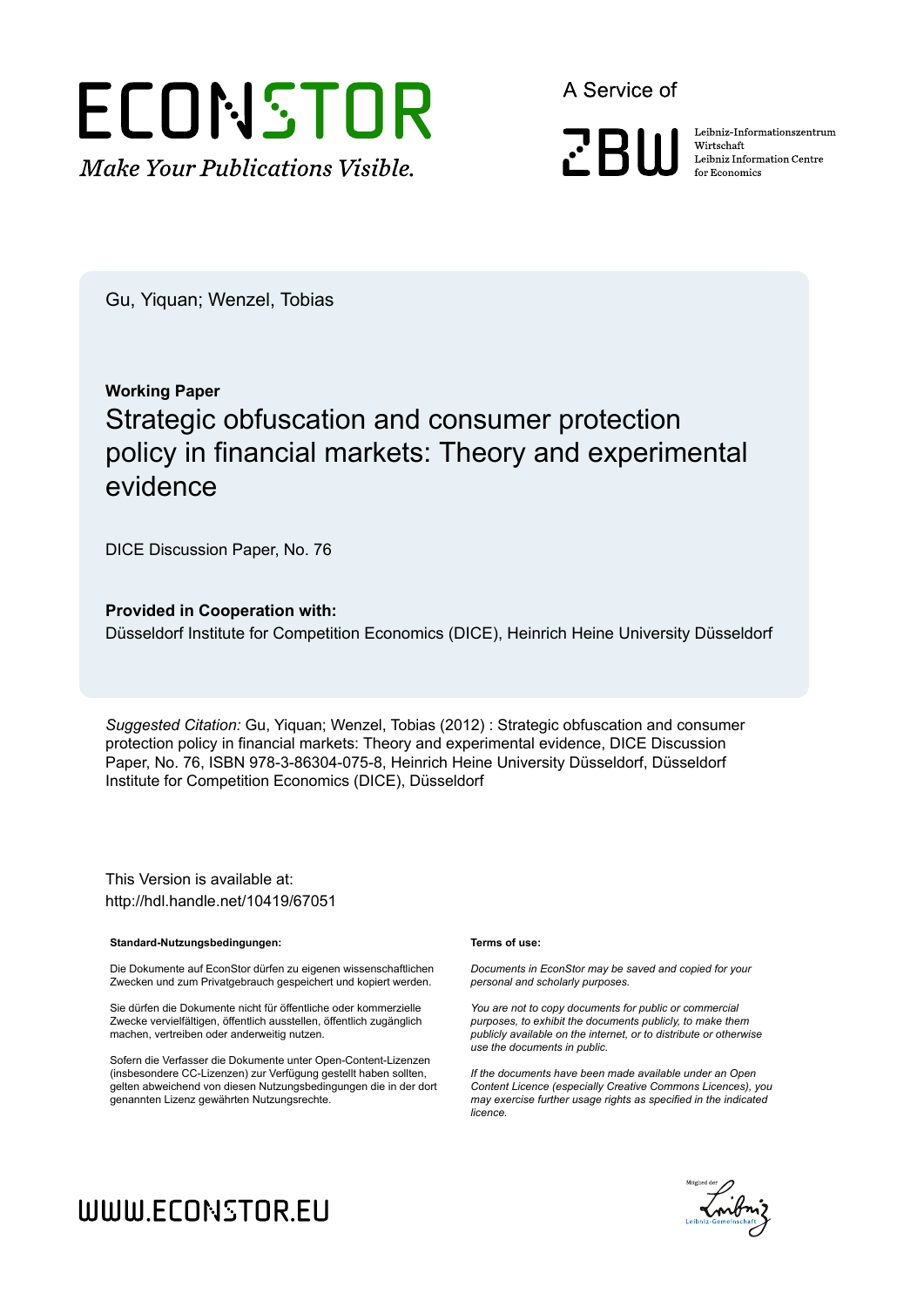ECONSTOR
*Make Your Publications Visible.*

A Service of

ZBW

Leibniz-Informationszentrum Wirtschaft
Leibniz Information Centre for Economics

Gu, Yiquan; Wenzel, Tobias

**Working Paper**

# Strategic obfuscation and consumer protection policy in financial markets: Theory and experimental evidence

DICE Discussion Paper, No. 76

**Provided in Cooperation with:**

Düsseldorf Institute for Competition Economics (DICE), Heinrich Heine University Düsseldorf

*Suggested Citation:* Gu, Yiquan; Wenzel, Tobias (2012) : Strategic obfuscation and consumer protection policy in financial markets: Theory and experimental evidence, DICE Discussion Paper, No. 76, ISBN 978-3-86304-075-8, Heinrich Heine University Düsseldorf, Düsseldorf Institute for Competition Economics (DICE), Düsseldorf

This Version is available at:
http://hdl.handle.net/10419/67051

**Standard-Nutzungsbedingungen:**

Die Dokumente auf EconStor dürfen zu eigenen wissenschaftlichen Zwecken und zum Privatgebrauch gespeichert und kopiert werden.

Sie dürfen die Dokumente nicht für öffentliche oder kommerzielle Zwecke vervielfältigen, öffentlich ausstellen, öffentlich zugänglich machen, vertreiben oder anderweitig nutzen.

Sofern die Verfasser die Dokumente unter Open-Content-Lizenzen (insbesondere CC-Lizenzen) zur Verfügung gestellt haben sollten, gelten abweichend von diesen Nutzungsbedingungen die in der dort genannten Lizenz gewährten Nutzungsrechte.

**Terms of use:**

*Documents in EconStor may be saved and copied for your personal and scholarly purposes.*

*You are not to copy documents for public or commercial purposes, to exhibit the documents publicly, to make them publicly available on the internet, or to distribute or otherwise use the documents in public.*

*If the documents have been made available under an Open Content Licence (especially Creative Commons Licences), you may exercise further usage rights as specified in the indicated licence.*

WWW.ECONSTOR.EU

Mitglied der Leibniz-Gemeinschaft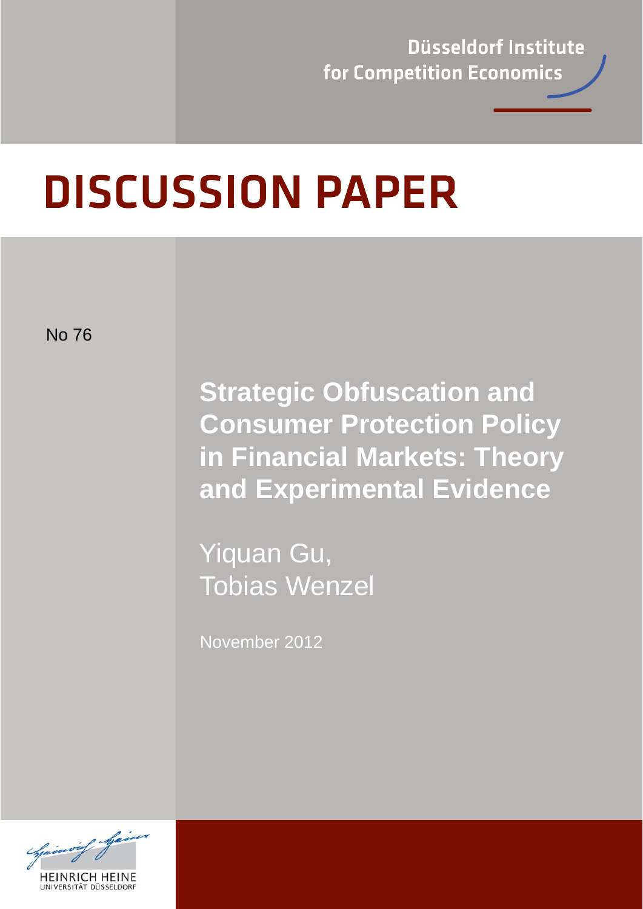Düsseldorf Institute for Competition Economics

# DISCUSSION PAPER

No 76

## Strategic Obfuscation and Consumer Protection Policy in Financial Markets: Theory and Experimental Evidence

Yiquan Gu,
Tobias Wenzel

November 2012

HEINRICH HEINE
UNIVERSITÄT DÜSSELDORF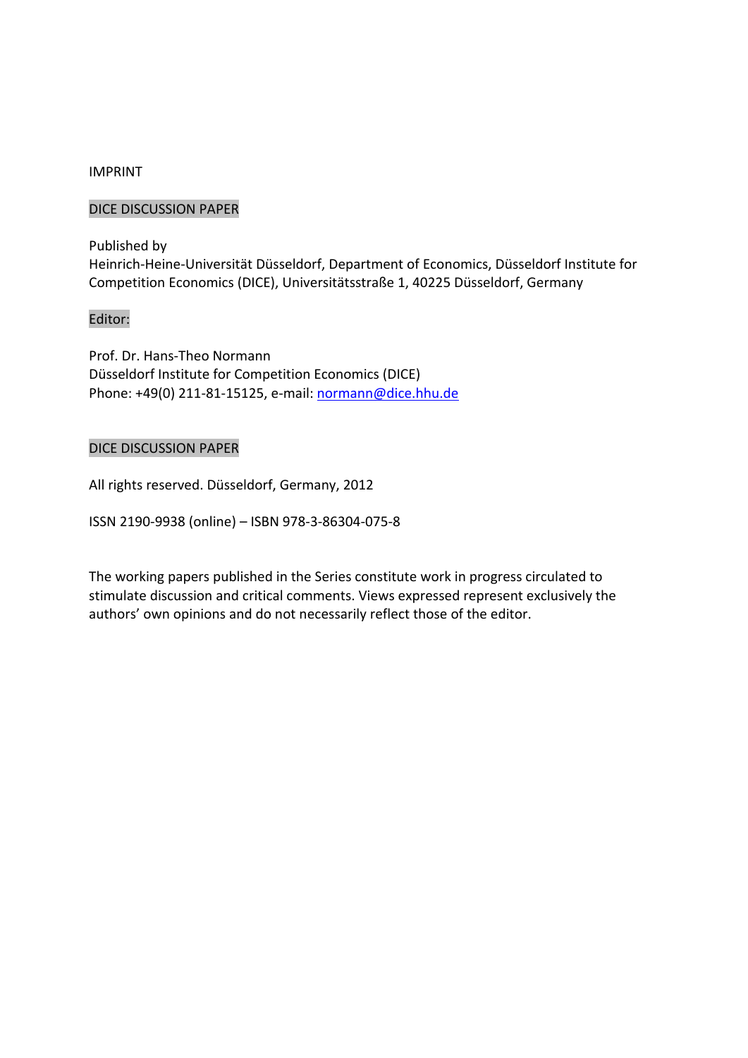IMPRINT

DICE DISCUSSION PAPER

Published by
Heinrich-Heine-Universität Düsseldorf, Department of Economics, Düsseldorf Institute for Competition Economics (DICE), Universitätsstraße 1, 40225 Düsseldorf, Germany

Editor:

Prof. Dr. Hans-Theo Normann
Düsseldorf Institute for Competition Economics (DICE)
Phone: +49(0) 211-81-15125, e-mail: normann@dice.hhu.de

DICE DISCUSSION PAPER

All rights reserved. Düsseldorf, Germany, 2012

ISSN 2190-9938 (online) – ISBN 978-3-86304-075-8

The working papers published in the Series constitute work in progress circulated to stimulate discussion and critical comments. Views expressed represent exclusively the authors' own opinions and do not necessarily reflect those of the editor.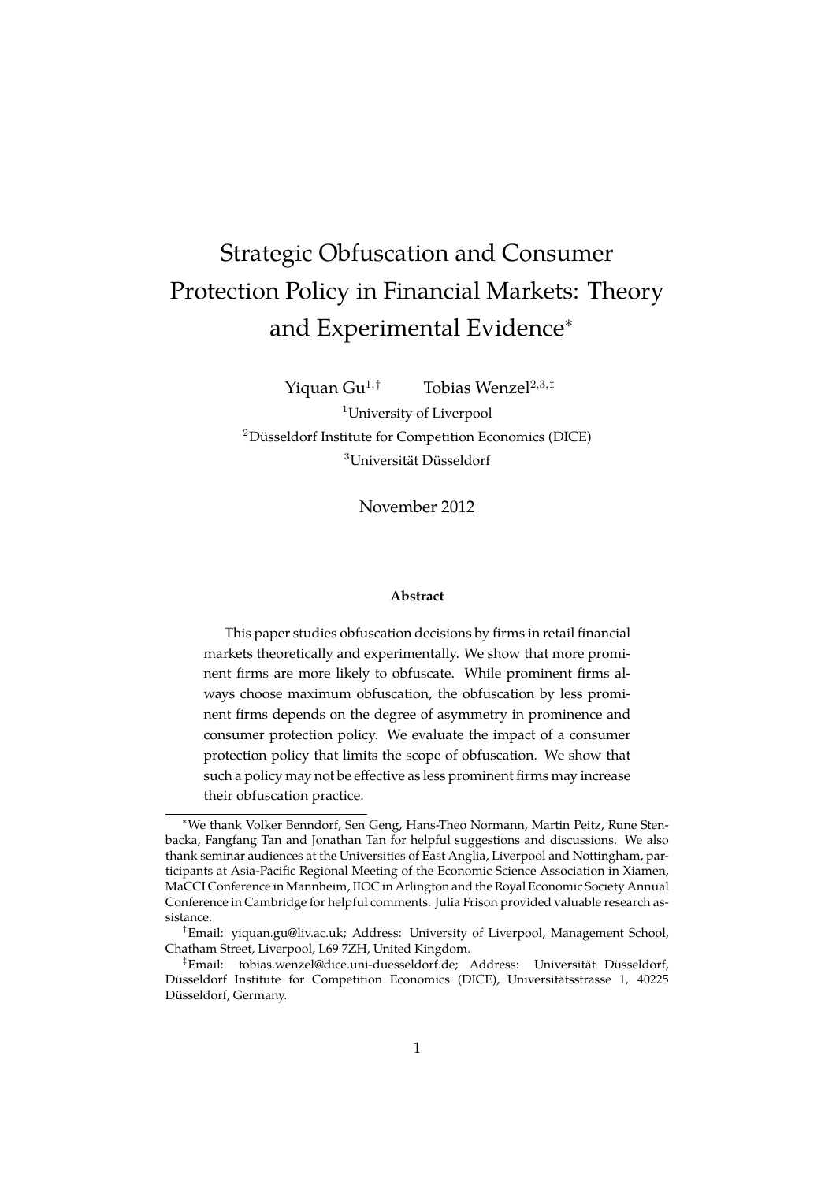# Strategic Obfuscation and Consumer Protection Policy in Financial Markets: Theory and Experimental Evidence*

Yiquan Gu[1,†] Tobias Wenzel[2,3,‡]

[1]University of Liverpool

[2]Düsseldorf Institute for Competition Economics (DICE)

[3]Universität Düsseldorf

November 2012

**Abstract**

This paper studies obfuscation decisions by firms in retail financial markets theoretically and experimentally. We show that more prominent firms are more likely to obfuscate. While prominent firms always choose maximum obfuscation, the obfuscation by less prominent firms depends on the degree of asymmetry in prominence and consumer protection policy. We evaluate the impact of a consumer protection policy that limits the scope of obfuscation. We show that such a policy may not be effective as less prominent firms may increase their obfuscation practice.

---

*We thank Volker Benndorf, Sen Geng, Hans-Theo Normann, Martin Peitz, Rune Stenbacka, Fangfang Tan and Jonathan Tan for helpful suggestions and discussions. We also thank seminar audiences at the Universities of East Anglia, Liverpool and Nottingham, participants at Asia-Pacific Regional Meeting of the Economic Science Association in Xiamen, MaCCI Conference in Mannheim, IIOC in Arlington and the Royal Economic Society Annual Conference in Cambridge for helpful comments. Julia Frison provided valuable research assistance.

†Email: yiquan.gu@liv.ac.uk; Address: University of Liverpool, Management School, Chatham Street, Liverpool, L69 7ZH, United Kingdom.

‡Email: tobias.wenzel@dice.uni-duesseldorf.de; Address: Universität Düsseldorf, Düsseldorf Institute for Competition Economics (DICE), Universitätsstrasse 1, 40225 Düsseldorf, Germany.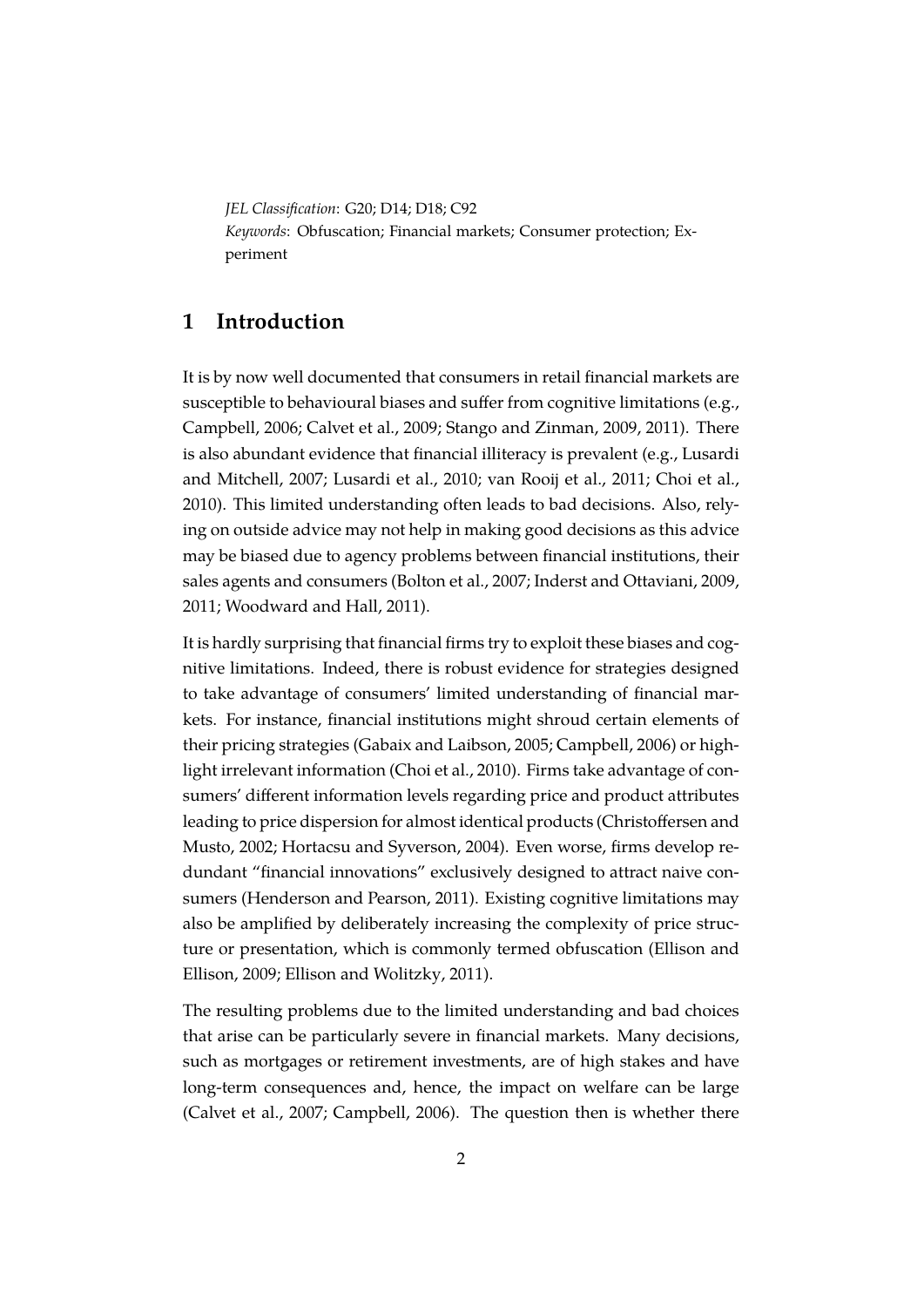*JEL Classification*: G20; D14; D18; C92

*Keywords*: Obfuscation; Financial markets; Consumer protection; Experiment

# 1 Introduction

It is by now well documented that consumers in retail financial markets are susceptible to behavioural biases and suffer from cognitive limitations (e.g., Campbell, 2006; Calvet et al., 2009; Stango and Zinman, 2009, 2011). There is also abundant evidence that financial illiteracy is prevalent (e.g., Lusardi and Mitchell, 2007; Lusardi et al., 2010; van Rooij et al., 2011; Choi et al., 2010). This limited understanding often leads to bad decisions. Also, relying on outside advice may not help in making good decisions as this advice may be biased due to agency problems between financial institutions, their sales agents and consumers (Bolton et al., 2007; Inderst and Ottaviani, 2009, 2011; Woodward and Hall, 2011).

It is hardly surprising that financial firms try to exploit these biases and cognitive limitations. Indeed, there is robust evidence for strategies designed to take advantage of consumers' limited understanding of financial markets. For instance, financial institutions might shroud certain elements of their pricing strategies (Gabaix and Laibson, 2005; Campbell, 2006) or highlight irrelevant information (Choi et al., 2010). Firms take advantage of consumers' different information levels regarding price and product attributes leading to price dispersion for almost identical products (Christoffersen and Musto, 2002; Hortacsu and Syverson, 2004). Even worse, firms develop redundant "financial innovations" exclusively designed to attract naive consumers (Henderson and Pearson, 2011). Existing cognitive limitations may also be amplified by deliberately increasing the complexity of price structure or presentation, which is commonly termed obfuscation (Ellison and Ellison, 2009; Ellison and Wolitzky, 2011).

The resulting problems due to the limited understanding and bad choices that arise can be particularly severe in financial markets. Many decisions, such as mortgages or retirement investments, are of high stakes and have long-term consequences and, hence, the impact on welfare can be large (Calvet et al., 2007; Campbell, 2006). The question then is whether there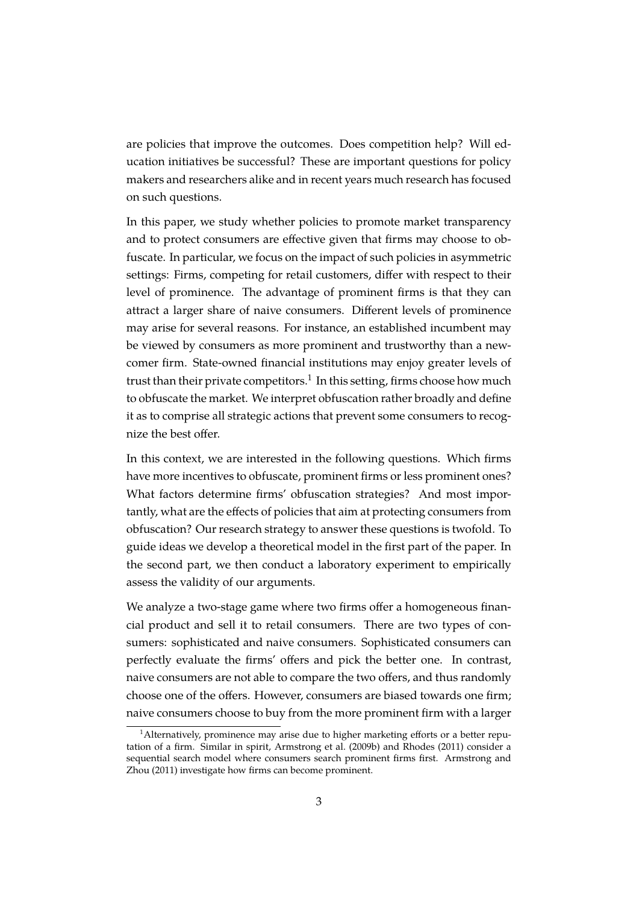are policies that improve the outcomes. Does competition help? Will education initiatives be successful? These are important questions for policy makers and researchers alike and in recent years much research has focused on such questions.

In this paper, we study whether policies to promote market transparency and to protect consumers are effective given that firms may choose to obfuscate. In particular, we focus on the impact of such policies in asymmetric settings: Firms, competing for retail customers, differ with respect to their level of prominence. The advantage of prominent firms is that they can attract a larger share of naive consumers. Different levels of prominence may arise for several reasons. For instance, an established incumbent may be viewed by consumers as more prominent and trustworthy than a newcomer firm. State-owned financial institutions may enjoy greater levels of trust than their private competitors.[1] In this setting, firms choose how much to obfuscate the market. We interpret obfuscation rather broadly and define it as to comprise all strategic actions that prevent some consumers to recognize the best offer.

In this context, we are interested in the following questions. Which firms have more incentives to obfuscate, prominent firms or less prominent ones? What factors determine firms' obfuscation strategies? And most importantly, what are the effects of policies that aim at protecting consumers from obfuscation? Our research strategy to answer these questions is twofold. To guide ideas we develop a theoretical model in the first part of the paper. In the second part, we then conduct a laboratory experiment to empirically assess the validity of our arguments.

We analyze a two-stage game where two firms offer a homogeneous financial product and sell it to retail consumers. There are two types of consumers: sophisticated and naive consumers. Sophisticated consumers can perfectly evaluate the firms' offers and pick the better one. In contrast, naive consumers are not able to compare the two offers, and thus randomly choose one of the offers. However, consumers are biased towards one firm; naive consumers choose to buy from the more prominent firm with a larger

[1] Alternatively, prominence may arise due to higher marketing efforts or a better reputation of a firm. Similar in spirit, Armstrong et al. (2009b) and Rhodes (2011) consider a sequential search model where consumers search prominent firms first. Armstrong and Zhou (2011) investigate how firms can become prominent.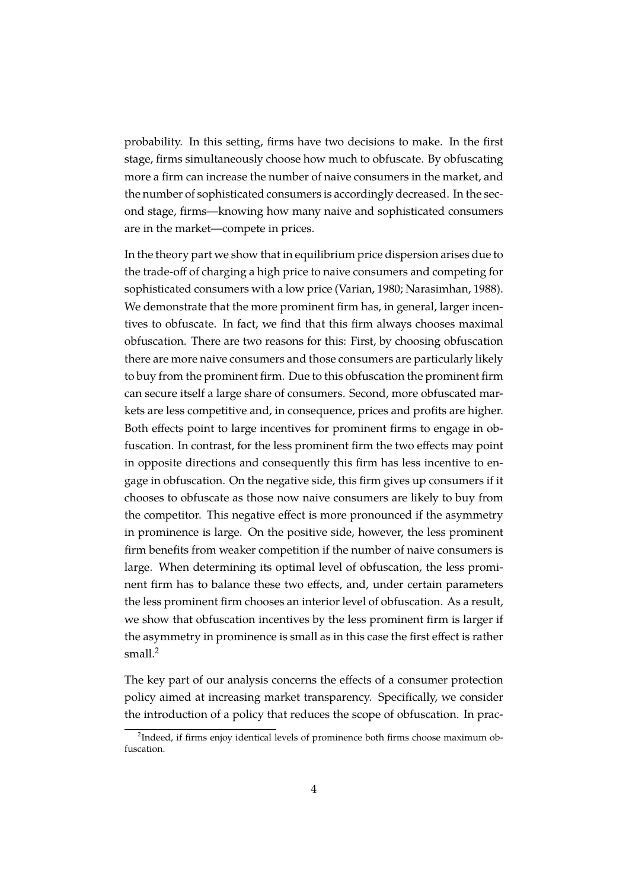probability. In this setting, firms have two decisions to make. In the first stage, firms simultaneously choose how much to obfuscate. By obfuscating more a firm can increase the number of naive consumers in the market, and the number of sophisticated consumers is accordingly decreased. In the second stage, firms—knowing how many naive and sophisticated consumers are in the market—compete in prices.

In the theory part we show that in equilibrium price dispersion arises due to the trade-off of charging a high price to naive consumers and competing for sophisticated consumers with a low price (Varian, 1980; Narasimhan, 1988). We demonstrate that the more prominent firm has, in general, larger incentives to obfuscate. In fact, we find that this firm always chooses maximal obfuscation. There are two reasons for this: First, by choosing obfuscation there are more naive consumers and those consumers are particularly likely to buy from the prominent firm. Due to this obfuscation the prominent firm can secure itself a large share of consumers. Second, more obfuscated markets are less competitive and, in consequence, prices and profits are higher. Both effects point to large incentives for prominent firms to engage in obfuscation. In contrast, for the less prominent firm the two effects may point in opposite directions and consequently this firm has less incentive to engage in obfuscation. On the negative side, this firm gives up consumers if it chooses to obfuscate as those now naive consumers are likely to buy from the competitor. This negative effect is more pronounced if the asymmetry in prominence is large. On the positive side, however, the less prominent firm benefits from weaker competition if the number of naive consumers is large. When determining its optimal level of obfuscation, the less prominent firm has to balance these two effects, and, under certain parameters the less prominent firm chooses an interior level of obfuscation. As a result, we show that obfuscation incentives by the less prominent firm is larger if the asymmetry in prominence is small as in this case the first effect is rather small.[2]

The key part of our analysis concerns the effects of a consumer protection policy aimed at increasing market transparency. Specifically, we consider the introduction of a policy that reduces the scope of obfuscation. In prac-

[2] Indeed, if firms enjoy identical levels of prominence both firms choose maximum obfuscation.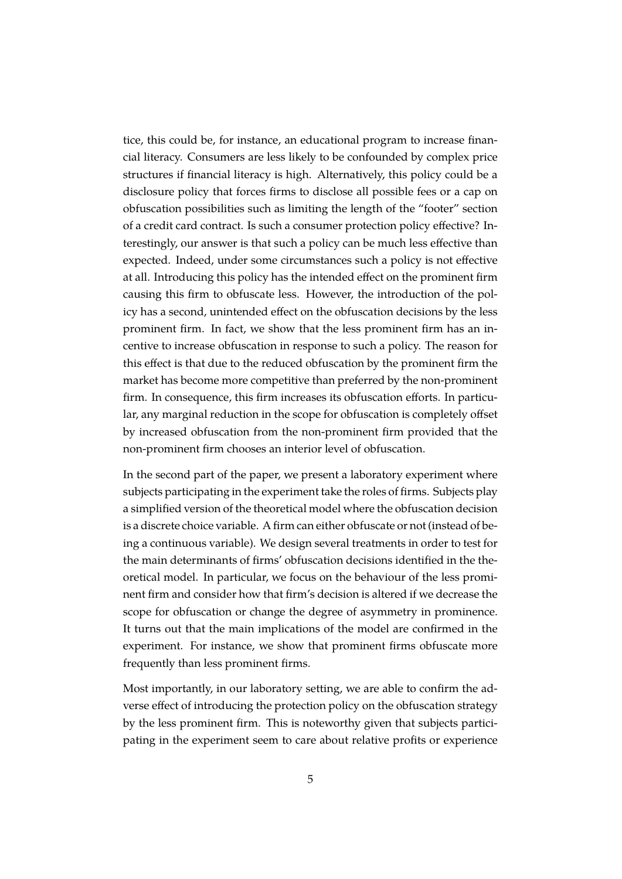tice, this could be, for instance, an educational program to increase financial literacy. Consumers are less likely to be confounded by complex price structures if financial literacy is high. Alternatively, this policy could be a disclosure policy that forces firms to disclose all possible fees or a cap on obfuscation possibilities such as limiting the length of the "footer" section of a credit card contract. Is such a consumer protection policy effective? Interestingly, our answer is that such a policy can be much less effective than expected. Indeed, under some circumstances such a policy is not effective at all. Introducing this policy has the intended effect on the prominent firm causing this firm to obfuscate less. However, the introduction of the policy has a second, unintended effect on the obfuscation decisions by the less prominent firm. In fact, we show that the less prominent firm has an incentive to increase obfuscation in response to such a policy. The reason for this effect is that due to the reduced obfuscation by the prominent firm the market has become more competitive than preferred by the non-prominent firm. In consequence, this firm increases its obfuscation efforts. In particular, any marginal reduction in the scope for obfuscation is completely offset by increased obfuscation from the non-prominent firm provided that the non-prominent firm chooses an interior level of obfuscation.

In the second part of the paper, we present a laboratory experiment where subjects participating in the experiment take the roles of firms. Subjects play a simplified version of the theoretical model where the obfuscation decision is a discrete choice variable. A firm can either obfuscate or not (instead of being a continuous variable). We design several treatments in order to test for the main determinants of firms' obfuscation decisions identified in the theoretical model. In particular, we focus on the behaviour of the less prominent firm and consider how that firm's decision is altered if we decrease the scope for obfuscation or change the degree of asymmetry in prominence. It turns out that the main implications of the model are confirmed in the experiment. For instance, we show that prominent firms obfuscate more frequently than less prominent firms.

Most importantly, in our laboratory setting, we are able to confirm the adverse effect of introducing the protection policy on the obfuscation strategy by the less prominent firm. This is noteworthy given that subjects participating in the experiment seem to care about relative profits or experience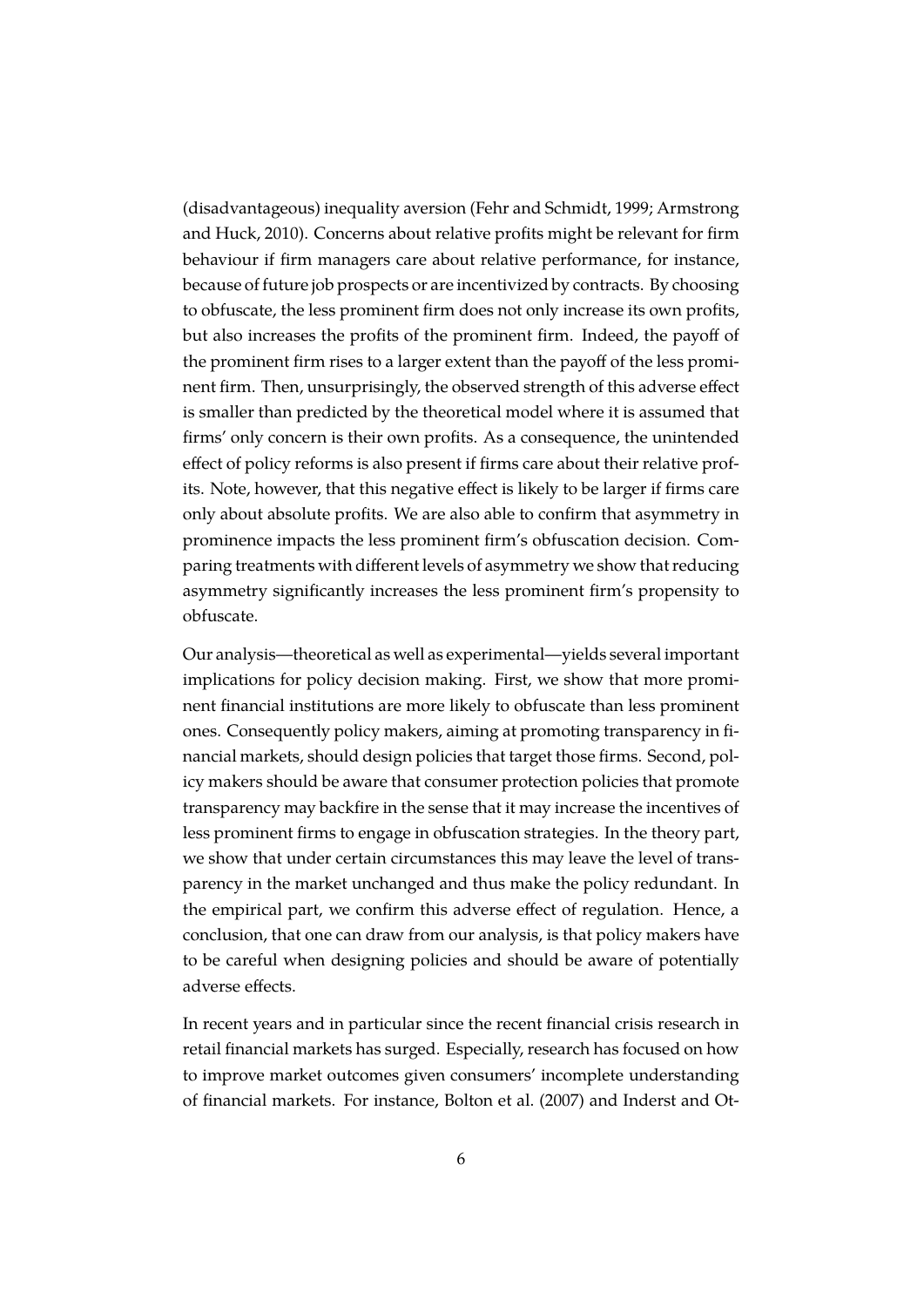(disadvantageous) inequality aversion (Fehr and Schmidt, 1999; Armstrong and Huck, 2010). Concerns about relative profits might be relevant for firm behaviour if firm managers care about relative performance, for instance, because of future job prospects or are incentivized by contracts. By choosing to obfuscate, the less prominent firm does not only increase its own profits, but also increases the profits of the prominent firm. Indeed, the payoff of the prominent firm rises to a larger extent than the payoff of the less prominent firm. Then, unsurprisingly, the observed strength of this adverse effect is smaller than predicted by the theoretical model where it is assumed that firms' only concern is their own profits. As a consequence, the unintended effect of policy reforms is also present if firms care about their relative profits. Note, however, that this negative effect is likely to be larger if firms care only about absolute profits. We are also able to confirm that asymmetry in prominence impacts the less prominent firm's obfuscation decision. Comparing treatments with different levels of asymmetry we show that reducing asymmetry significantly increases the less prominent firm's propensity to obfuscate.

Our analysis—theoretical as well as experimental—yields several important implications for policy decision making. First, we show that more prominent financial institutions are more likely to obfuscate than less prominent ones. Consequently policy makers, aiming at promoting transparency in financial markets, should design policies that target those firms. Second, policy makers should be aware that consumer protection policies that promote transparency may backfire in the sense that it may increase the incentives of less prominent firms to engage in obfuscation strategies. In the theory part, we show that under certain circumstances this may leave the level of transparency in the market unchanged and thus make the policy redundant. In the empirical part, we confirm this adverse effect of regulation. Hence, a conclusion, that one can draw from our analysis, is that policy makers have to be careful when designing policies and should be aware of potentially adverse effects.

In recent years and in particular since the recent financial crisis research in retail financial markets has surged. Especially, research has focused on how to improve market outcomes given consumers' incomplete understanding of financial markets. For instance, Bolton et al. (2007) and Inderst and Ot-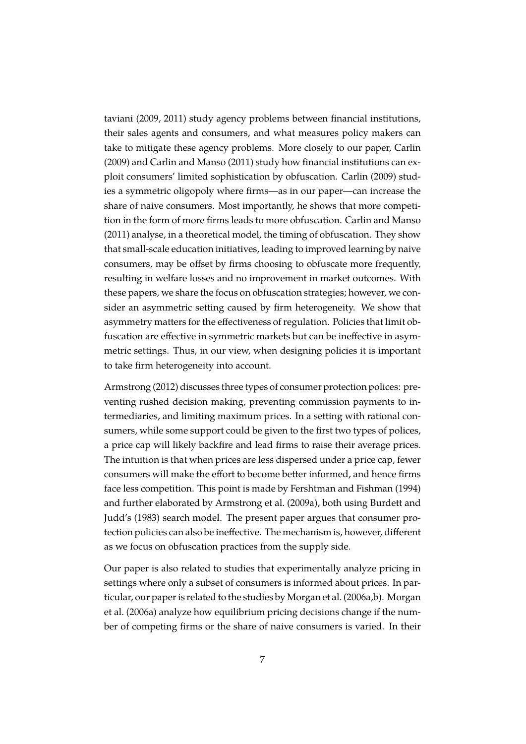taviani (2009, 2011) study agency problems between financial institutions, their sales agents and consumers, and what measures policy makers can take to mitigate these agency problems. More closely to our paper, Carlin (2009) and Carlin and Manso (2011) study how financial institutions can exploit consumers' limited sophistication by obfuscation. Carlin (2009) studies a symmetric oligopoly where firms—as in our paper—can increase the share of naive consumers. Most importantly, he shows that more competition in the form of more firms leads to more obfuscation. Carlin and Manso (2011) analyse, in a theoretical model, the timing of obfuscation. They show that small-scale education initiatives, leading to improved learning by naive consumers, may be offset by firms choosing to obfuscate more frequently, resulting in welfare losses and no improvement in market outcomes. With these papers, we share the focus on obfuscation strategies; however, we consider an asymmetric setting caused by firm heterogeneity. We show that asymmetry matters for the effectiveness of regulation. Policies that limit obfuscation are effective in symmetric markets but can be ineffective in asymmetric settings. Thus, in our view, when designing policies it is important to take firm heterogeneity into account.

Armstrong (2012) discusses three types of consumer protection polices: preventing rushed decision making, preventing commission payments to intermediaries, and limiting maximum prices. In a setting with rational consumers, while some support could be given to the first two types of polices, a price cap will likely backfire and lead firms to raise their average prices. The intuition is that when prices are less dispersed under a price cap, fewer consumers will make the effort to become better informed, and hence firms face less competition. This point is made by Fershtman and Fishman (1994) and further elaborated by Armstrong et al. (2009a), both using Burdett and Judd's (1983) search model. The present paper argues that consumer protection policies can also be ineffective. The mechanism is, however, different as we focus on obfuscation practices from the supply side.

Our paper is also related to studies that experimentally analyze pricing in settings where only a subset of consumers is informed about prices. In particular, our paper is related to the studies by Morgan et al. (2006a,b). Morgan et al. (2006a) analyze how equilibrium pricing decisions change if the number of competing firms or the share of naive consumers is varied. In their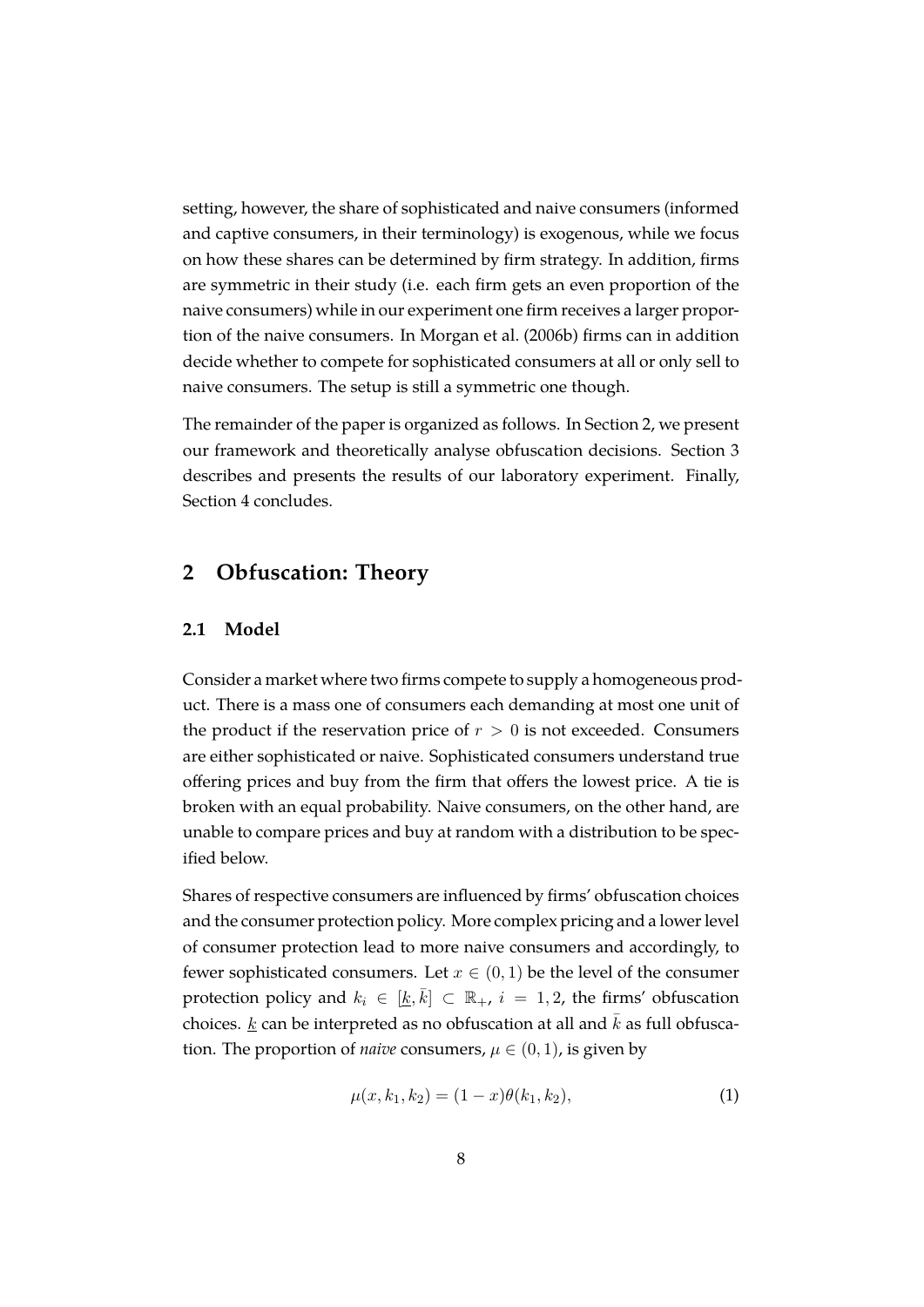setting, however, the share of sophisticated and naive consumers (informed and captive consumers, in their terminology) is exogenous, while we focus on how these shares can be determined by firm strategy. In addition, firms are symmetric in their study (i.e. each firm gets an even proportion of the naive consumers) while in our experiment one firm receives a larger proportion of the naive consumers. In Morgan et al. (2006b) firms can in addition decide whether to compete for sophisticated consumers at all or only sell to naive consumers. The setup is still a symmetric one though.

The remainder of the paper is organized as follows. In Section 2, we present our framework and theoretically analyse obfuscation decisions. Section 3 describes and presents the results of our laboratory experiment. Finally, Section 4 concludes.

## 2 Obfuscation: Theory

### 2.1 Model

Consider a market where two firms compete to supply a homogeneous product. There is a mass one of consumers each demanding at most one unit of the product if the reservation price of $r > 0$ is not exceeded. Consumers are either sophisticated or naive. Sophisticated consumers understand true offering prices and buy from the firm that offers the lowest price. A tie is broken with an equal probability. Naive consumers, on the other hand, are unable to compare prices and buy at random with a distribution to be specified below.

Shares of respective consumers are influenced by firms' obfuscation choices and the consumer protection policy. More complex pricing and a lower level of consumer protection lead to more naive consumers and accordingly, to fewer sophisticated consumers. Let $x \in (0, 1)$ be the level of the consumer protection policy and $k_i \in [\underline{k}, \bar{k}] \subset \mathbb{R}_+$, $i = 1, 2$, the firms' obfuscation choices. $\underline{k}$ can be interpreted as no obfuscation at all and $\bar{k}$ as full obfuscation. The proportion of *naive* consumers, $\mu \in (0, 1)$, is given by

$$\mu(x, k_1, k_2) = (1 - x)\theta(k_1, k_2), \tag{1}$$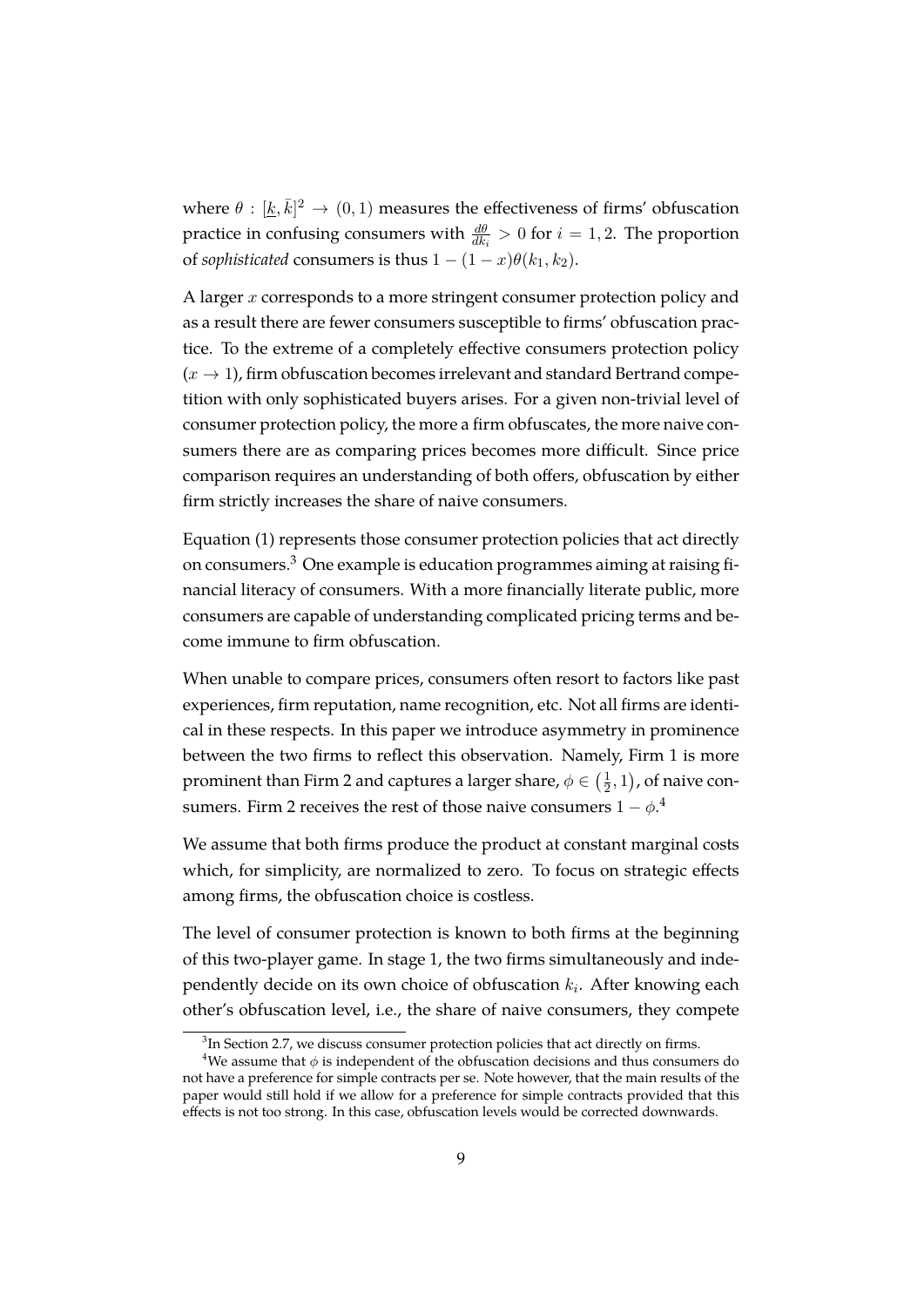where $\theta : [\underline{k}, \bar{k}]^2 \to (0, 1)$ measures the effectiveness of firms' obfuscation practice in confusing consumers with $\frac{d\theta}{dk_i} > 0$ for $i = 1, 2$. The proportion of *sophisticated* consumers is thus $1 - (1 - x)\theta(k_1, k_2)$.

A larger $x$ corresponds to a more stringent consumer protection policy and as a result there are fewer consumers susceptible to firms' obfuscation practice. To the extreme of a completely effective consumers protection policy ($x \to 1$), firm obfuscation becomes irrelevant and standard Bertrand competition with only sophisticated buyers arises. For a given non-trivial level of consumer protection policy, the more a firm obfuscates, the more naive consumers there are as comparing prices becomes more difficult. Since price comparison requires an understanding of both offers, obfuscation by either firm strictly increases the share of naive consumers.

Equation (1) represents those consumer protection policies that act directly on consumers.[3] One example is education programmes aiming at raising financial literacy of consumers. With a more financially literate public, more consumers are capable of understanding complicated pricing terms and become immune to firm obfuscation.

When unable to compare prices, consumers often resort to factors like past experiences, firm reputation, name recognition, etc. Not all firms are identical in these respects. In this paper we introduce asymmetry in prominence between the two firms to reflect this observation. Namely, Firm 1 is more prominent than Firm 2 and captures a larger share, $\phi \in \left(\frac{1}{2}, 1\right)$, of naive consumers. Firm 2 receives the rest of those naive consumers $1 - \phi$.[4]

We assume that both firms produce the product at constant marginal costs which, for simplicity, are normalized to zero. To focus on strategic effects among firms, the obfuscation choice is costless.

The level of consumer protection is known to both firms at the beginning of this two-player game. In stage 1, the two firms simultaneously and independently decide on its own choice of obfuscation $k_i$. After knowing each other's obfuscation level, i.e., the share of naive consumers, they compete

[3] In Section 2.7, we discuss consumer protection policies that act directly on firms.

[4] We assume that $\phi$ is independent of the obfuscation decisions and thus consumers do not have a preference for simple contracts per se. Note however, that the main results of the paper would still hold if we allow for a preference for simple contracts provided that this effects is not too strong. In this case, obfuscation levels would be corrected downwards.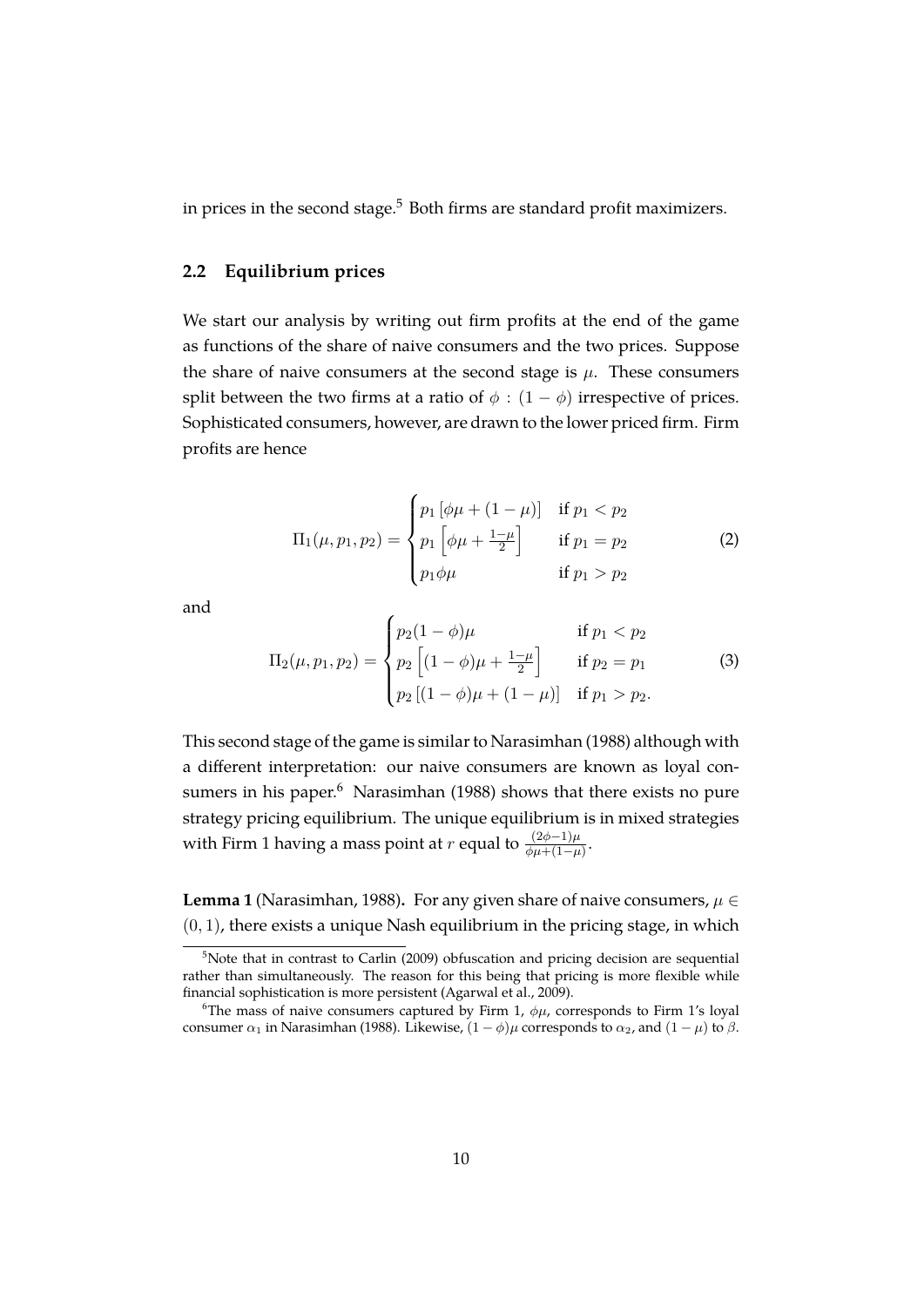in prices in the second stage.[5] Both firms are standard profit maximizers.

### 2.2 Equilibrium prices

We start our analysis by writing out firm profits at the end of the game as functions of the share of naive consumers and the two prices. Suppose the share of naive consumers at the second stage is $\mu$. These consumers split between the two firms at a ratio of $\phi : (1-\phi)$ irrespective of prices. Sophisticated consumers, however, are drawn to the lower priced firm. Firm profits are hence

$$\Pi_1(\mu, p_1, p_2) = \begin{cases} p_1 \left[\phi\mu + (1-\mu)\right] & \text{if } p_1 < p_2 \\ p_1 \left[\phi\mu + \frac{1-\mu}{2}\right] & \text{if } p_1 = p_2 \\ p_1 \phi\mu & \text{if } p_1 > p_2 \end{cases} \tag{2}$$

and

$$\Pi_2(\mu, p_1, p_2) = \begin{cases} p_2 (1-\phi)\mu & \text{if } p_1 < p_2 \\ p_2 \left[(1-\phi)\mu + \frac{1-\mu}{2}\right] & \text{if } p_2 = p_1 \\ p_2 \left[(1-\phi)\mu + (1-\mu)\right] & \text{if } p_1 > p_2. \end{cases} \tag{3}$$

This second stage of the game is similar to Narasimhan (1988) although with a different interpretation: our naive consumers are known as loyal consumers in his paper.[6] Narasimhan (1988) shows that there exists no pure strategy pricing equilibrium. The unique equilibrium is in mixed strategies with Firm 1 having a mass point at $r$ equal to $\frac{(2\phi-1)\mu}{\phi\mu+(1-\mu)}$.

**Lemma 1** (Narasimhan, 1988)**.** For any given share of naive consumers, $\mu \in (0, 1)$, there exists a unique Nash equilibrium in the pricing stage, in which

[5] Note that in contrast to Carlin (2009) obfuscation and pricing decision are sequential rather than simultaneously. The reason for this being that pricing is more flexible while financial sophistication is more persistent (Agarwal et al., 2009).

[6] The mass of naive consumers captured by Firm 1, $\phi\mu$, corresponds to Firm 1's loyal consumer $\alpha_1$ in Narasimhan (1988). Likewise, $(1-\phi)\mu$ corresponds to $\alpha_2$, and $(1-\mu)$ to $\beta$.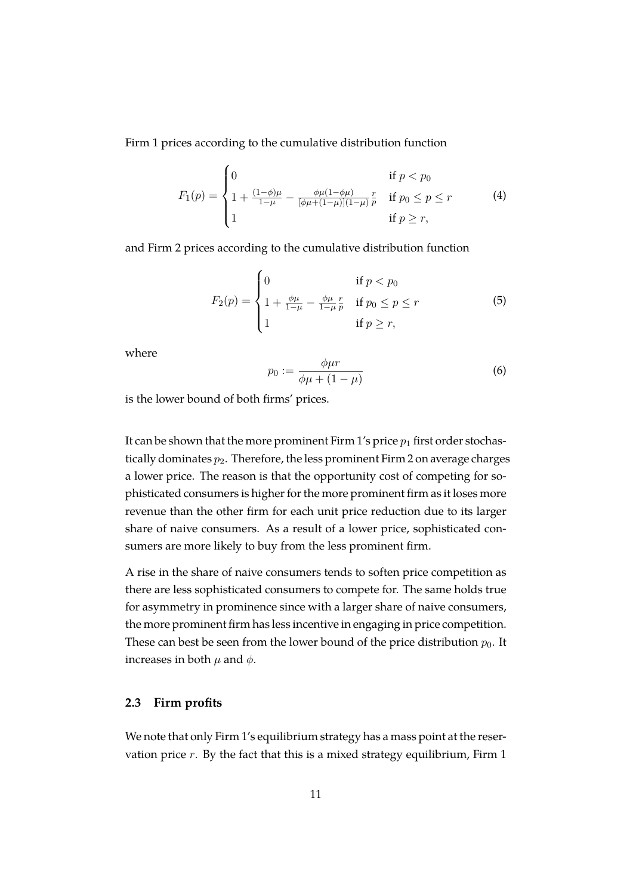Firm 1 prices according to the cumulative distribution function

$$F_1(p) = \begin{cases} 0 & \text{if } p < p_0 \\ 1 + \frac{(1-\phi)\mu}{1-\mu} - \frac{\phi\mu(1-\phi\mu)}{[\phi\mu+(1-\mu)](1-\mu)}\frac{r}{p} & \text{if } p_0 \leq p \leq r \\ 1 & \text{if } p \geq r, \end{cases} \tag{4}$$

and Firm 2 prices according to the cumulative distribution function

$$F_2(p) = \begin{cases} 0 & \text{if } p < p_0 \\ 1 + \frac{\phi\mu}{1-\mu} - \frac{\phi\mu}{1-\mu}\frac{r}{p} & \text{if } p_0 \leq p \leq r \\ 1 & \text{if } p \geq r, \end{cases} \tag{5}$$

where

$$p_0 := \frac{\phi\mu r}{\phi\mu + (1-\mu)} \tag{6}$$

is the lower bound of both firms' prices.

It can be shown that the more prominent Firm 1's price $p_1$ first order stochastically dominates $p_2$. Therefore, the less prominent Firm 2 on average charges a lower price. The reason is that the opportunity cost of competing for sophisticated consumers is higher for the more prominent firm as it loses more revenue than the other firm for each unit price reduction due to its larger share of naive consumers. As a result of a lower price, sophisticated consumers are more likely to buy from the less prominent firm.

A rise in the share of naive consumers tends to soften price competition as there are less sophisticated consumers to compete for. The same holds true for asymmetry in prominence since with a larger share of naive consumers, the more prominent firm has less incentive in engaging in price competition. These can best be seen from the lower bound of the price distribution $p_0$. It increases in both $\mu$ and $\phi$.

### 2.3 Firm profits

We note that only Firm 1's equilibrium strategy has a mass point at the reservation price $r$. By the fact that this is a mixed strategy equilibrium, Firm 1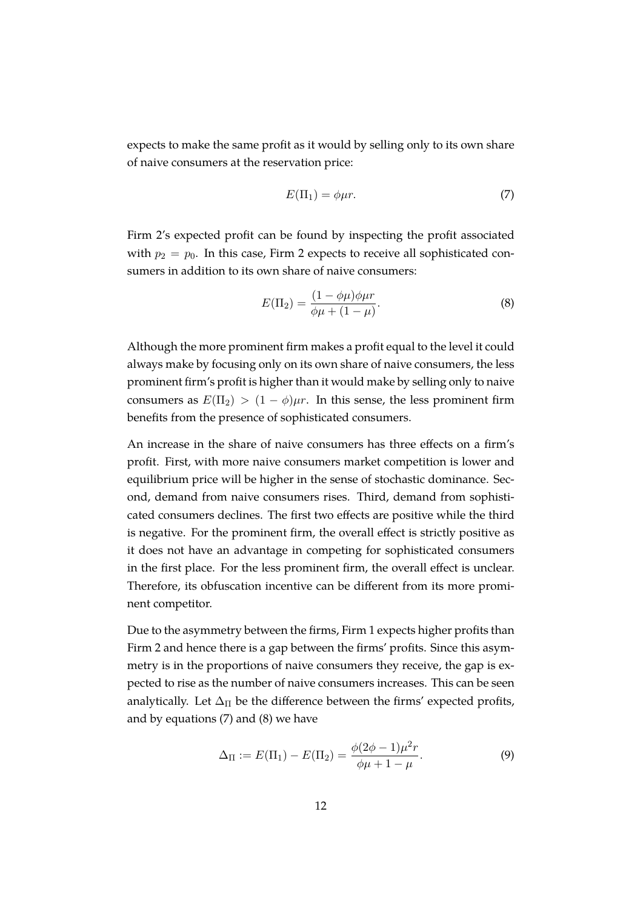expects to make the same profit as it would by selling only to its own share of naive consumers at the reservation price:

$$E(\Pi_1) = \phi\mu r. \tag{7}$$

Firm 2's expected profit can be found by inspecting the profit associated with $p_2 = p_0$. In this case, Firm 2 expects to receive all sophisticated consumers in addition to its own share of naive consumers:

$$E(\Pi_2) = \frac{(1-\phi\mu)\phi\mu r}{\phi\mu + (1-\mu)}. \tag{8}$$

Although the more prominent firm makes a profit equal to the level it could always make by focusing only on its own share of naive consumers, the less prominent firm's profit is higher than it would make by selling only to naive consumers as $E(\Pi_2) > (1-\phi)\mu r$. In this sense, the less prominent firm benefits from the presence of sophisticated consumers.

An increase in the share of naive consumers has three effects on a firm's profit. First, with more naive consumers market competition is lower and equilibrium price will be higher in the sense of stochastic dominance. Second, demand from naive consumers rises. Third, demand from sophisticated consumers declines. The first two effects are positive while the third is negative. For the prominent firm, the overall effect is strictly positive as it does not have an advantage in competing for sophisticated consumers in the first place. For the less prominent firm, the overall effect is unclear. Therefore, its obfuscation incentive can be different from its more prominent competitor.

Due to the asymmetry between the firms, Firm 1 expects higher profits than Firm 2 and hence there is a gap between the firms' profits. Since this asymmetry is in the proportions of naive consumers they receive, the gap is expected to rise as the number of naive consumers increases. This can be seen analytically. Let $\Delta_\Pi$ be the difference between the firms' expected profits, and by equations (7) and (8) we have

$$\Delta_\Pi := E(\Pi_1) - E(\Pi_2) = \frac{\phi(2\phi-1)\mu^2 r}{\phi\mu + 1 - \mu}. \tag{9}$$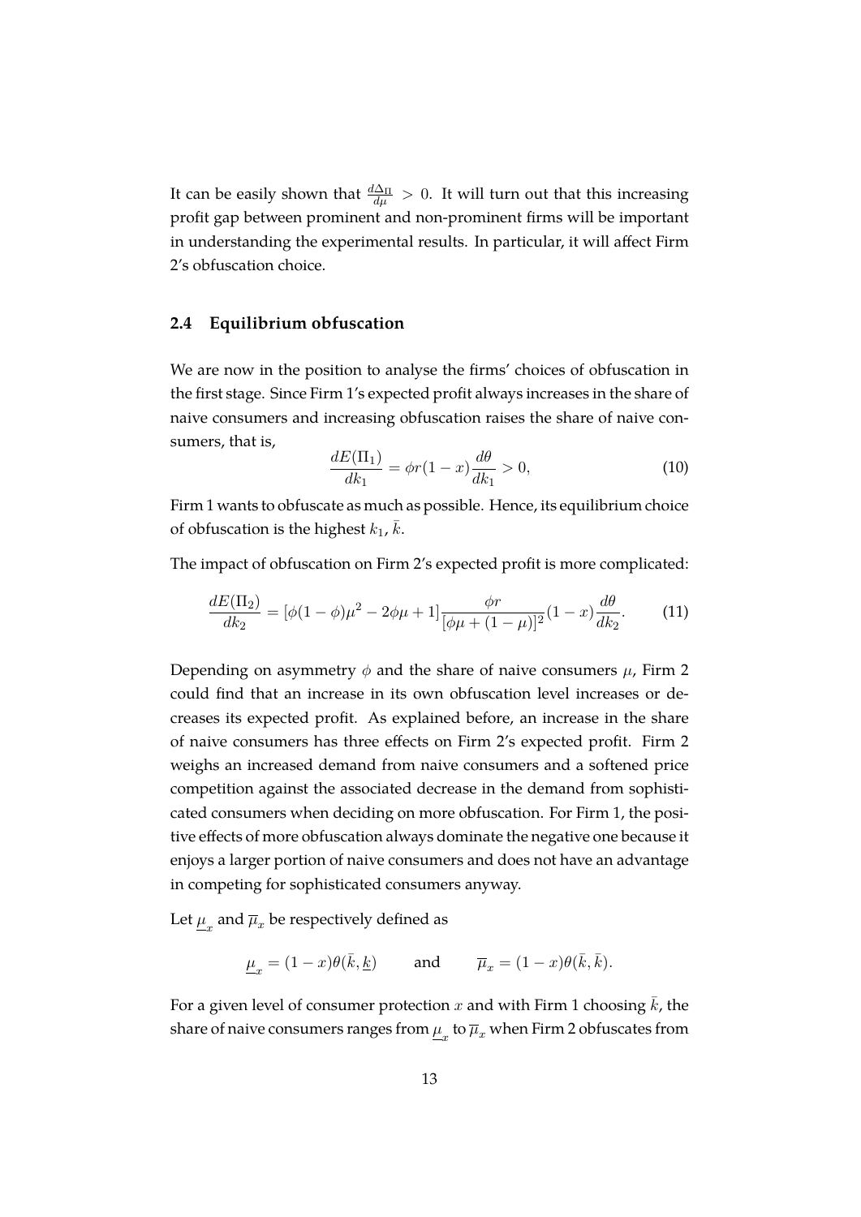It can be easily shown that $\frac{d\Delta_\Pi}{d\mu} > 0$. It will turn out that this increasing profit gap between prominent and non-prominent firms will be important in understanding the experimental results. In particular, it will affect Firm 2's obfuscation choice.

### 2.4 Equilibrium obfuscation

We are now in the position to analyse the firms' choices of obfuscation in the first stage. Since Firm 1's expected profit always increases in the share of naive consumers and increasing obfuscation raises the share of naive consumers, that is,

$$\frac{dE(\Pi_1)}{dk_1} = \phi r(1-x)\frac{d\theta}{dk_1} > 0, \tag{10}$$

Firm 1 wants to obfuscate as much as possible. Hence, its equilibrium choice of obfuscation is the highest $k_1$, $\bar{k}$.

The impact of obfuscation on Firm 2's expected profit is more complicated:

$$\frac{dE(\Pi_2)}{dk_2} = [\phi(1-\phi)\mu^2 - 2\phi\mu + 1]\frac{\phi r}{[\phi\mu + (1-\mu)]^2}(1-x)\frac{d\theta}{dk_2}. \tag{11}$$

Depending on asymmetry $\phi$ and the share of naive consumers $\mu$, Firm 2 could find that an increase in its own obfuscation level increases or decreases its expected profit. As explained before, an increase in the share of naive consumers has three effects on Firm 2's expected profit. Firm 2 weighs an increased demand from naive consumers and a softened price competition against the associated decrease in the demand from sophisticated consumers when deciding on more obfuscation. For Firm 1, the positive effects of more obfuscation always dominate the negative one because it enjoys a larger portion of naive consumers and does not have an advantage in competing for sophisticated consumers anyway.

Let $\underline{\mu}_x$ and $\overline{\mu}_x$ be respectively defined as

$$\underline{\mu}_x = (1-x)\theta(\bar{k}, \underline{k}) \qquad \text{and} \qquad \overline{\mu}_x = (1-x)\theta(\bar{k}, \bar{k}).$$

For a given level of consumer protection $x$ and with Firm 1 choosing $\bar{k}$, the share of naive consumers ranges from $\underline{\mu}_x$ to $\overline{\mu}_x$ when Firm 2 obfuscates from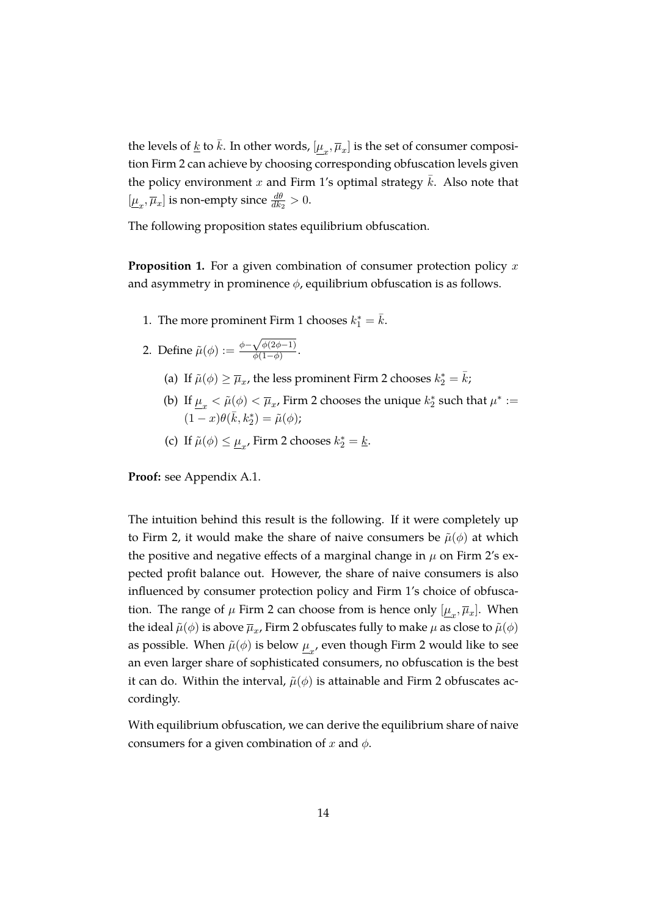the levels of $\underline{k}$ to $\bar{k}$. In other words, $[\underline{\mu}_x, \overline{\mu}_x]$ is the set of consumer composition Firm 2 can achieve by choosing corresponding obfuscation levels given the policy environment $x$ and Firm 1's optimal strategy $\bar{k}$. Also note that $[\underline{\mu}_x, \overline{\mu}_x]$ is non-empty since $\frac{d\theta}{dk_2} > 0$.

The following proposition states equilibrium obfuscation.

**Proposition 1.** For a given combination of consumer protection policy $x$ and asymmetry in prominence $\phi$, equilibrium obfuscation is as follows.

1. The more prominent Firm 1 chooses $k_1^* = \bar{k}$.
2. Define $\tilde{\mu}(\phi) := \frac{\phi - \sqrt{\phi(2\phi - 1)}}{\phi(1-\phi)}$.
   (a) If $\tilde{\mu}(\phi) \geq \overline{\mu}_x$, the less prominent Firm 2 chooses $k_2^* = \bar{k}$;
   (b) If $\underline{\mu}_x < \tilde{\mu}(\phi) < \overline{\mu}_x$, Firm 2 chooses the unique $k_2^*$ such that $\mu^* := (1-x)\theta(\bar{k}, k_2^*) = \tilde{\mu}(\phi)$;
   (c) If $\tilde{\mu}(\phi) \leq \underline{\mu}_x$, Firm 2 chooses $k_2^* = \underline{k}$.

**Proof:** see Appendix A.1.

The intuition behind this result is the following. If it were completely up to Firm 2, it would make the share of naive consumers be $\tilde{\mu}(\phi)$ at which the positive and negative effects of a marginal change in $\mu$ on Firm 2's expected profit balance out. However, the share of naive consumers is also influenced by consumer protection policy and Firm 1's choice of obfuscation. The range of $\mu$ Firm 2 can choose from is hence only $[\underline{\mu}_x, \overline{\mu}_x]$. When the ideal $\tilde{\mu}(\phi)$ is above $\overline{\mu}_x$, Firm 2 obfuscates fully to make $\mu$ as close to $\tilde{\mu}(\phi)$ as possible. When $\tilde{\mu}(\phi)$ is below $\underline{\mu}_x$, even though Firm 2 would like to see an even larger share of sophisticated consumers, no obfuscation is the best it can do. Within the interval, $\tilde{\mu}(\phi)$ is attainable and Firm 2 obfuscates accordingly.

With equilibrium obfuscation, we can derive the equilibrium share of naive consumers for a given combination of $x$ and $\phi$.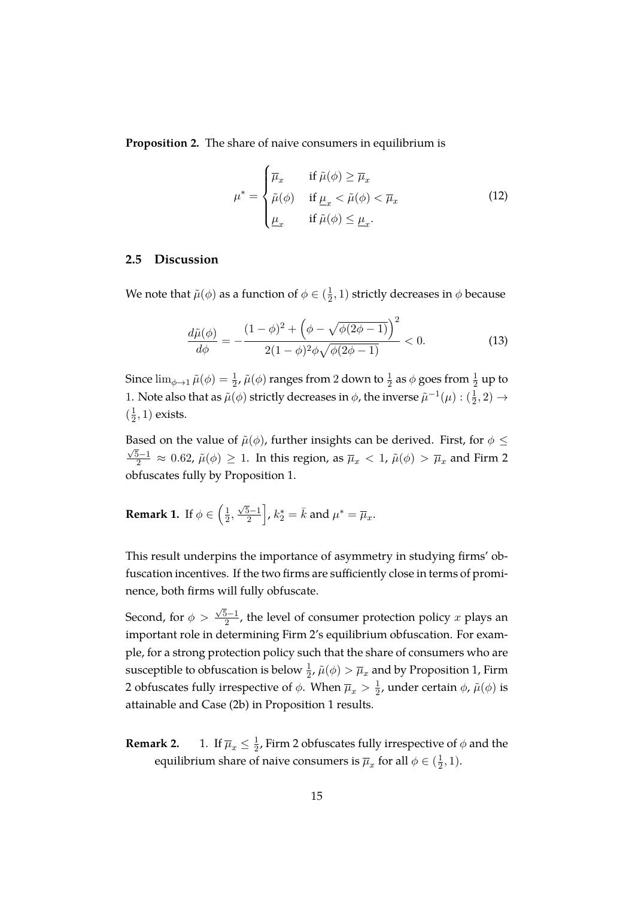**Proposition 2.** The share of naive consumers in equilibrium is

$$\mu^* = \begin{cases} \overline{\mu}_x & \text{if } \tilde{\mu}(\phi) \geq \overline{\mu}_x \\ \tilde{\mu}(\phi) & \text{if } \underline{\mu}_x < \tilde{\mu}(\phi) < \overline{\mu}_x \\ \underline{\mu}_x & \text{if } \tilde{\mu}(\phi) \leq \underline{\mu}_x. \end{cases} \tag{12}$$

### 2.5 Discussion

We note that $\tilde{\mu}(\phi)$ as a function of $\phi \in (\frac{1}{2}, 1)$ strictly decreases in $\phi$ because

$$\frac{d\tilde{\mu}(\phi)}{d\phi} = -\frac{(1-\phi)^2 + \left(\phi - \sqrt{\phi(2\phi-1)}\right)^2}{2(1-\phi)^2\phi\sqrt{\phi(2\phi-1)}} < 0. \tag{13}$$

Since $\lim_{\phi \to 1} \tilde{\mu}(\phi) = \frac{1}{2}$, $\tilde{\mu}(\phi)$ ranges from 2 down to $\frac{1}{2}$ as $\phi$ goes from $\frac{1}{2}$ up to 1. Note also that as $\tilde{\mu}(\phi)$ strictly decreases in $\phi$, the inverse $\tilde{\mu}^{-1}(\mu) : (\frac{1}{2}, 2) \to (\frac{1}{2}, 1)$ exists.

Based on the value of $\tilde{\mu}(\phi)$, further insights can be derived. First, for $\phi \leq \frac{\sqrt{5}-1}{2} \approx 0.62$, $\tilde{\mu}(\phi) \geq 1$. In this region, as $\overline{\mu}_x < 1$, $\tilde{\mu}(\phi) > \overline{\mu}_x$ and Firm 2 obfuscates fully by Proposition 1.

**Remark 1.** If $\phi \in \left(\frac{1}{2}, \frac{\sqrt{5}-1}{2}\right]$, $k_2^* = \bar{k}$ and $\mu^* = \overline{\mu}_x$.

This result underpins the importance of asymmetry in studying firms' obfuscation incentives. If the two firms are sufficiently close in terms of prominence, both firms will fully obfuscate.

Second, for $\phi > \frac{\sqrt{5}-1}{2}$, the level of consumer protection policy $x$ plays an important role in determining Firm 2's equilibrium obfuscation. For example, for a strong protection policy such that the share of consumers who are susceptible to obfuscation is below $\frac{1}{2}$, $\tilde{\mu}(\phi) > \overline{\mu}_x$ and by Proposition 1, Firm 2 obfuscates fully irrespective of $\phi$. When $\overline{\mu}_x > \frac{1}{2}$, under certain $\phi$, $\tilde{\mu}(\phi)$ is attainable and Case (2b) in Proposition 1 results.

**Remark 2.**

1. If $\overline{\mu}_x \leq \frac{1}{2}$, Firm 2 obfuscates fully irrespective of $\phi$ and the equilibrium share of naive consumers is $\overline{\mu}_x$ for all $\phi \in (\frac{1}{2}, 1)$.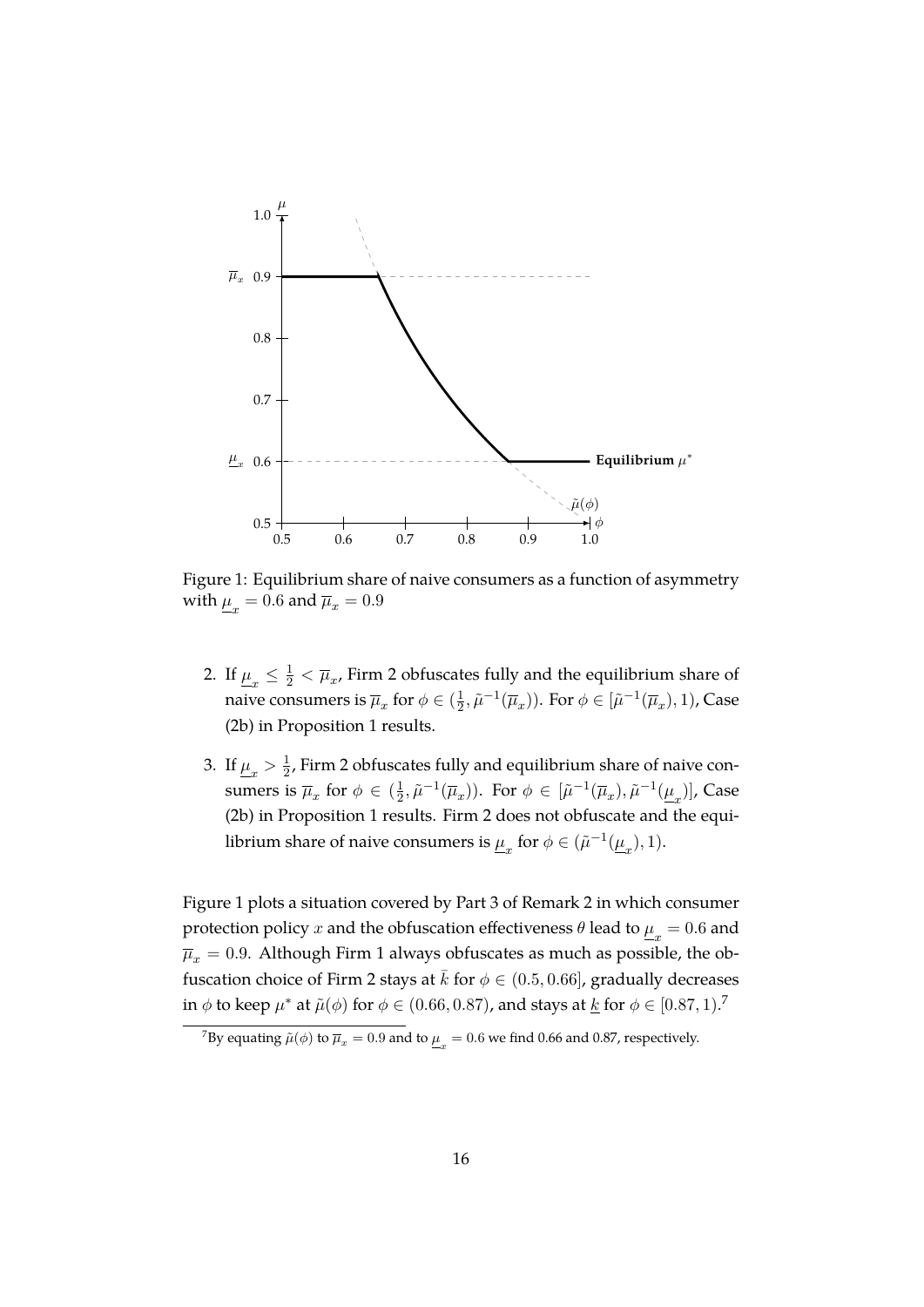Figure 1: Equilibrium share of naive consumers as a function of asymmetry with $\underline{\mu}_x = 0.6$ and $\overline{\mu}_x = 0.9$

2. If $\underline{\mu}_x \leq \frac{1}{2} < \overline{\mu}_x$, Firm 2 obfuscates fully and the equilibrium share of naive consumers is $\overline{\mu}_x$ for $\phi \in (\frac{1}{2}, \tilde{\mu}^{-1}(\overline{\mu}_x))$. For $\phi \in [\tilde{\mu}^{-1}(\overline{\mu}_x), 1)$, Case (2b) in Proposition 1 results.

3. If $\underline{\mu}_x > \frac{1}{2}$, Firm 2 obfuscates fully and equilibrium share of naive consumers is $\overline{\mu}_x$ for $\phi \in (\frac{1}{2}, \tilde{\mu}^{-1}(\overline{\mu}_x))$. For $\phi \in [\tilde{\mu}^{-1}(\overline{\mu}_x), \tilde{\mu}^{-1}(\underline{\mu}_x)]$, Case (2b) in Proposition 1 results. Firm 2 does not obfuscate and the equilibrium share of naive consumers is $\underline{\mu}_x$ for $\phi \in (\tilde{\mu}^{-1}(\underline{\mu}_x), 1)$.

Figure 1 plots a situation covered by Part 3 of Remark 2 in which consumer protection policy $x$ and the obfuscation effectiveness $\theta$ lead to $\underline{\mu}_x = 0.6$ and $\overline{\mu}_x = 0.9$. Although Firm 1 always obfuscates as much as possible, the obfuscation choice of Firm 2 stays at $\bar{k}$ for $\phi \in (0.5, 0.66]$, gradually decreases in $\phi$ to keep $\mu^*$ at $\tilde{\mu}(\phi)$ for $\phi \in (0.66, 0.87)$, and stays at $\underline{k}$ for $\phi \in [0.87, 1)$.[7]

[7]By equating $\tilde{\mu}(\phi)$ to $\overline{\mu}_x = 0.9$ and to $\underline{\mu}_x = 0.6$ we find 0.66 and 0.87, respectively.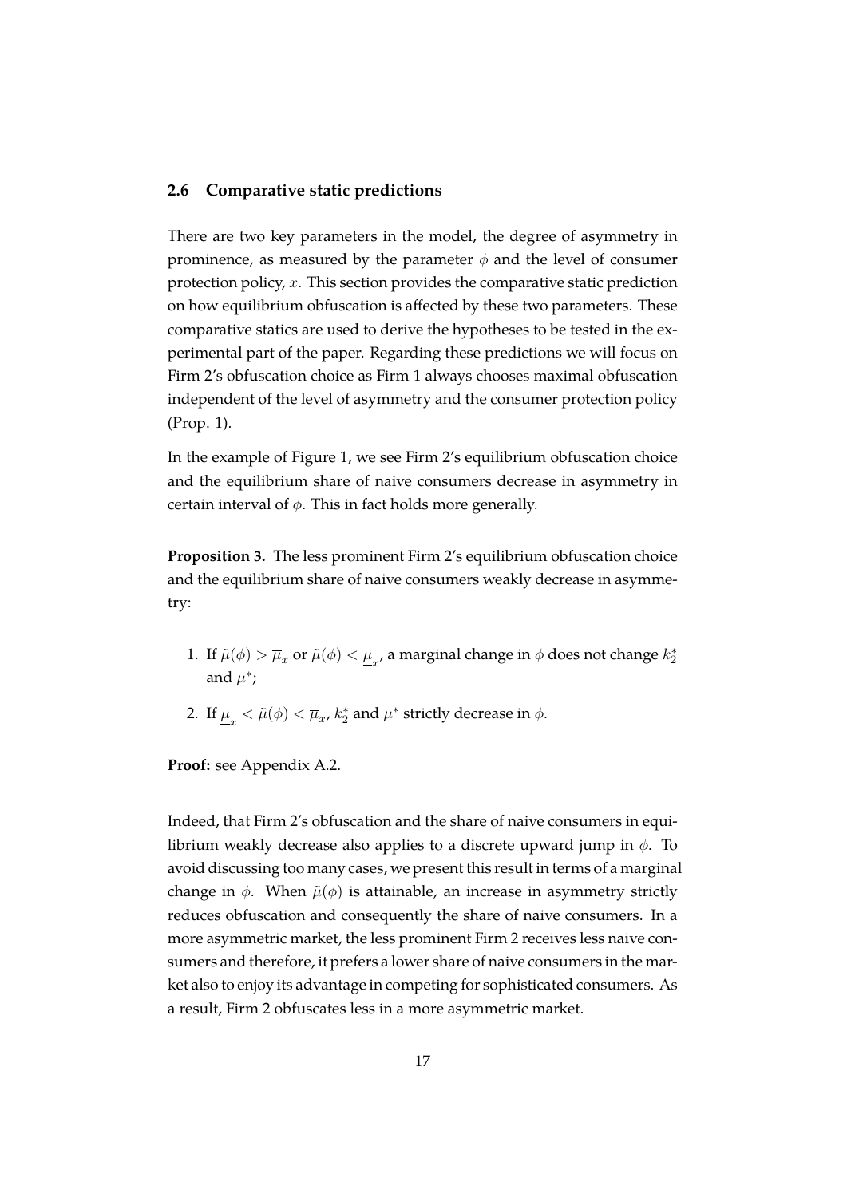### 2.6 Comparative static predictions

There are two key parameters in the model, the degree of asymmetry in prominence, as measured by the parameter $\phi$ and the level of consumer protection policy, $x$. This section provides the comparative static prediction on how equilibrium obfuscation is affected by these two parameters. These comparative statics are used to derive the hypotheses to be tested in the experimental part of the paper. Regarding these predictions we will focus on Firm 2's obfuscation choice as Firm 1 always chooses maximal obfuscation independent of the level of asymmetry and the consumer protection policy (Prop. 1).

In the example of Figure 1, we see Firm 2's equilibrium obfuscation choice and the equilibrium share of naive consumers decrease in asymmetry in certain interval of $\phi$. This in fact holds more generally.

**Proposition 3.** The less prominent Firm 2's equilibrium obfuscation choice and the equilibrium share of naive consumers weakly decrease in asymmetry:

1. If $\tilde{\mu}(\phi) > \overline{\mu}_x$ or $\tilde{\mu}(\phi) < \underline{\mu}_x$, a marginal change in $\phi$ does not change $k_2^*$ and $\mu^*$;
2. If $\underline{\mu}_x < \tilde{\mu}(\phi) < \overline{\mu}_x$, $k_2^*$ and $\mu^*$ strictly decrease in $\phi$.

**Proof:** see Appendix A.2.

Indeed, that Firm 2's obfuscation and the share of naive consumers in equilibrium weakly decrease also applies to a discrete upward jump in $\phi$. To avoid discussing too many cases, we present this result in terms of a marginal change in $\phi$. When $\tilde{\mu}(\phi)$ is attainable, an increase in asymmetry strictly reduces obfuscation and consequently the share of naive consumers. In a more asymmetric market, the less prominent Firm 2 receives less naive consumers and therefore, it prefers a lower share of naive consumers in the market also to enjoy its advantage in competing for sophisticated consumers. As a result, Firm 2 obfuscates less in a more asymmetric market.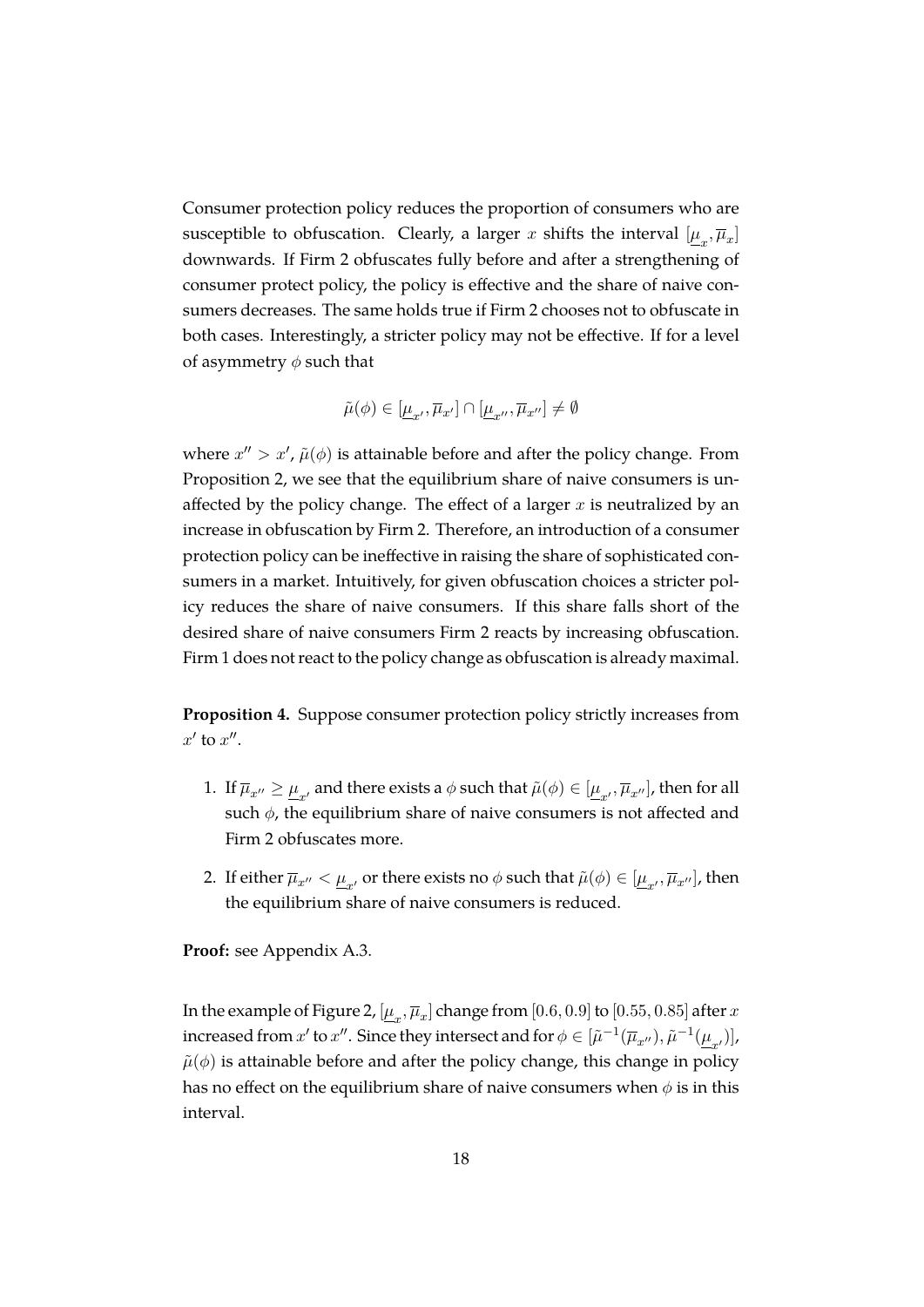Consumer protection policy reduces the proportion of consumers who are susceptible to obfuscation. Clearly, a larger $x$ shifts the interval $[\underline{\mu}_x, \overline{\mu}_x]$ downwards. If Firm 2 obfuscates fully before and after a strengthening of consumer protect policy, the policy is effective and the share of naive consumers decreases. The same holds true if Firm 2 chooses not to obfuscate in both cases. Interestingly, a stricter policy may not be effective. If for a level of asymmetry $\phi$ such that

$$\tilde{\mu}(\phi) \in [\underline{\mu}_{x'}, \overline{\mu}_{x'}] \cap [\underline{\mu}_{x''}, \overline{\mu}_{x''}] \neq \emptyset$$

where $x'' > x'$, $\tilde{\mu}(\phi)$ is attainable before and after the policy change. From Proposition 2, we see that the equilibrium share of naive consumers is unaffected by the policy change. The effect of a larger $x$ is neutralized by an increase in obfuscation by Firm 2. Therefore, an introduction of a consumer protection policy can be ineffective in raising the share of sophisticated consumers in a market. Intuitively, for given obfuscation choices a stricter policy reduces the share of naive consumers. If this share falls short of the desired share of naive consumers Firm 2 reacts by increasing obfuscation. Firm 1 does not react to the policy change as obfuscation is already maximal.

**Proposition 4.** Suppose consumer protection policy strictly increases from $x'$ to $x''$.

1. If $\overline{\mu}_{x''} \geq \underline{\mu}_{x'}$ and there exists a $\phi$ such that $\tilde{\mu}(\phi) \in [\underline{\mu}_{x'}, \overline{\mu}_{x''}]$, then for all such $\phi$, the equilibrium share of naive consumers is not affected and Firm 2 obfuscates more.
2. If either $\overline{\mu}_{x''} < \underline{\mu}_{x'}$ or there exists no $\phi$ such that $\tilde{\mu}(\phi) \in [\underline{\mu}_{x'}, \overline{\mu}_{x''}]$, then the equilibrium share of naive consumers is reduced.

**Proof:** see Appendix A.3.

In the example of Figure 2, $[\underline{\mu}_x, \overline{\mu}_x]$ change from $[0.6, 0.9]$ to $[0.55, 0.85]$ after $x$ increased from $x'$ to $x''$. Since they intersect and for $\phi \in [\tilde{\mu}^{-1}(\overline{\mu}_{x''}), \tilde{\mu}^{-1}(\underline{\mu}_{x'})]$, $\tilde{\mu}(\phi)$ is attainable before and after the policy change, this change in policy has no effect on the equilibrium share of naive consumers when $\phi$ is in this interval.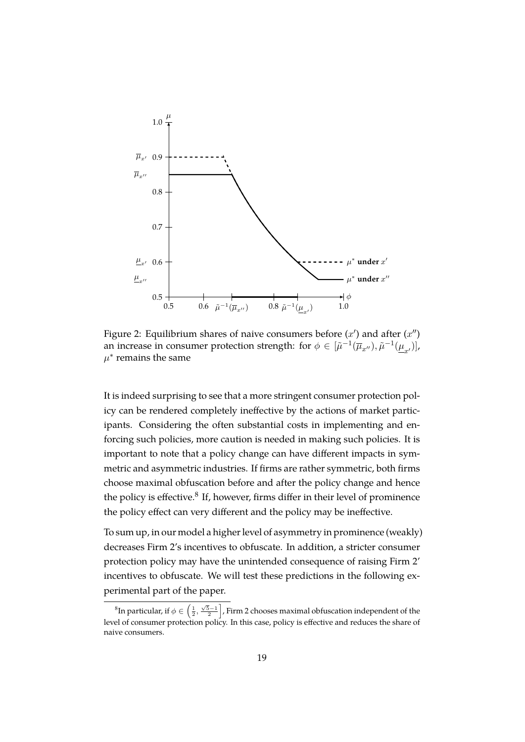Figure 2: Equilibrium shares of naive consumers before ($x'$) and after ($x''$) an increase in consumer protection strength: for $\phi \in [\tilde{\mu}^{-1}(\overline{\mu}_{x''}), \tilde{\mu}^{-1}(\underline{\mu}_{x'})]$, $\mu^*$ remains the same

It is indeed surprising to see that a more stringent consumer protection policy can be rendered completely ineffective by the actions of market participants. Considering the often substantial costs in implementing and enforcing such policies, more caution is needed in making such policies. It is important to note that a policy change can have different impacts in symmetric and asymmetric industries. If firms are rather symmetric, both firms choose maximal obfuscation before and after the policy change and hence the policy is effective.[8] If, however, firms differ in their level of prominence the policy effect can very different and the policy may be ineffective.

To sum up, in our model a higher level of asymmetry in prominence (weakly) decreases Firm 2's incentives to obfuscate. In addition, a stricter consumer protection policy may have the unintended consequence of raising Firm 2' incentives to obfuscate. We will test these predictions in the following experimental part of the paper.

[8] In particular, if $\phi \in \left(\frac{1}{2}, \frac{\sqrt{5}-1}{2}\right]$, Firm 2 chooses maximal obfuscation independent of the level of consumer protection policy. In this case, policy is effective and reduces the share of naive consumers.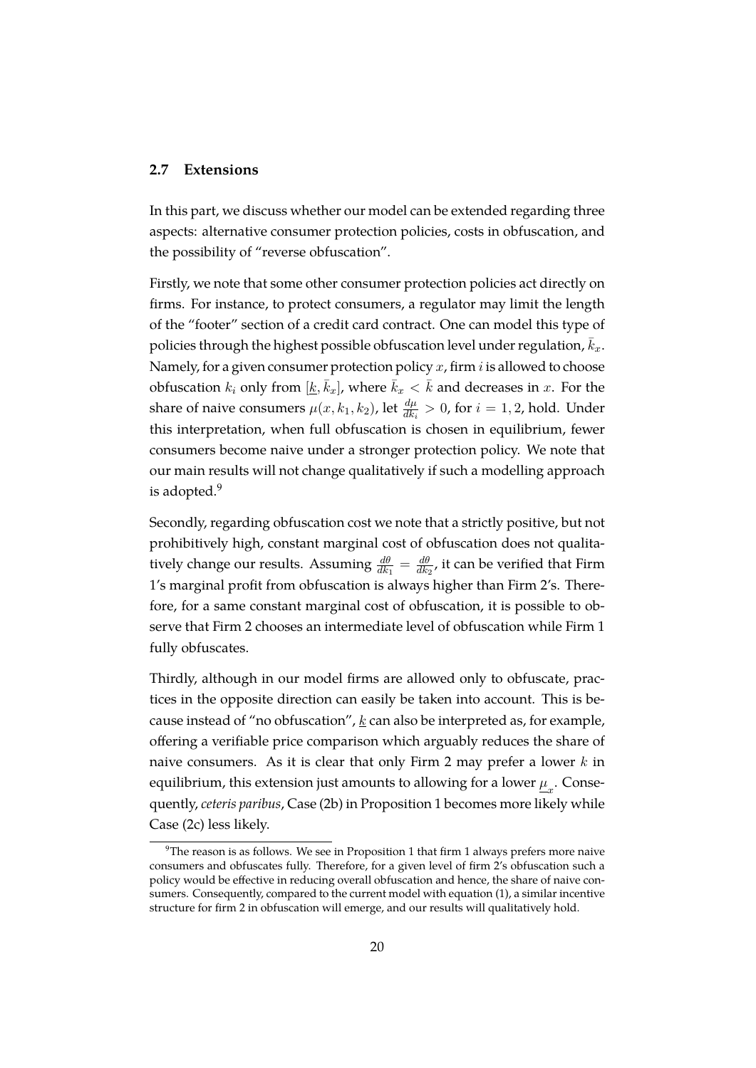### 2.7 Extensions

In this part, we discuss whether our model can be extended regarding three aspects: alternative consumer protection policies, costs in obfuscation, and the possibility of "reverse obfuscation".

Firstly, we note that some other consumer protection policies act directly on firms. For instance, to protect consumers, a regulator may limit the length of the "footer" section of a credit card contract. One can model this type of policies through the highest possible obfuscation level under regulation, $\bar{k}_x$. Namely, for a given consumer protection policy $x$, firm $i$ is allowed to choose obfuscation $k_i$ only from $[\underline{k}, \bar{k}_x]$, where $\bar{k}_x < \bar{k}$ and decreases in $x$. For the share of naive consumers $\mu(x, k_1, k_2)$, let $\frac{d\mu}{dk_i} > 0$, for $i = 1, 2$, hold. Under this interpretation, when full obfuscation is chosen in equilibrium, fewer consumers become naive under a stronger protection policy. We note that our main results will not change qualitatively if such a modelling approach is adopted.[9]

Secondly, regarding obfuscation cost we note that a strictly positive, but not prohibitively high, constant marginal cost of obfuscation does not qualitatively change our results. Assuming $\frac{d\theta}{dk_1} = \frac{d\theta}{dk_2}$, it can be verified that Firm 1's marginal profit from obfuscation is always higher than Firm 2's. Therefore, for a same constant marginal cost of obfuscation, it is possible to observe that Firm 2 chooses an intermediate level of obfuscation while Firm 1 fully obfuscates.

Thirdly, although in our model firms are allowed only to obfuscate, practices in the opposite direction can easily be taken into account. This is because instead of "no obfuscation", $\underline{k}$ can also be interpreted as, for example, offering a verifiable price comparison which arguably reduces the share of naive consumers. As it is clear that only Firm 2 may prefer a lower $k$ in equilibrium, this extension just amounts to allowing for a lower $\underline{\mu}_x$. Consequently, *ceteris paribus*, Case (2b) in Proposition 1 becomes more likely while Case (2c) less likely.

[9]The reason is as follows. We see in Proposition 1 that firm 1 always prefers more naive consumers and obfuscates fully. Therefore, for a given level of firm 2's obfuscation such a policy would be effective in reducing overall obfuscation and hence, the share of naive consumers. Consequently, compared to the current model with equation (1), a similar incentive structure for firm 2 in obfuscation will emerge, and our results will qualitatively hold.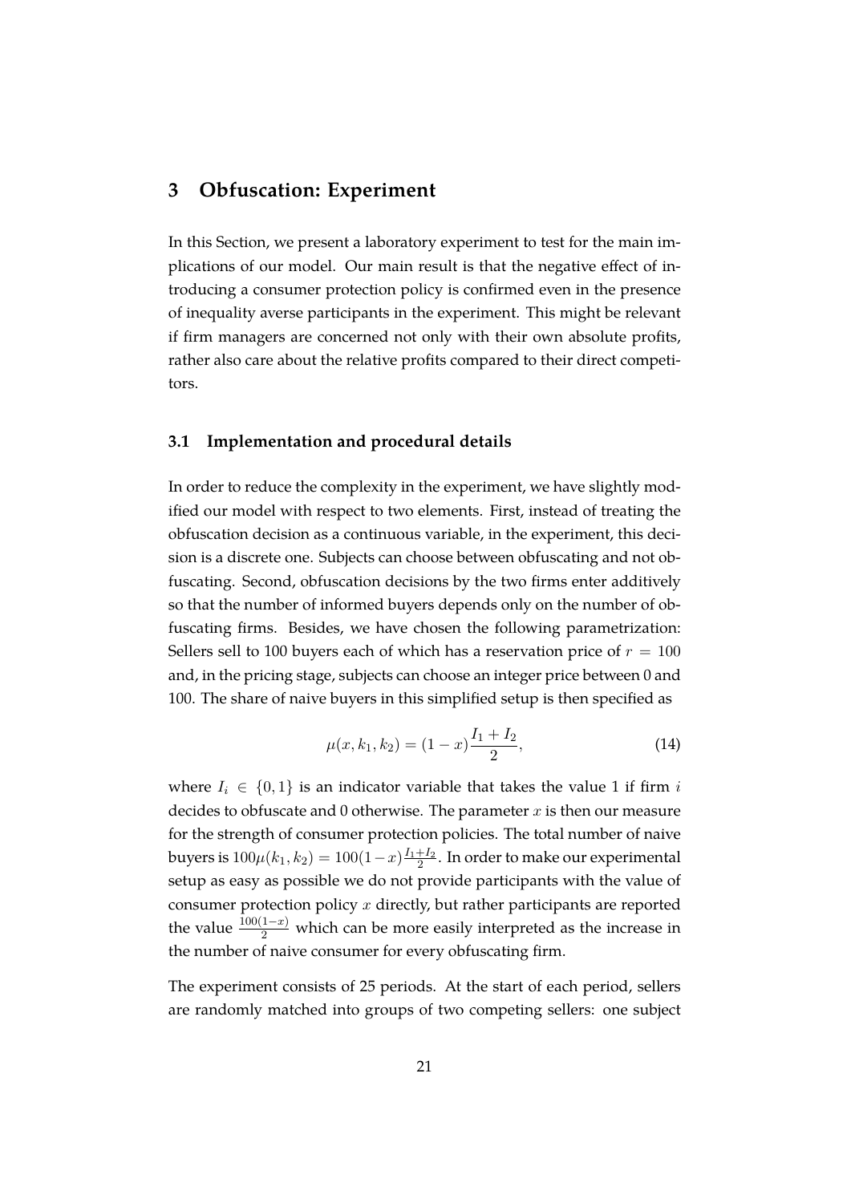## 3 Obfuscation: Experiment

In this Section, we present a laboratory experiment to test for the main implications of our model. Our main result is that the negative effect of introducing a consumer protection policy is confirmed even in the presence of inequality averse participants in the experiment. This might be relevant if firm managers are concerned not only with their own absolute profits, rather also care about the relative profits compared to their direct competitors.

### 3.1 Implementation and procedural details

In order to reduce the complexity in the experiment, we have slightly modified our model with respect to two elements. First, instead of treating the obfuscation decision as a continuous variable, in the experiment, this decision is a discrete one. Subjects can choose between obfuscating and not obfuscating. Second, obfuscation decisions by the two firms enter additively so that the number of informed buyers depends only on the number of obfuscating firms. Besides, we have chosen the following parametrization: Sellers sell to 100 buyers each of which has a reservation price of $r = 100$ and, in the pricing stage, subjects can choose an integer price between 0 and 100. The share of naive buyers in this simplified setup is then specified as

$$\mu(x, k_1, k_2) = (1 - x)\frac{I_1 + I_2}{2}, \tag{14}$$

where $I_i \in \{0, 1\}$ is an indicator variable that takes the value 1 if firm $i$ decides to obfuscate and 0 otherwise. The parameter $x$ is then our measure for the strength of consumer protection policies. The total number of naive buyers is $100\mu(k_1, k_2) = 100(1-x)\frac{I_1+I_2}{2}$. In order to make our experimental setup as easy as possible we do not provide participants with the value of consumer protection policy $x$ directly, but rather participants are reported the value $\frac{100(1-x)}{2}$ which can be more easily interpreted as the increase in the number of naive consumer for every obfuscating firm.

The experiment consists of 25 periods. At the start of each period, sellers are randomly matched into groups of two competing sellers: one subject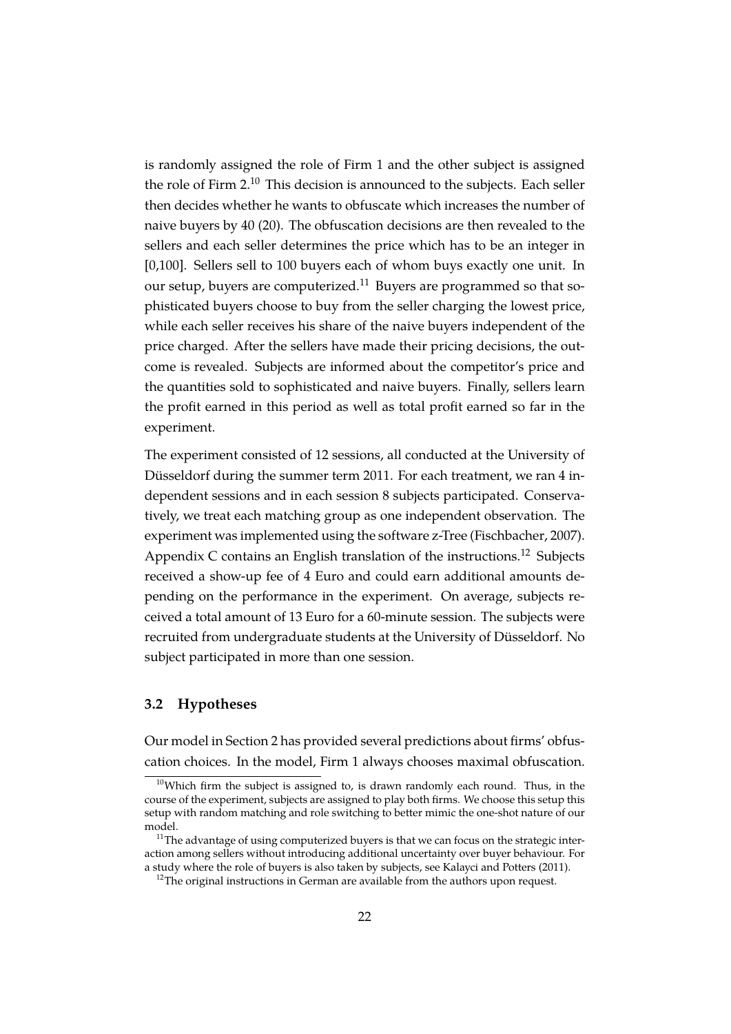is randomly assigned the role of Firm 1 and the other subject is assigned the role of Firm 2.[10] This decision is announced to the subjects. Each seller then decides whether he wants to obfuscate which increases the number of naive buyers by 40 (20). The obfuscation decisions are then revealed to the sellers and each seller determines the price which has to be an integer in [0,100]. Sellers sell to 100 buyers each of whom buys exactly one unit. In our setup, buyers are computerized.[11] Buyers are programmed so that sophisticated buyers choose to buy from the seller charging the lowest price, while each seller receives his share of the naive buyers independent of the price charged. After the sellers have made their pricing decisions, the outcome is revealed. Subjects are informed about the competitor's price and the quantities sold to sophisticated and naive buyers. Finally, sellers learn the profit earned in this period as well as total profit earned so far in the experiment.

The experiment consisted of 12 sessions, all conducted at the University of Düsseldorf during the summer term 2011. For each treatment, we ran 4 independent sessions and in each session 8 subjects participated. Conservatively, we treat each matching group as one independent observation. The experiment was implemented using the software z-Tree (Fischbacher, 2007). Appendix C contains an English translation of the instructions.[12] Subjects received a show-up fee of 4 Euro and could earn additional amounts depending on the performance in the experiment. On average, subjects received a total amount of 13 Euro for a 60-minute session. The subjects were recruited from undergraduate students at the University of Düsseldorf. No subject participated in more than one session.

### 3.2 Hypotheses

Our model in Section 2 has provided several predictions about firms' obfuscation choices. In the model, Firm 1 always chooses maximal obfuscation.

[10]Which firm the subject is assigned to, is drawn randomly each round. Thus, in the course of the experiment, subjects are assigned to play both firms. We choose this setup this setup with random matching and role switching to better mimic the one-shot nature of our model.

[11]The advantage of using computerized buyers is that we can focus on the strategic interaction among sellers without introducing additional uncertainty over buyer behaviour. For a study where the role of buyers is also taken by subjects, see Kalayci and Potters (2011).

[12]The original instructions in German are available from the authors upon request.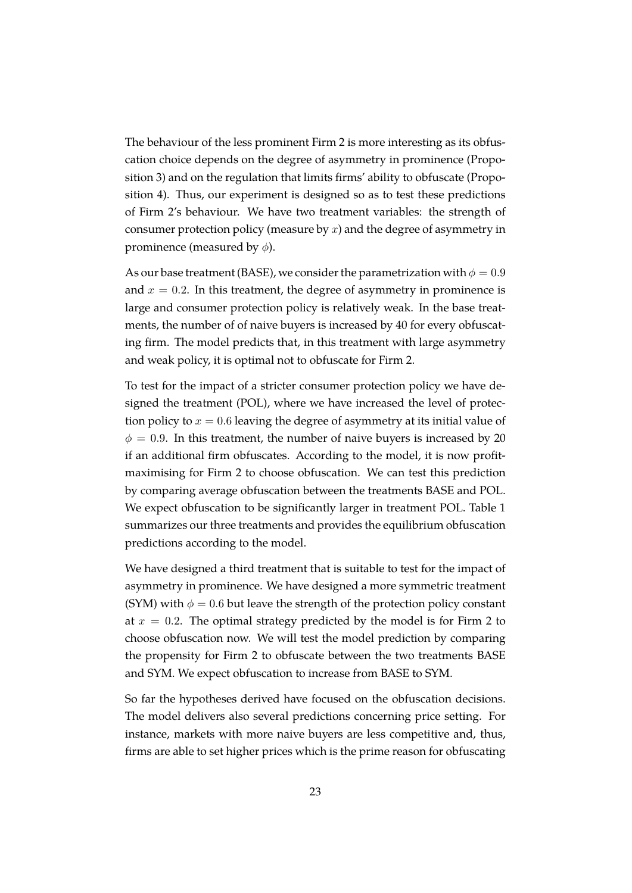The behaviour of the less prominent Firm 2 is more interesting as its obfuscation choice depends on the degree of asymmetry in prominence (Proposition 3) and on the regulation that limits firms' ability to obfuscate (Proposition 4). Thus, our experiment is designed so as to test these predictions of Firm 2's behaviour. We have two treatment variables: the strength of consumer protection policy (measure by $x$) and the degree of asymmetry in prominence (measured by $\phi$).

As our base treatment (BASE), we consider the parametrization with $\phi = 0.9$ and $x = 0.2$. In this treatment, the degree of asymmetry in prominence is large and consumer protection policy is relatively weak. In the base treatments, the number of of naive buyers is increased by 40 for every obfuscating firm. The model predicts that, in this treatment with large asymmetry and weak policy, it is optimal not to obfuscate for Firm 2.

To test for the impact of a stricter consumer protection policy we have designed the treatment (POL), where we have increased the level of protection policy to $x = 0.6$ leaving the degree of asymmetry at its initial value of $\phi = 0.9$. In this treatment, the number of naive buyers is increased by 20 if an additional firm obfuscates. According to the model, it is now profit-maximising for Firm 2 to choose obfuscation. We can test this prediction by comparing average obfuscation between the treatments BASE and POL. We expect obfuscation to be significantly larger in treatment POL. Table 1 summarizes our three treatments and provides the equilibrium obfuscation predictions according to the model.

We have designed a third treatment that is suitable to test for the impact of asymmetry in prominence. We have designed a more symmetric treatment (SYM) with $\phi = 0.6$ but leave the strength of the protection policy constant at $x = 0.2$. The optimal strategy predicted by the model is for Firm 2 to choose obfuscation now. We will test the model prediction by comparing the propensity for Firm 2 to obfuscate between the two treatments BASE and SYM. We expect obfuscation to increase from BASE to SYM.

So far the hypotheses derived have focused on the obfuscation decisions. The model delivers also several predictions concerning price setting. For instance, markets with more naive buyers are less competitive and, thus, firms are able to set higher prices which is the prime reason for obfuscating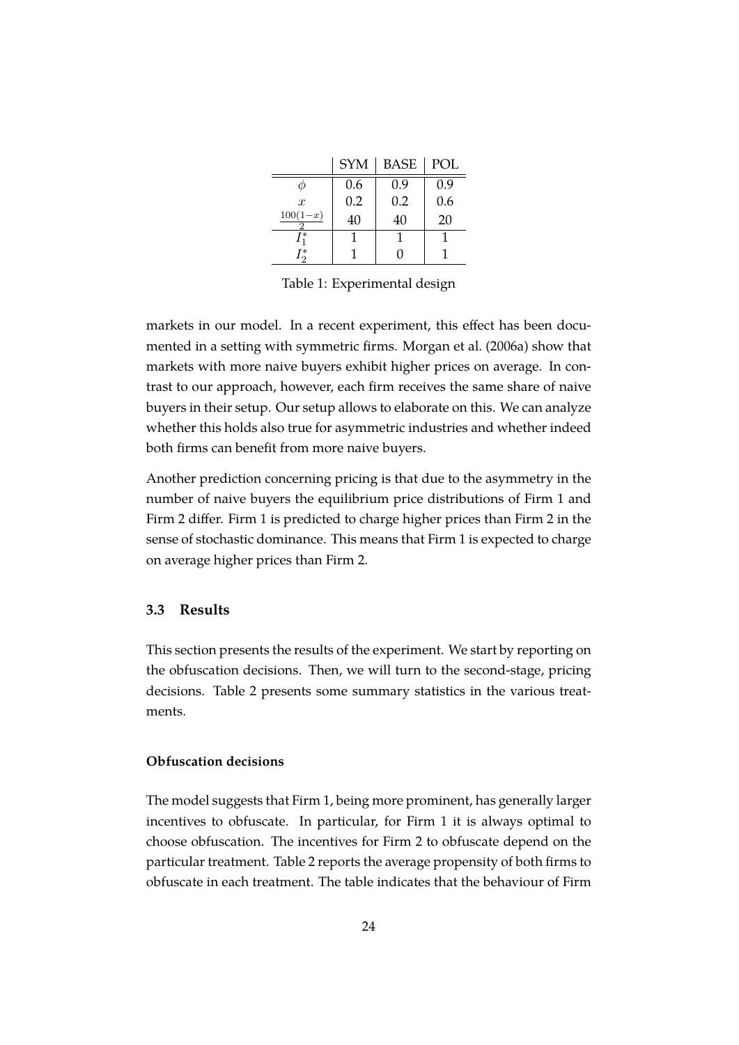|  | SYM | BASE | POL |
| --- | --- | --- | --- |
| $\phi$ | 0.6 | 0.9 | 0.9 |
| $x$ | 0.2 | 0.2 | 0.6 |
| $\frac{100(1-x)}{2}$ | 40 | 40 | 20 |
| $I_1^*$ | 1 | 1 | 1 |
| $I_2^*$ | 1 | 0 | 1 |

Table 1: Experimental design

markets in our model. In a recent experiment, this effect has been documented in a setting with symmetric firms. Morgan et al. (2006a) show that markets with more naive buyers exhibit higher prices on average. In contrast to our approach, however, each firm receives the same share of naive buyers in their setup. Our setup allows to elaborate on this. We can analyze whether this holds also true for asymmetric industries and whether indeed both firms can benefit from more naive buyers.

Another prediction concerning pricing is that due to the asymmetry in the number of naive buyers the equilibrium price distributions of Firm 1 and Firm 2 differ. Firm 1 is predicted to charge higher prices than Firm 2 in the sense of stochastic dominance. This means that Firm 1 is expected to charge on average higher prices than Firm 2.

### 3.3 Results

This section presents the results of the experiment. We start by reporting on the obfuscation decisions. Then, we will turn to the second-stage, pricing decisions. Table 2 presents some summary statistics in the various treatments.

#### Obfuscation decisions

The model suggests that Firm 1, being more prominent, has generally larger incentives to obfuscate. In particular, for Firm 1 it is always optimal to choose obfuscation. The incentives for Firm 2 to obfuscate depend on the particular treatment. Table 2 reports the average propensity of both firms to obfuscate in each treatment. The table indicates that the behaviour of Firm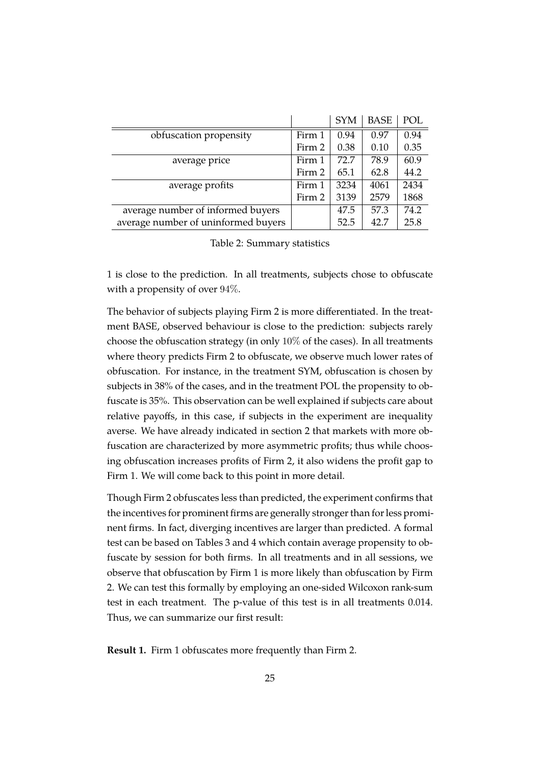| | | SYM | BASE | POL |
|---|---|---|---|---|
| obfuscation propensity | Firm 1 | 0.94 | 0.97 | 0.94 |
| | Firm 2 | 0.38 | 0.10 | 0.35 |
| average price | Firm 1 | 72.7 | 78.9 | 60.9 |
| | Firm 2 | 65.1 | 62.8 | 44.2 |
| average profits | Firm 1 | 3234 | 4061 | 2434 |
| | Firm 2 | 3139 | 2579 | 1868 |
| average number of informed buyers | | 47.5 | 57.3 | 74.2 |
| average number of uninformed buyers | | 52.5 | 42.7 | 25.8 |

Table 2: Summary statistics

1 is close to the prediction. In all treatments, subjects chose to obfuscate with a propensity of over $94\%$.

The behavior of subjects playing Firm 2 is more differentiated. In the treatment BASE, observed behaviour is close to the prediction: subjects rarely choose the obfuscation strategy (in only $10\%$ of the cases). In all treatments where theory predicts Firm 2 to obfuscate, we observe much lower rates of obfuscation. For instance, in the treatment SYM, obfuscation is chosen by subjects in 38% of the cases, and in the treatment POL the propensity to obfuscate is 35%. This observation can be well explained if subjects care about relative payoffs, in this case, if subjects in the experiment are inequality averse. We have already indicated in section 2 that markets with more obfuscation are characterized by more asymmetric profits; thus while choosing obfuscation increases profits of Firm 2, it also widens the profit gap to Firm 1. We will come back to this point in more detail.

Though Firm 2 obfuscates less than predicted, the experiment confirms that the incentives for prominent firms are generally stronger than for less prominent firms. In fact, diverging incentives are larger than predicted. A formal test can be based on Tables 3 and 4 which contain average propensity to obfuscate by session for both firms. In all treatments and in all sessions, we observe that obfuscation by Firm 1 is more likely than obfuscation by Firm 2. We can test this formally by employing an one-sided Wilcoxon rank-sum test in each treatment. The p-value of this test is in all treatments 0.014. Thus, we can summarize our first result:

**Result 1.** Firm 1 obfuscates more frequently than Firm 2.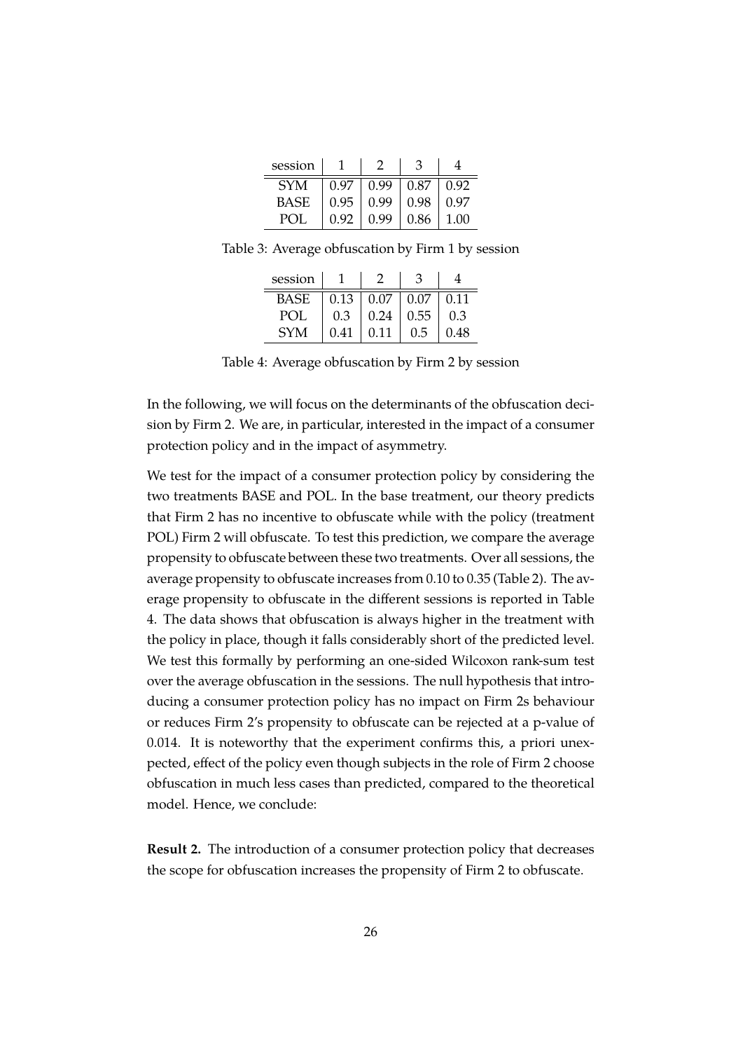| session | 1 | 2 | 3 | 4 |
|---|---|---|---|---|
| SYM | 0.97 | 0.99 | 0.87 | 0.92 |
| BASE | 0.95 | 0.99 | 0.98 | 0.97 |
| POL | 0.92 | 0.99 | 0.86 | 1.00 |

Table 3: Average obfuscation by Firm 1 by session

| session | 1 | 2 | 3 | 4 |
|---|---|---|---|---|
| BASE | 0.13 | 0.07 | 0.07 | 0.11 |
| POL | 0.3 | 0.24 | 0.55 | 0.3 |
| SYM | 0.41 | 0.11 | 0.5 | 0.48 |

Table 4: Average obfuscation by Firm 2 by session

In the following, we will focus on the determinants of the obfuscation decision by Firm 2. We are, in particular, interested in the impact of a consumer protection policy and in the impact of asymmetry.

We test for the impact of a consumer protection policy by considering the two treatments BASE and POL. In the base treatment, our theory predicts that Firm 2 has no incentive to obfuscate while with the policy (treatment POL) Firm 2 will obfuscate. To test this prediction, we compare the average propensity to obfuscate between these two treatments. Over all sessions, the average propensity to obfuscate increases from 0.10 to 0.35 (Table 2). The average propensity to obfuscate in the different sessions is reported in Table 4. The data shows that obfuscation is always higher in the treatment with the policy in place, though it falls considerably short of the predicted level. We test this formally by performing an one-sided Wilcoxon rank-sum test over the average obfuscation in the sessions. The null hypothesis that introducing a consumer protection policy has no impact on Firm 2s behaviour or reduces Firm 2's propensity to obfuscate can be rejected at a p-value of 0.014. It is noteworthy that the experiment confirms this, a priori unexpected, effect of the policy even though subjects in the role of Firm 2 choose obfuscation in much less cases than predicted, compared to the theoretical model. Hence, we conclude:

**Result 2.** The introduction of a consumer protection policy that decreases the scope for obfuscation increases the propensity of Firm 2 to obfuscate.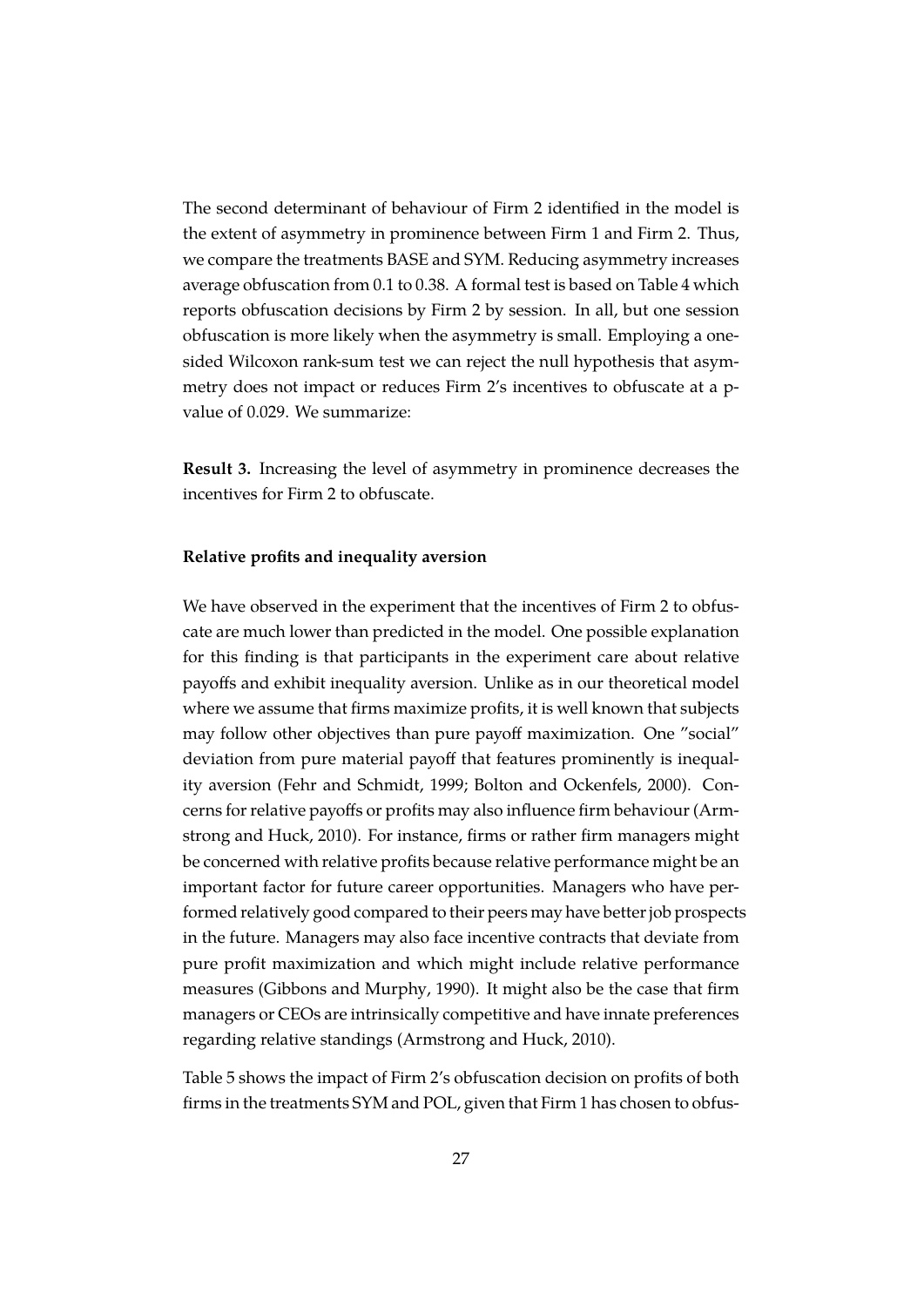The second determinant of behaviour of Firm 2 identified in the model is the extent of asymmetry in prominence between Firm 1 and Firm 2. Thus, we compare the treatments BASE and SYM. Reducing asymmetry increases average obfuscation from 0.1 to 0.38. A formal test is based on Table 4 which reports obfuscation decisions by Firm 2 by session. In all, but one session obfuscation is more likely when the asymmetry is small. Employing a one-sided Wilcoxon rank-sum test we can reject the null hypothesis that asymmetry does not impact or reduces Firm 2's incentives to obfuscate at a p-value of 0.029. We summarize:

**Result 3.** Increasing the level of asymmetry in prominence decreases the incentives for Firm 2 to obfuscate.

#### Relative profits and inequality aversion

We have observed in the experiment that the incentives of Firm 2 to obfuscate are much lower than predicted in the model. One possible explanation for this finding is that participants in the experiment care about relative payoffs and exhibit inequality aversion. Unlike as in our theoretical model where we assume that firms maximize profits, it is well known that subjects may follow other objectives than pure payoff maximization. One "social" deviation from pure material payoff that features prominently is inequality aversion (Fehr and Schmidt, 1999; Bolton and Ockenfels, 2000). Concerns for relative payoffs or profits may also influence firm behaviour (Armstrong and Huck, 2010). For instance, firms or rather firm managers might be concerned with relative profits because relative performance might be an important factor for future career opportunities. Managers who have performed relatively good compared to their peers may have better job prospects in the future. Managers may also face incentive contracts that deviate from pure profit maximization and which might include relative performance measures (Gibbons and Murphy, 1990). It might also be the case that firm managers or CEOs are intrinsically competitive and have innate preferences regarding relative standings (Armstrong and Huck, 2010).

Table 5 shows the impact of Firm 2's obfuscation decision on profits of both firms in the treatments SYM and POL, given that Firm 1 has chosen to obfus-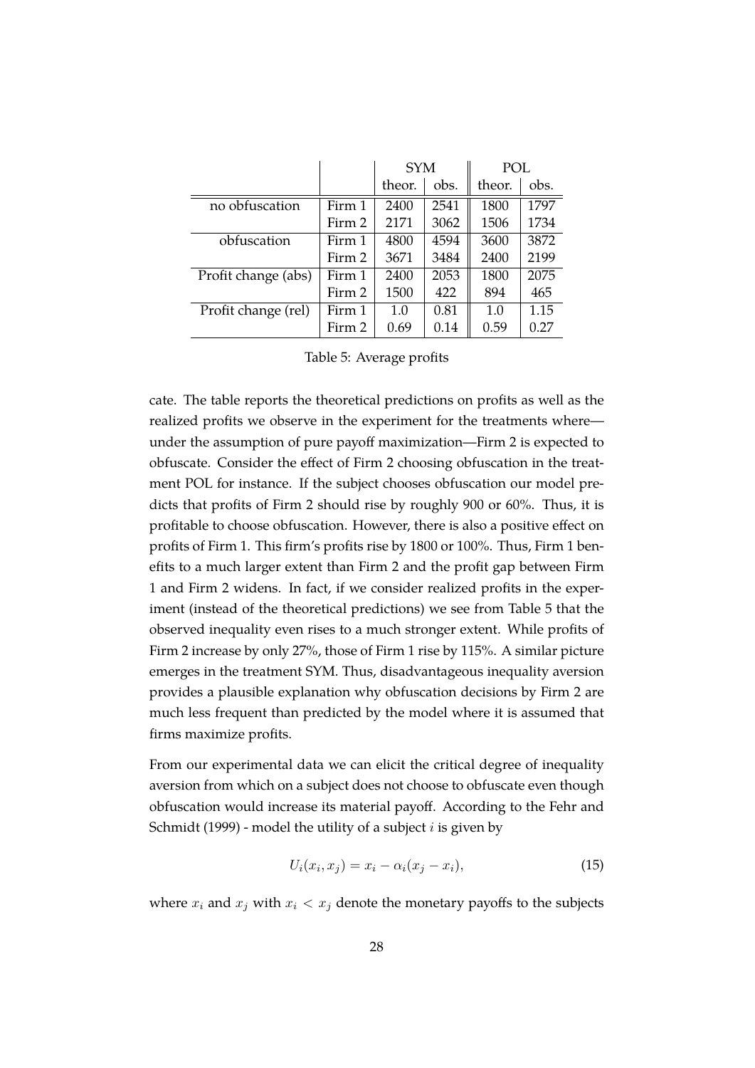| | | SYM | | POL | |
|---|---|---|---|---|---|
| | | theor. | obs. | theor. | obs. |
| no obfuscation | Firm 1 | 2400 | 2541 | 1800 | 1797 |
| | Firm 2 | 2171 | 3062 | 1506 | 1734 |
| obfuscation | Firm 1 | 4800 | 4594 | 3600 | 3872 |
| | Firm 2 | 3671 | 3484 | 2400 | 2199 |
| Profit change (abs) | Firm 1 | 2400 | 2053 | 1800 | 2075 |
| | Firm 2 | 1500 | 422 | 894 | 465 |
| Profit change (rel) | Firm 1 | 1.0 | 0.81 | 1.0 | 1.15 |
| | Firm 2 | 0.69 | 0.14 | 0.59 | 0.27 |

Table 5: Average profits

cate. The table reports the theoretical predictions on profits as well as the realized profits we observe in the experiment for the treatments where—under the assumption of pure payoff maximization—Firm 2 is expected to obfuscate. Consider the effect of Firm 2 choosing obfuscation in the treatment POL for instance. If the subject chooses obfuscation our model predicts that profits of Firm 2 should rise by roughly 900 or 60%. Thus, it is profitable to choose obfuscation. However, there is also a positive effect on profits of Firm 1. This firm's profits rise by 1800 or 100%. Thus, Firm 1 benefits to a much larger extent than Firm 2 and the profit gap between Firm 1 and Firm 2 widens. In fact, if we consider realized profits in the experiment (instead of the theoretical predictions) we see from Table 5 that the observed inequality even rises to a much stronger extent. While profits of Firm 2 increase by only 27%, those of Firm 1 rise by 115%. A similar picture emerges in the treatment SYM. Thus, disadvantageous inequality aversion provides a plausible explanation why obfuscation decisions by Firm 2 are much less frequent than predicted by the model where it is assumed that firms maximize profits.

From our experimental data we can elicit the critical degree of inequality aversion from which on a subject does not choose to obfuscate even though obfuscation would increase its material payoff. According to the Fehr and Schmidt (1999) - model the utility of a subject $i$ is given by

$$U_i(x_i, x_j) = x_i - \alpha_i(x_j - x_i), \tag{15}$$

where $x_i$ and $x_j$ with $x_i < x_j$ denote the monetary payoffs to the subjects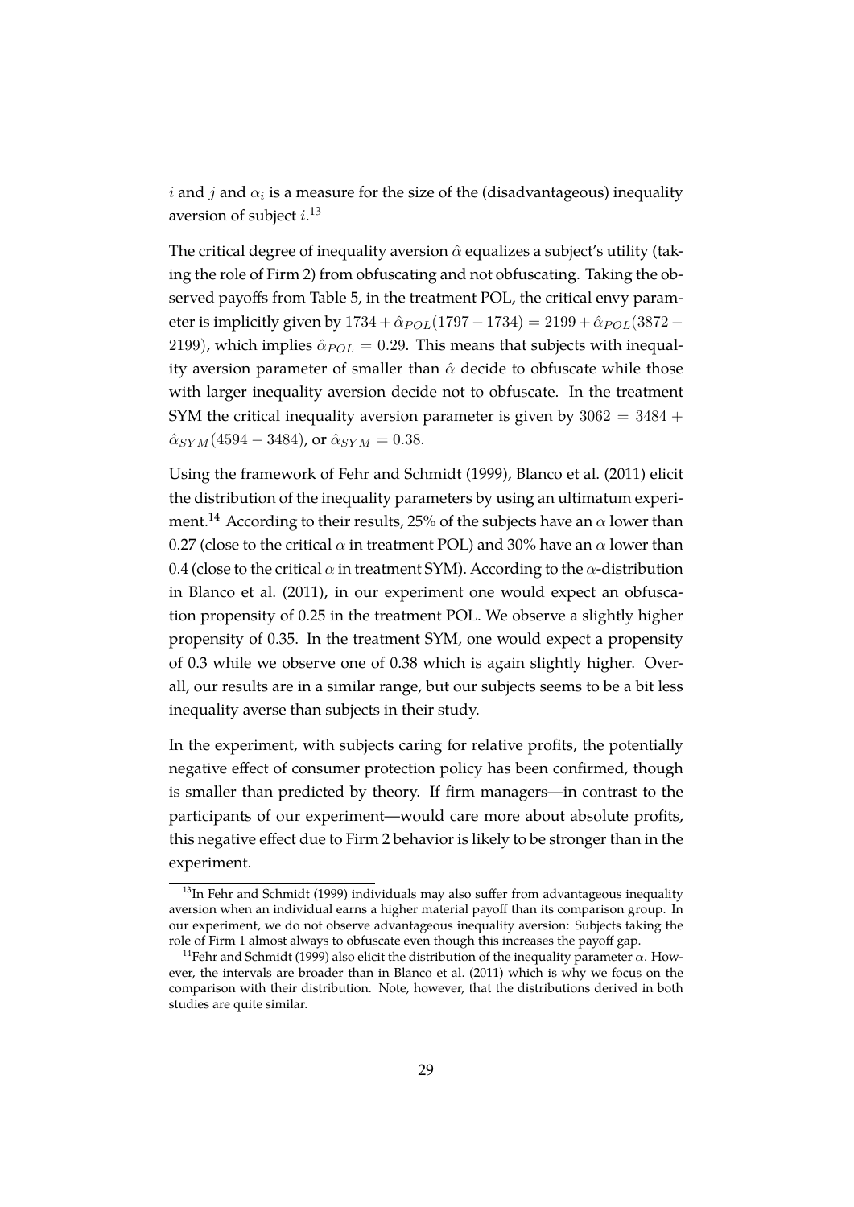$i$ and $j$ and $\alpha_i$ is a measure for the size of the (disadvantageous) inequality aversion of subject $i$.[13]

The critical degree of inequality aversion $\hat{\alpha}$ equalizes a subject's utility (taking the role of Firm 2) from obfuscating and not obfuscating. Taking the observed payoffs from Table 5, in the treatment POL, the critical envy parameter is implicitly given by $1734 + \hat{\alpha}_{POL}(1797 - 1734) = 2199 + \hat{\alpha}_{POL}(3872 - 2199)$, which implies $\hat{\alpha}_{POL} = 0.29$. This means that subjects with inequality aversion parameter of smaller than $\hat{\alpha}$ decide to obfuscate while those with larger inequality aversion decide not to obfuscate. In the treatment SYM the critical inequality aversion parameter is given by $3062 = 3484 + \hat{\alpha}_{SYM}(4594 - 3484)$, or $\hat{\alpha}_{SYM} = 0.38$.

Using the framework of Fehr and Schmidt (1999), Blanco et al. (2011) elicit the distribution of the inequality parameters by using an ultimatum experiment.[14] According to their results, 25% of the subjects have an $\alpha$ lower than 0.27 (close to the critical $\alpha$ in treatment POL) and 30% have an $\alpha$ lower than 0.4 (close to the critical $\alpha$ in treatment SYM). According to the $\alpha$-distribution in Blanco et al. (2011), in our experiment one would expect an obfuscation propensity of 0.25 in the treatment POL. We observe a slightly higher propensity of 0.35. In the treatment SYM, one would expect a propensity of 0.3 while we observe one of 0.38 which is again slightly higher. Overall, our results are in a similar range, but our subjects seems to be a bit less inequality averse than subjects in their study.

In the experiment, with subjects caring for relative profits, the potentially negative effect of consumer protection policy has been confirmed, though is smaller than predicted by theory. If firm managers—in contrast to the participants of our experiment—would care more about absolute profits, this negative effect due to Firm 2 behavior is likely to be stronger than in the experiment.

[13] In Fehr and Schmidt (1999) individuals may also suffer from advantageous inequality aversion when an individual earns a higher material payoff than its comparison group. In our experiment, we do not observe advantageous inequality aversion: Subjects taking the role of Firm 1 almost always to obfuscate even though this increases the payoff gap.

[14] Fehr and Schmidt (1999) also elicit the distribution of the inequality parameter $\alpha$. However, the intervals are broader than in Blanco et al. (2011) which is why we focus on the comparison with their distribution. Note, however, that the distributions derived in both studies are quite similar.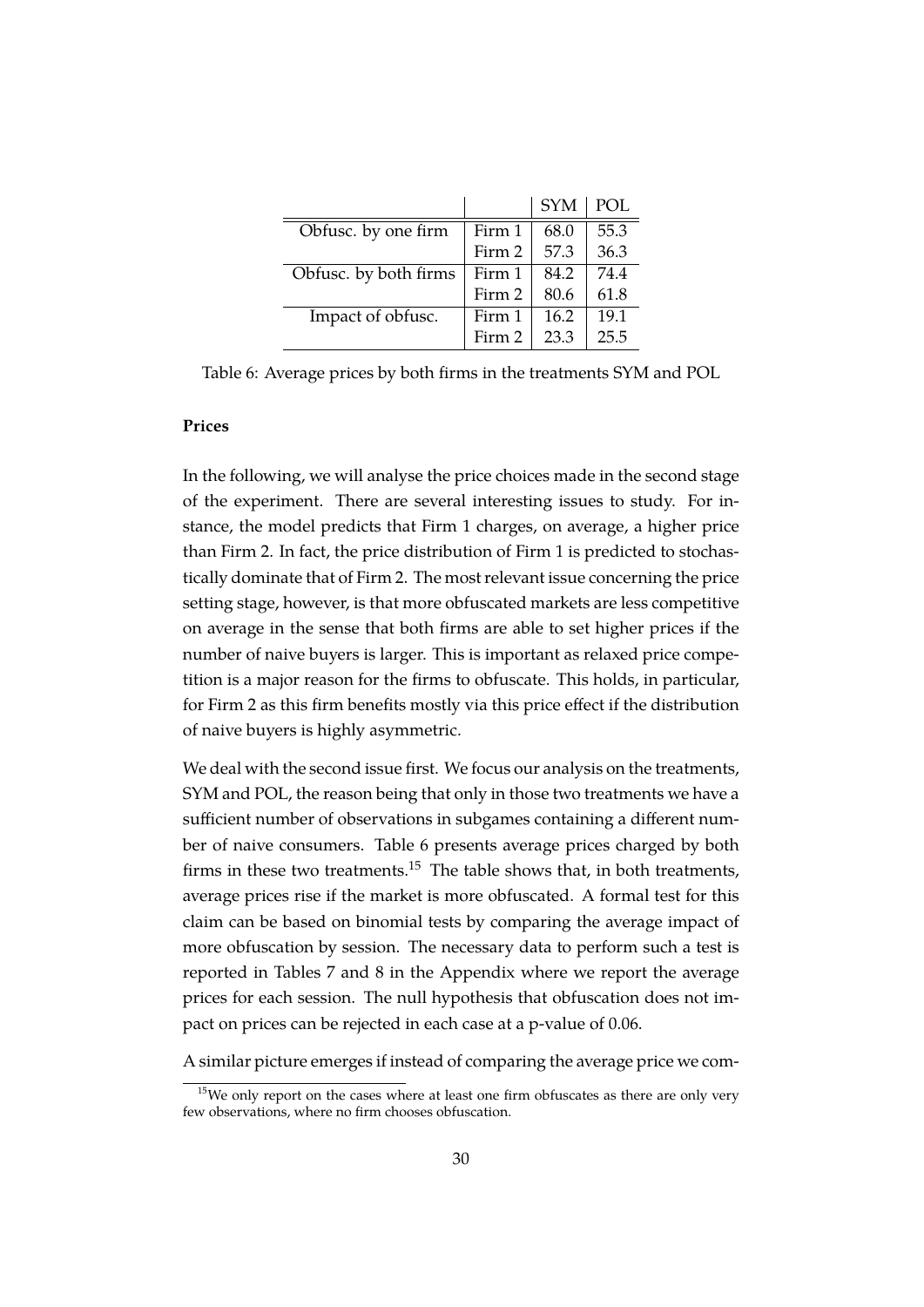| | | SYM | POL |
|---|---|---|---|
| Obfusc. by one firm | Firm 1 | 68.0 | 55.3 |
| | Firm 2 | 57.3 | 36.3 |
| Obfusc. by both firms | Firm 1 | 84.2 | 74.4 |
| | Firm 2 | 80.6 | 61.8 |
| Impact of obfusc. | Firm 1 | 16.2 | 19.1 |
| | Firm 2 | 23.3 | 25.5 |

Table 6: Average prices by both firms in the treatments SYM and POL

**Prices**

In the following, we will analyse the price choices made in the second stage of the experiment. There are several interesting issues to study. For instance, the model predicts that Firm 1 charges, on average, a higher price than Firm 2. In fact, the price distribution of Firm 1 is predicted to stochastically dominate that of Firm 2. The most relevant issue concerning the price setting stage, however, is that more obfuscated markets are less competitive on average in the sense that both firms are able to set higher prices if the number of naive buyers is larger. This is important as relaxed price competition is a major reason for the firms to obfuscate. This holds, in particular, for Firm 2 as this firm benefits mostly via this price effect if the distribution of naive buyers is highly asymmetric.

We deal with the second issue first. We focus our analysis on the treatments, SYM and POL, the reason being that only in those two treatments we have a sufficient number of observations in subgames containing a different number of naive consumers. Table 6 presents average prices charged by both firms in these two treatments.[15] The table shows that, in both treatments, average prices rise if the market is more obfuscated. A formal test for this claim can be based on binomial tests by comparing the average impact of more obfuscation by session. The necessary data to perform such a test is reported in Tables 7 and 8 in the Appendix where we report the average prices for each session. The null hypothesis that obfuscation does not impact on prices can be rejected in each case at a p-value of 0.06.

A similar picture emerges if instead of comparing the average price we com-

[15]We only report on the cases where at least one firm obfuscates as there are only very few observations, where no firm chooses obfuscation.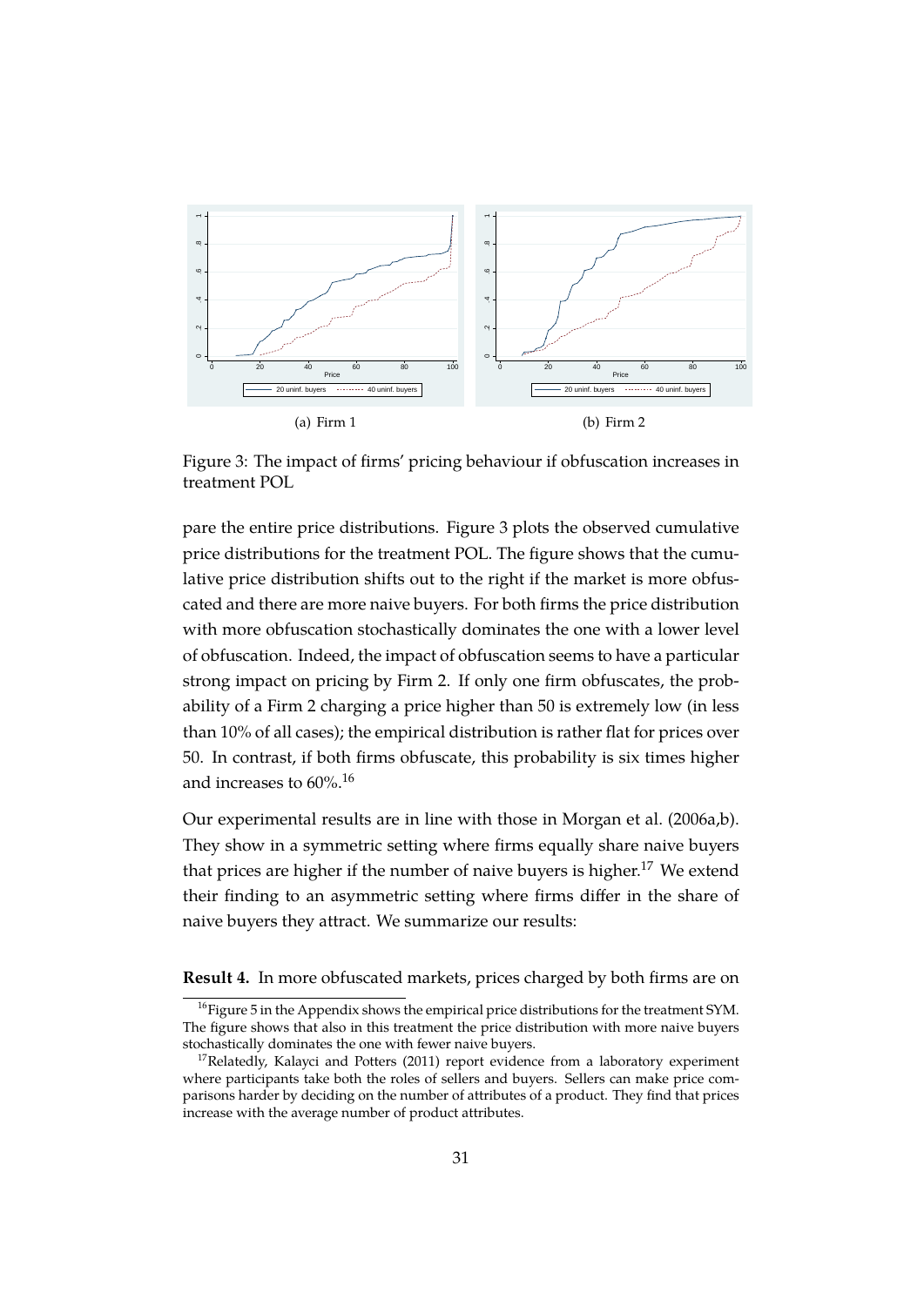(a) Firm 1

(b) Firm 2

Figure 3: The impact of firms' pricing behaviour if obfuscation increases in treatment POL

pare the entire price distributions. Figure 3 plots the observed cumulative price distributions for the treatment POL. The figure shows that the cumulative price distribution shifts out to the right if the market is more obfuscated and there are more naive buyers. For both firms the price distribution with more obfuscation stochastically dominates the one with a lower level of obfuscation. Indeed, the impact of obfuscation seems to have a particular strong impact on pricing by Firm 2. If only one firm obfuscates, the probability of a Firm 2 charging a price higher than 50 is extremely low (in less than 10% of all cases); the empirical distribution is rather flat for prices over 50. In contrast, if both firms obfuscate, this probability is six times higher and increases to 60%.[16]

Our experimental results are in line with those in Morgan et al. (2006a,b). They show in a symmetric setting where firms equally share naive buyers that prices are higher if the number of naive buyers is higher.[17] We extend their finding to an asymmetric setting where firms differ in the share of naive buyers they attract. We summarize our results:

**Result 4.** In more obfuscated markets, prices charged by both firms are on

[16] Figure 5 in the Appendix shows the empirical price distributions for the treatment SYM. The figure shows that also in this treatment the price distribution with more naive buyers stochastically dominates the one with fewer naive buyers.

[17] Relatedly, Kalayci and Potters (2011) report evidence from a laboratory experiment where participants take both the roles of sellers and buyers. Sellers can make price comparisons harder by deciding on the number of attributes of a product. They find that prices increase with the average number of product attributes.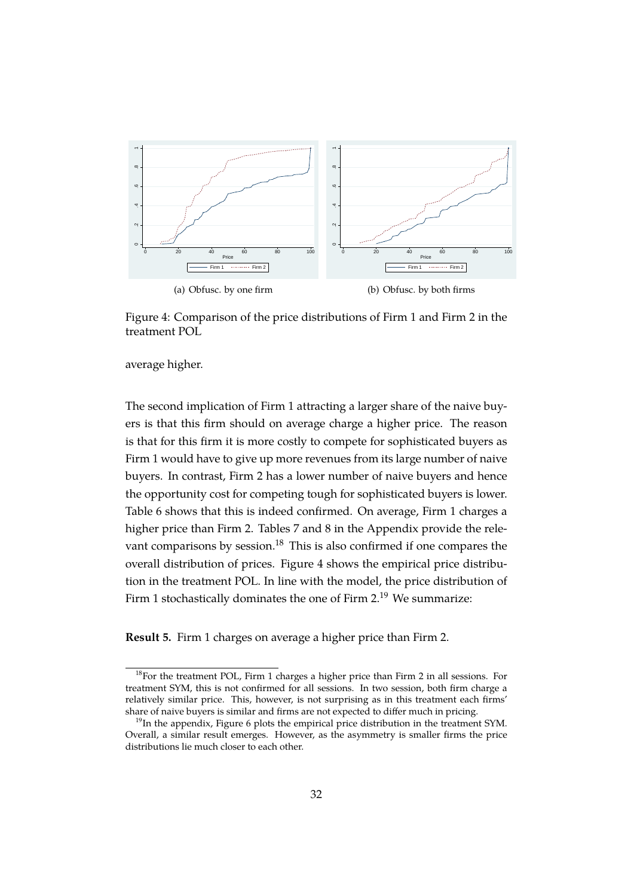(a) Obfusc. by one firm

(b) Obfusc. by both firms

Figure 4: Comparison of the price distributions of Firm 1 and Firm 2 in the treatment POL

average higher.

The second implication of Firm 1 attracting a larger share of the naive buyers is that this firm should on average charge a higher price. The reason is that for this firm it is more costly to compete for sophisticated buyers as Firm 1 would have to give up more revenues from its large number of naive buyers. In contrast, Firm 2 has a lower number of naive buyers and hence the opportunity cost for competing tough for sophisticated buyers is lower. Table 6 shows that this is indeed confirmed. On average, Firm 1 charges a higher price than Firm 2. Tables 7 and 8 in the Appendix provide the relevant comparisons by session.[18] This is also confirmed if one compares the overall distribution of prices. Figure 4 shows the empirical price distribution in the treatment POL. In line with the model, the price distribution of Firm 1 stochastically dominates the one of Firm 2.[19] We summarize:

**Result 5.** Firm 1 charges on average a higher price than Firm 2.

[18] For the treatment POL, Firm 1 charges a higher price than Firm 2 in all sessions. For treatment SYM, this is not confirmed for all sessions. In two session, both firm charge a relatively similar price. This, however, is not surprising as in this treatment each firms' share of naive buyers is similar and firms are not expected to differ much in pricing.

[19] In the appendix, Figure 6 plots the empirical price distribution in the treatment SYM. Overall, a similar result emerges. However, as the asymmetry is smaller firms the price distributions lie much closer to each other.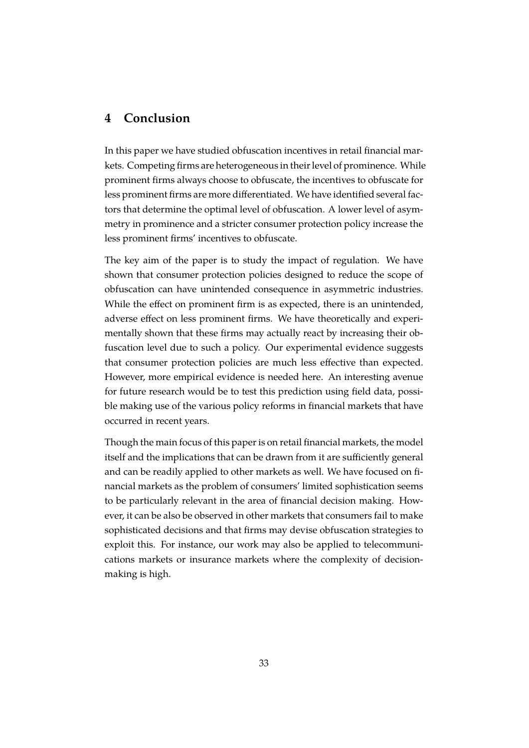## 4 Conclusion

In this paper we have studied obfuscation incentives in retail financial markets. Competing firms are heterogeneous in their level of prominence. While prominent firms always choose to obfuscate, the incentives to obfuscate for less prominent firms are more differentiated. We have identified several factors that determine the optimal level of obfuscation. A lower level of asymmetry in prominence and a stricter consumer protection policy increase the less prominent firms' incentives to obfuscate.

The key aim of the paper is to study the impact of regulation. We have shown that consumer protection policies designed to reduce the scope of obfuscation can have unintended consequence in asymmetric industries. While the effect on prominent firm is as expected, there is an unintended, adverse effect on less prominent firms. We have theoretically and experimentally shown that these firms may actually react by increasing their obfuscation level due to such a policy. Our experimental evidence suggests that consumer protection policies are much less effective than expected. However, more empirical evidence is needed here. An interesting avenue for future research would be to test this prediction using field data, possible making use of the various policy reforms in financial markets that have occurred in recent years.

Though the main focus of this paper is on retail financial markets, the model itself and the implications that can be drawn from it are sufficiently general and can be readily applied to other markets as well. We have focused on financial markets as the problem of consumers' limited sophistication seems to be particularly relevant in the area of financial decision making. However, it can be also be observed in other markets that consumers fail to make sophisticated decisions and that firms may devise obfuscation strategies to exploit this. For instance, our work may also be applied to telecommunications markets or insurance markets where the complexity of decision-making is high.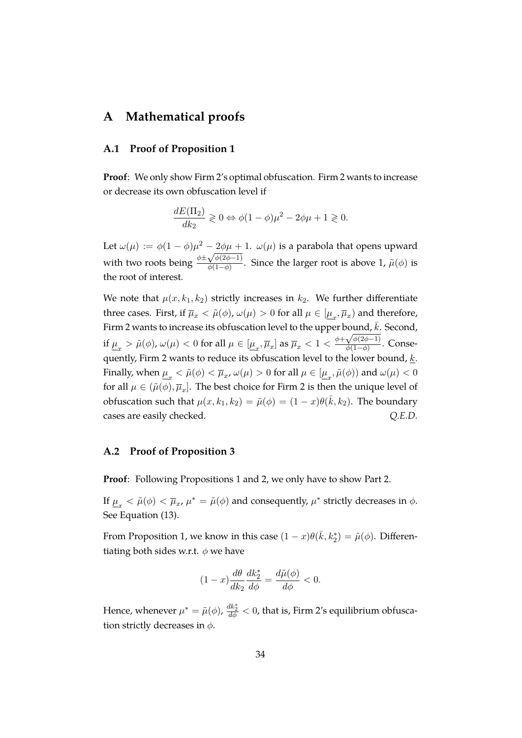# A Mathematical proofs

## A.1 Proof of Proposition 1

**Proof**: We only show Firm 2's optimal obfuscation. Firm 2 wants to increase or decrease its own obfuscation level if

$$\frac{dE(\Pi_2)}{dk_2} \gtrless 0 \Leftrightarrow \phi(1-\phi)\mu^2 - 2\phi\mu + 1 \gtrless 0.$$

Let $\omega(\mu) := \phi(1-\phi)\mu^2 - 2\phi\mu + 1$. $\omega(\mu)$ is a parabola that opens upward with two roots being $\frac{\phi \pm \sqrt{\phi(2\phi-1)}}{\phi(1-\phi)}$. Since the larger root is above 1, $\tilde{\mu}(\phi)$ is the root of interest.

We note that $\mu(x, k_1, k_2)$ strictly increases in $k_2$. We further differentiate three cases. First, if $\overline{\mu}_x < \tilde{\mu}(\phi)$, $\omega(\mu) > 0$ for all $\mu \in [\underline{\mu}_x, \overline{\mu}_x)$ and therefore, Firm 2 wants to increase its obfuscation level to the upper bound, $\bar{k}$. Second, if $\underline{\mu}_x > \tilde{\mu}(\phi)$, $\omega(\mu) < 0$ for all $\mu \in [\underline{\mu}_x, \overline{\mu}_x]$ as $\overline{\mu}_x < 1 < \frac{\phi + \sqrt{\phi(2\phi-1)}}{\phi(1-\phi)}$. Consequently, Firm 2 wants to reduce its obfuscation level to the lower bound, $\underline{k}$. Finally, when $\underline{\mu}_x < \tilde{\mu}(\phi) < \overline{\mu}_x$, $\omega(\mu) > 0$ for all $\mu \in [\underline{\mu}_x, \tilde{\mu}(\phi))$ and $\omega(\mu) < 0$ for all $\mu \in (\tilde{\mu}(\phi), \overline{\mu}_x]$. The best choice for Firm 2 is then the unique level of obfuscation such that $\mu(x, k_1, k_2) = \tilde{\mu}(\phi) = (1-x)\theta(\bar{k}, k_2)$. The boundary cases are easily checked. *Q.E.D.*

## A.2 Proof of Proposition 3

**Proof**: Following Propositions 1 and 2, we only have to show Part 2.

If $\underline{\mu}_x < \tilde{\mu}(\phi) < \overline{\mu}_x$, $\mu^* = \tilde{\mu}(\phi)$ and consequently, $\mu^*$ strictly decreases in $\phi$. See Equation (13).

From Proposition 1, we know in this case $(1-x)\theta(\bar{k}, k_2^*) = \tilde{\mu}(\phi)$. Differentiating both sides w.r.t. $\phi$ we have

$$(1-x)\frac{d\theta}{dk_2}\frac{dk_2^*}{d\phi} = \frac{d\tilde{\mu}(\phi)}{d\phi} < 0.$$

Hence, whenever $\mu^* = \tilde{\mu}(\phi)$, $\frac{dk_2^*}{d\phi} < 0$, that is, Firm 2's equilibrium obfuscation strictly decreases in $\phi$.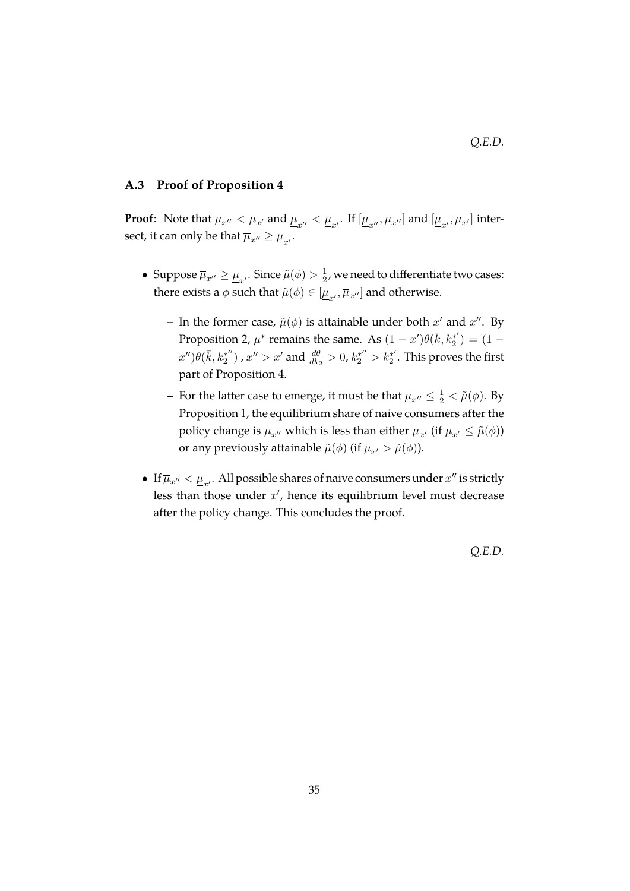*Q.E.D.*

### A.3 Proof of Proposition 4

**Proof**: Note that $\overline{\mu}_{x''} < \overline{\mu}_{x'}$ and $\underline{\mu}_{x''} < \underline{\mu}_{x'}$. If $[\underline{\mu}_{x''}, \overline{\mu}_{x''}]$ and $[\underline{\mu}_{x'}, \overline{\mu}_{x'}]$ intersect, it can only be that $\overline{\mu}_{x''} \geq \underline{\mu}_{x'}$.

- Suppose $\overline{\mu}_{x''} \geq \underline{\mu}_{x'}$. Since $\tilde{\mu}(\phi) > \frac{1}{2}$, we need to differentiate two cases: there exists a $\phi$ such that $\tilde{\mu}(\phi) \in [\underline{\mu}_{x'}, \overline{\mu}_{x''}]$ and otherwise.
  - In the former case, $\tilde{\mu}(\phi)$ is attainable under both $x'$ and $x''$. By Proposition 2, $\mu^*$ remains the same. As $(1-x')\theta(\bar{k}, k_2^{*'}) = (1-x'')\theta(\bar{k}, k_2^{*''})$ , $x'' > x'$ and $\frac{d\theta}{dk_2} > 0$, $k_2^{*''} > k_2^{*'}$. This proves the first part of Proposition 4.
  - For the latter case to emerge, it must be that $\overline{\mu}_{x''} \leq \frac{1}{2} < \tilde{\mu}(\phi)$. By Proposition 1, the equilibrium share of naive consumers after the policy change is $\overline{\mu}_{x''}$ which is less than either $\overline{\mu}_{x'}$ (if $\overline{\mu}_{x'} \leq \tilde{\mu}(\phi)$) or any previously attainable $\tilde{\mu}(\phi)$ (if $\overline{\mu}_{x'} > \tilde{\mu}(\phi)$).
- If $\overline{\mu}_{x''} < \underline{\mu}_{x'}$. All possible shares of naive consumers under $x''$ is strictly less than those under $x'$, hence its equilibrium level must decrease after the policy change. This concludes the proof.

*Q.E.D.*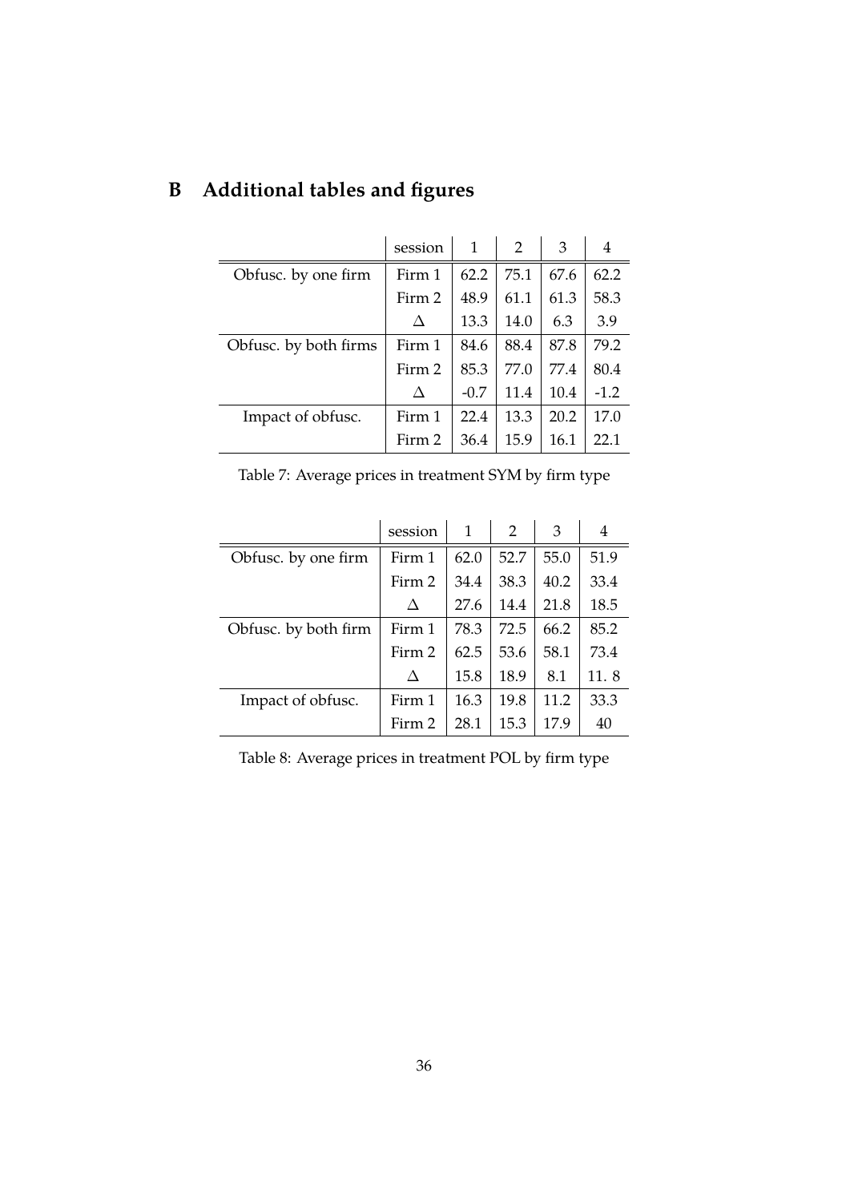# B Additional tables and figures

| | session | 1 | 2 | 3 | 4 |
|---|---|---|---|---|---|
| Obfusc. by one firm | Firm 1 | 62.2 | 75.1 | 67.6 | 62.2 |
| | Firm 2 | 48.9 | 61.1 | 61.3 | 58.3 |
| | $\Delta$ | 13.3 | 14.0 | 6.3 | 3.9 |
| Obfusc. by both firms | Firm 1 | 84.6 | 88.4 | 87.8 | 79.2 |
| | Firm 2 | 85.3 | 77.0 | 77.4 | 80.4 |
| | $\Delta$ | -0.7 | 11.4 | 10.4 | -1.2 |
| Impact of obfusc. | Firm 1 | 22.4 | 13.3 | 20.2 | 17.0 |
| | Firm 2 | 36.4 | 15.9 | 16.1 | 22.1 |

Table 7: Average prices in treatment SYM by firm type

| | session | 1 | 2 | 3 | 4 |
|---|---|---|---|---|---|
| Obfusc. by one firm | Firm 1 | 62.0 | 52.7 | 55.0 | 51.9 |
| | Firm 2 | 34.4 | 38.3 | 40.2 | 33.4 |
| | $\Delta$ | 27.6 | 14.4 | 21.8 | 18.5 |
| Obfusc. by both firm | Firm 1 | 78.3 | 72.5 | 66.2 | 85.2 |
| | Firm 2 | 62.5 | 53.6 | 58.1 | 73.4 |
| | $\Delta$ | 15.8 | 18.9 | 8.1 | 11. 8 |
| Impact of obfusc. | Firm 1 | 16.3 | 19.8 | 11.2 | 33.3 |
| | Firm 2 | 28.1 | 15.3 | 17.9 | 40 |

Table 8: Average prices in treatment POL by firm type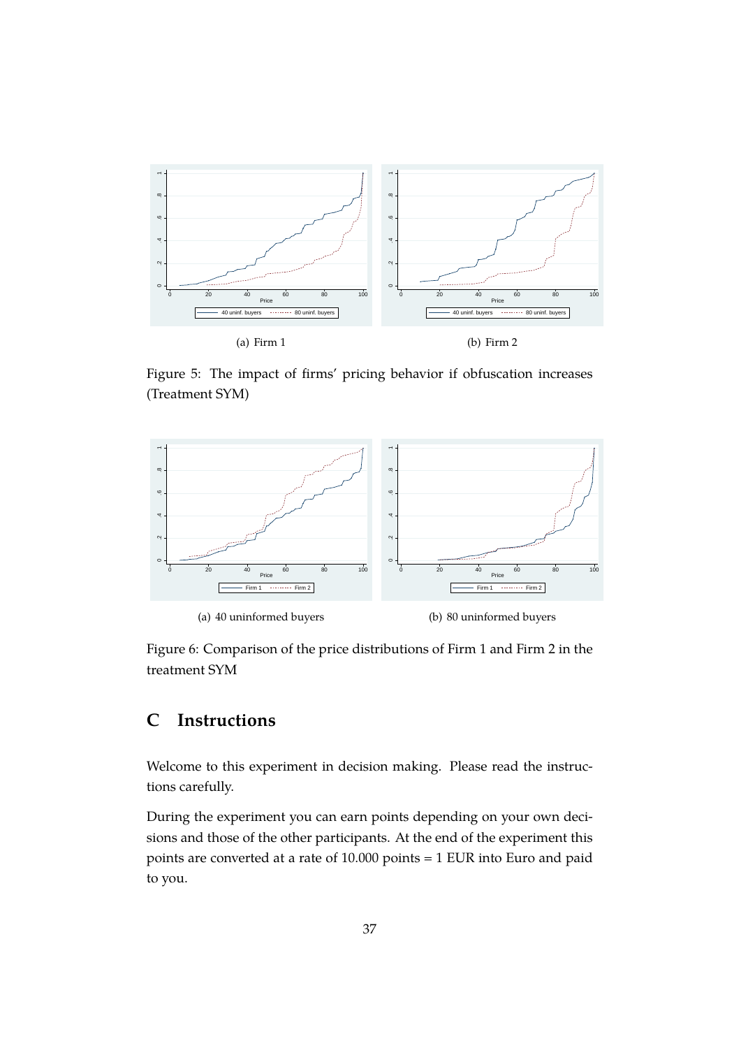(a) Firm 1

(b) Firm 2

Figure 5: The impact of firms' pricing behavior if obfuscation increases (Treatment SYM)

(a) 40 uninformed buyers

(b) 80 uninformed buyers

Figure 6: Comparison of the price distributions of Firm 1 and Firm 2 in the treatment SYM

# C Instructions

Welcome to this experiment in decision making. Please read the instructions carefully.

During the experiment you can earn points depending on your own decisions and those of the other participants. At the end of the experiment this points are converted at a rate of 10.000 points = 1 EUR into Euro and paid to you.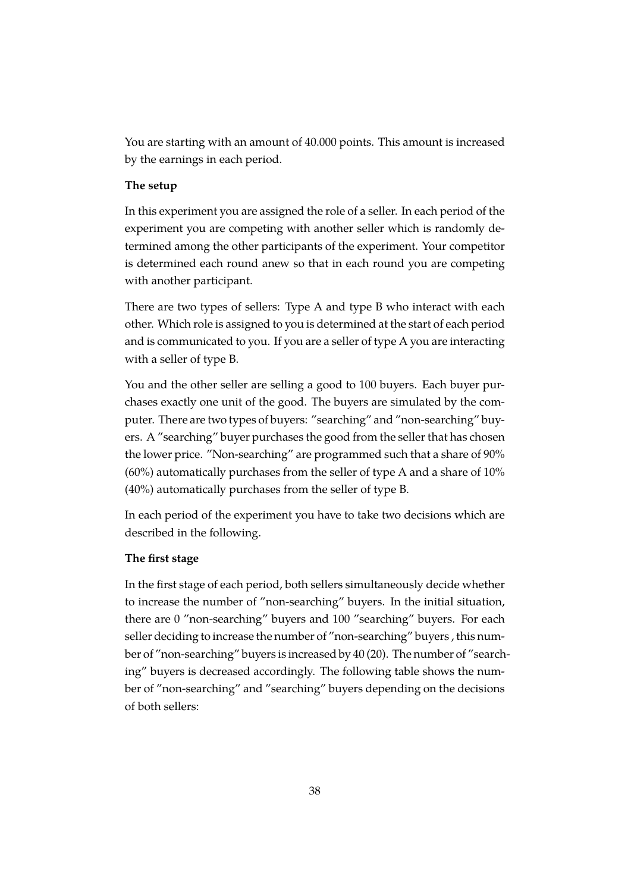You are starting with an amount of 40.000 points. This amount is increased by the earnings in each period.

**The setup**

In this experiment you are assigned the role of a seller. In each period of the experiment you are competing with another seller which is randomly determined among the other participants of the experiment. Your competitor is determined each round anew so that in each round you are competing with another participant.

There are two types of sellers: Type A and type B who interact with each other. Which role is assigned to you is determined at the start of each period and is communicated to you. If you are a seller of type A you are interacting with a seller of type B.

You and the other seller are selling a good to 100 buyers. Each buyer purchases exactly one unit of the good. The buyers are simulated by the computer. There are two types of buyers: "searching" and "non-searching" buyers. A "searching" buyer purchases the good from the seller that has chosen the lower price. "Non-searching" are programmed such that a share of 90% (60%) automatically purchases from the seller of type A and a share of 10% (40%) automatically purchases from the seller of type B.

In each period of the experiment you have to take two decisions which are described in the following.

**The first stage**

In the first stage of each period, both sellers simultaneously decide whether to increase the number of "non-searching" buyers. In the initial situation, there are 0 "non-searching" buyers and 100 "searching" buyers. For each seller deciding to increase the number of "non-searching" buyers , this number of "non-searching" buyers is increased by 40 (20). The number of "searching" buyers is decreased accordingly. The following table shows the number of "non-searching" and "searching" buyers depending on the decisions of both sellers: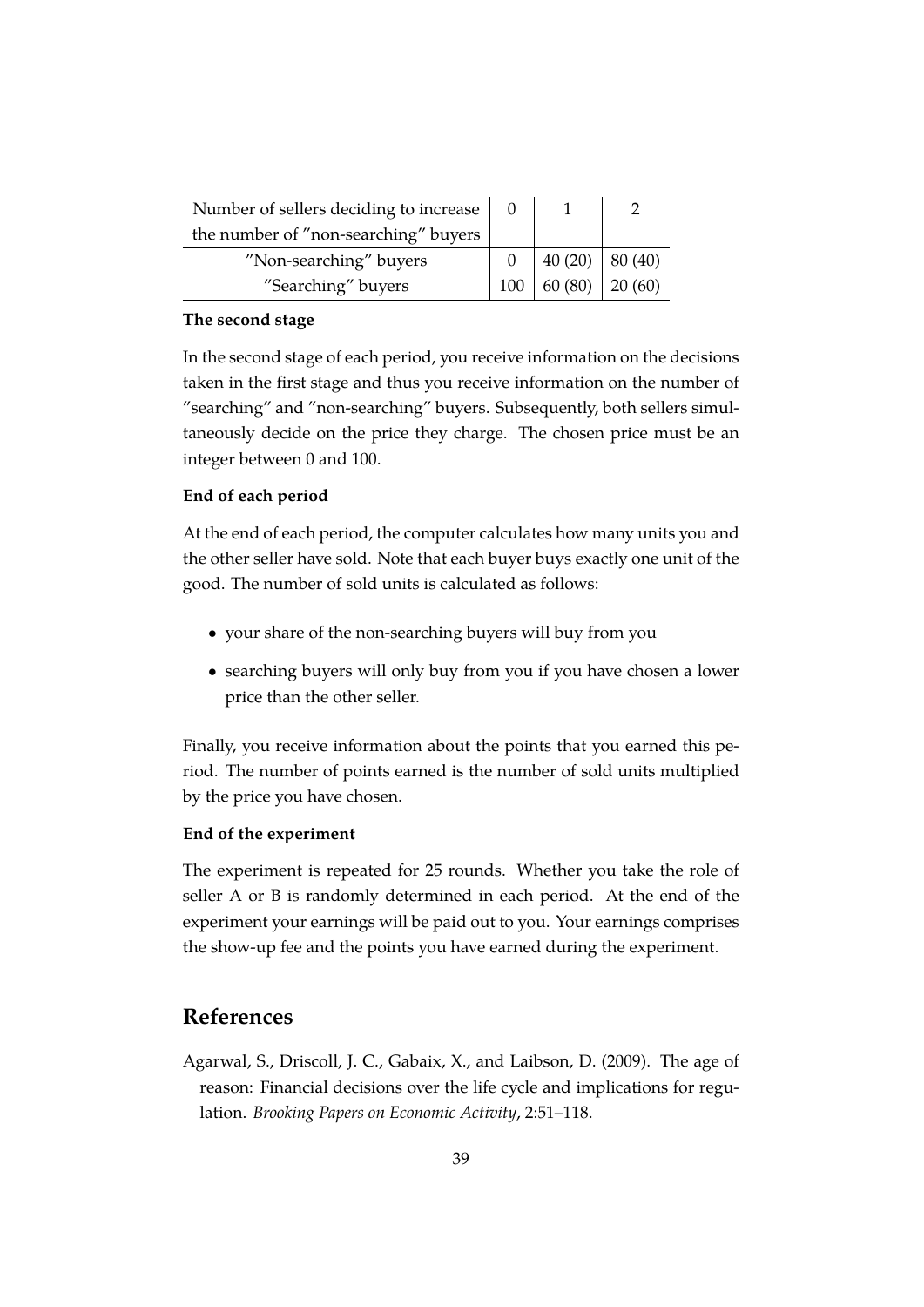| Number of sellers deciding to increase the number of ”non-searching” buyers | 0 | 1 | 2 |
|---|---|---|---|
| ”Non-searching” buyers | 0 | 40 (20) | 80 (40) |
| ”Searching” buyers | 100 | 60 (80) | 20 (60) |

**The second stage**

In the second stage of each period, you receive information on the decisions taken in the first stage and thus you receive information on the number of ”searching” and ”non-searching” buyers. Subsequently, both sellers simultaneously decide on the price they charge. The chosen price must be an integer between 0 and 100.

**End of each period**

At the end of each period, the computer calculates how many units you and the other seller have sold. Note that each buyer buys exactly one unit of the good. The number of sold units is calculated as follows:

- your share of the non-searching buyers will buy from you
- searching buyers will only buy from you if you have chosen a lower price than the other seller.

Finally, you receive information about the points that you earned this period. The number of points earned is the number of sold units multiplied by the price you have chosen.

**End of the experiment**

The experiment is repeated for 25 rounds. Whether you take the role of seller A or B is randomly determined in each period. At the end of the experiment your earnings will be paid out to you. Your earnings comprises the show-up fee and the points you have earned during the experiment.

# References

Agarwal, S., Driscoll, J. C., Gabaix, X., and Laibson, D. (2009). The age of reason: Financial decisions over the life cycle and implications for regulation. *Brooking Papers on Economic Activity*, 2:51–118.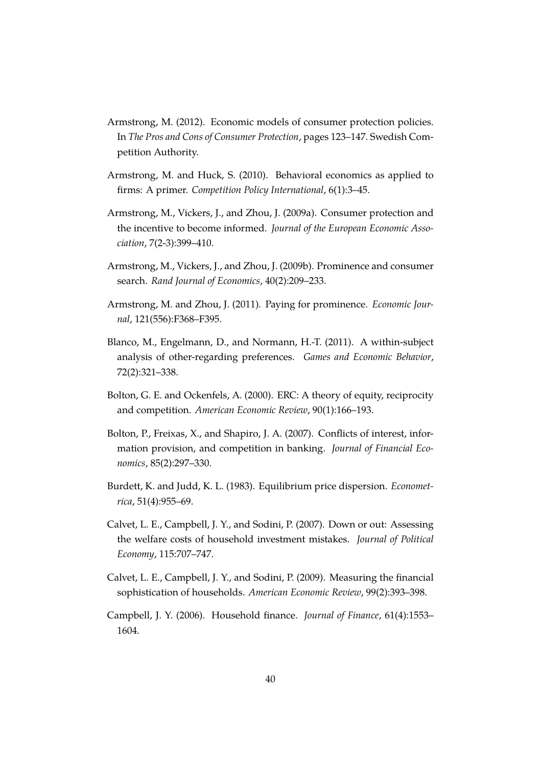Armstrong, M. (2012). Economic models of consumer protection policies. In *The Pros and Cons of Consumer Protection*, pages 123–147. Swedish Competition Authority.

Armstrong, M. and Huck, S. (2010). Behavioral economics as applied to firms: A primer. *Competition Policy International*, 6(1):3–45.

Armstrong, M., Vickers, J., and Zhou, J. (2009a). Consumer protection and the incentive to become informed. *Journal of the European Economic Association*, 7(2-3):399–410.

Armstrong, M., Vickers, J., and Zhou, J. (2009b). Prominence and consumer search. *Rand Journal of Economics*, 40(2):209–233.

Armstrong, M. and Zhou, J. (2011). Paying for prominence. *Economic Journal*, 121(556):F368–F395.

Blanco, M., Engelmann, D., and Normann, H.-T. (2011). A within-subject analysis of other-regarding preferences. *Games and Economic Behavior*, 72(2):321–338.

Bolton, G. E. and Ockenfels, A. (2000). ERC: A theory of equity, reciprocity and competition. *American Economic Review*, 90(1):166–193.

Bolton, P., Freixas, X., and Shapiro, J. A. (2007). Conflicts of interest, information provision, and competition in banking. *Journal of Financial Economics*, 85(2):297–330.

Burdett, K. and Judd, K. L. (1983). Equilibrium price dispersion. *Econometrica*, 51(4):955–69.

Calvet, L. E., Campbell, J. Y., and Sodini, P. (2007). Down or out: Assessing the welfare costs of household investment mistakes. *Journal of Political Economy*, 115:707–747.

Calvet, L. E., Campbell, J. Y., and Sodini, P. (2009). Measuring the financial sophistication of households. *American Economic Review*, 99(2):393–398.

Campbell, J. Y. (2006). Household finance. *Journal of Finance*, 61(4):1553–1604.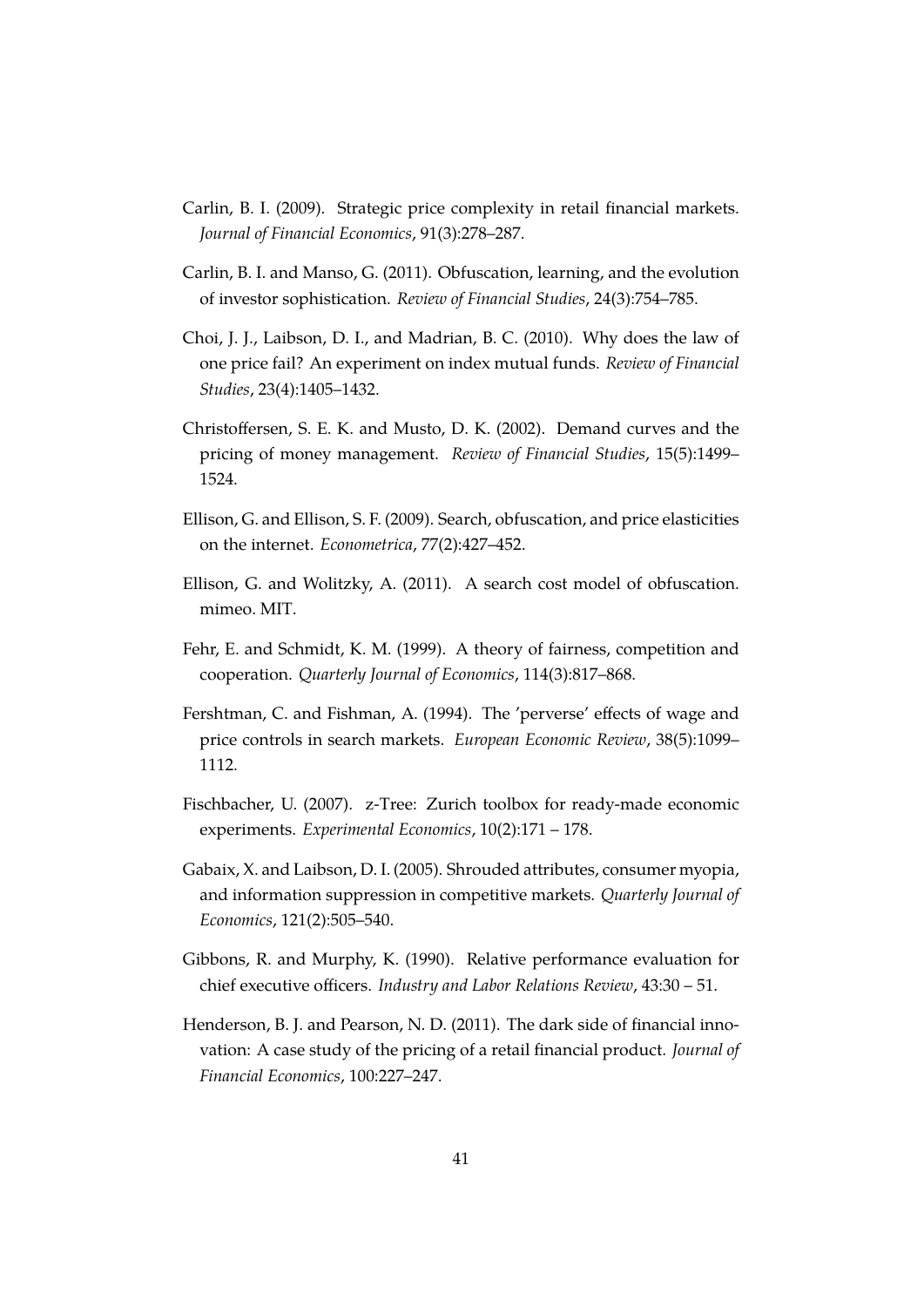Carlin, B. I. (2009). Strategic price complexity in retail financial markets. *Journal of Financial Economics*, 91(3):278–287.

Carlin, B. I. and Manso, G. (2011). Obfuscation, learning, and the evolution of investor sophistication. *Review of Financial Studies*, 24(3):754–785.

Choi, J. J., Laibson, D. I., and Madrian, B. C. (2010). Why does the law of one price fail? An experiment on index mutual funds. *Review of Financial Studies*, 23(4):1405–1432.

Christoffersen, S. E. K. and Musto, D. K. (2002). Demand curves and the pricing of money management. *Review of Financial Studies*, 15(5):1499–1524.

Ellison, G. and Ellison, S. F. (2009). Search, obfuscation, and price elasticities on the internet. *Econometrica*, 77(2):427–452.

Ellison, G. and Wolitzky, A. (2011). A search cost model of obfuscation. mimeo. MIT.

Fehr, E. and Schmidt, K. M. (1999). A theory of fairness, competition and cooperation. *Quarterly Journal of Economics*, 114(3):817–868.

Fershtman, C. and Fishman, A. (1994). The 'perverse' effects of wage and price controls in search markets. *European Economic Review*, 38(5):1099–1112.

Fischbacher, U. (2007). z-Tree: Zurich toolbox for ready-made economic experiments. *Experimental Economics*, 10(2):171 – 178.

Gabaix, X. and Laibson, D. I. (2005). Shrouded attributes, consumer myopia, and information suppression in competitive markets. *Quarterly Journal of Economics*, 121(2):505–540.

Gibbons, R. and Murphy, K. (1990). Relative performance evaluation for chief executive officers. *Industry and Labor Relations Review*, 43:30 – 51.

Henderson, B. J. and Pearson, N. D. (2011). The dark side of financial innovation: A case study of the pricing of a retail financial product. *Journal of Financial Economics*, 100:227–247.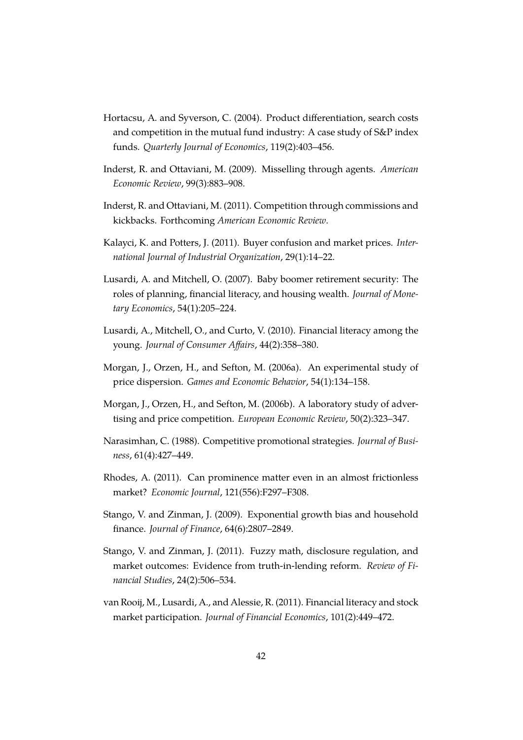Hortacsu, A. and Syverson, C. (2004). Product differentiation, search costs and competition in the mutual fund industry: A case study of S&P index funds. *Quarterly Journal of Economics*, 119(2):403–456.

Inderst, R. and Ottaviani, M. (2009). Misselling through agents. *American Economic Review*, 99(3):883–908.

Inderst, R. and Ottaviani, M. (2011). Competition through commissions and kickbacks. Forthcoming *American Economic Review*.

Kalayci, K. and Potters, J. (2011). Buyer confusion and market prices. *International Journal of Industrial Organization*, 29(1):14–22.

Lusardi, A. and Mitchell, O. (2007). Baby boomer retirement security: The roles of planning, financial literacy, and housing wealth. *Journal of Monetary Economics*, 54(1):205–224.

Lusardi, A., Mitchell, O., and Curto, V. (2010). Financial literacy among the young. *Journal of Consumer Affairs*, 44(2):358–380.

Morgan, J., Orzen, H., and Sefton, M. (2006a). An experimental study of price dispersion. *Games and Economic Behavior*, 54(1):134–158.

Morgan, J., Orzen, H., and Sefton, M. (2006b). A laboratory study of advertising and price competition. *European Economic Review*, 50(2):323–347.

Narasimhan, C. (1988). Competitive promotional strategies. *Journal of Business*, 61(4):427–449.

Rhodes, A. (2011). Can prominence matter even in an almost frictionless market? *Economic Journal*, 121(556):F297–F308.

Stango, V. and Zinman, J. (2009). Exponential growth bias and household finance. *Journal of Finance*, 64(6):2807–2849.

Stango, V. and Zinman, J. (2011). Fuzzy math, disclosure regulation, and market outcomes: Evidence from truth-in-lending reform. *Review of Financial Studies*, 24(2):506–534.

van Rooij, M., Lusardi, A., and Alessie, R. (2011). Financial literacy and stock market participation. *Journal of Financial Economics*, 101(2):449–472.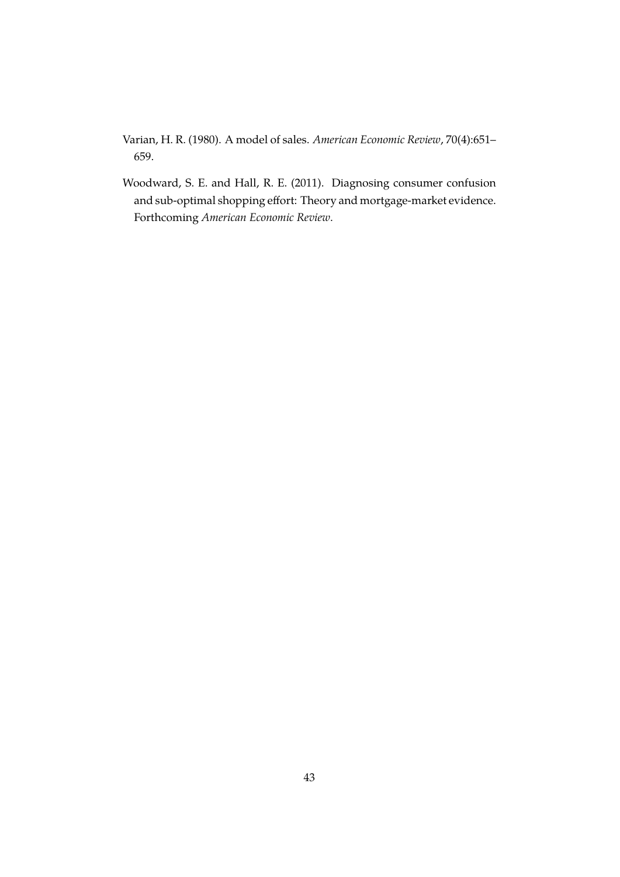Varian, H. R. (1980). A model of sales. *American Economic Review*, 70(4):651–659.

Woodward, S. E. and Hall, R. E. (2011). Diagnosing consumer confusion and sub-optimal shopping effort: Theory and mortgage-market evidence. Forthcoming *American Economic Review*.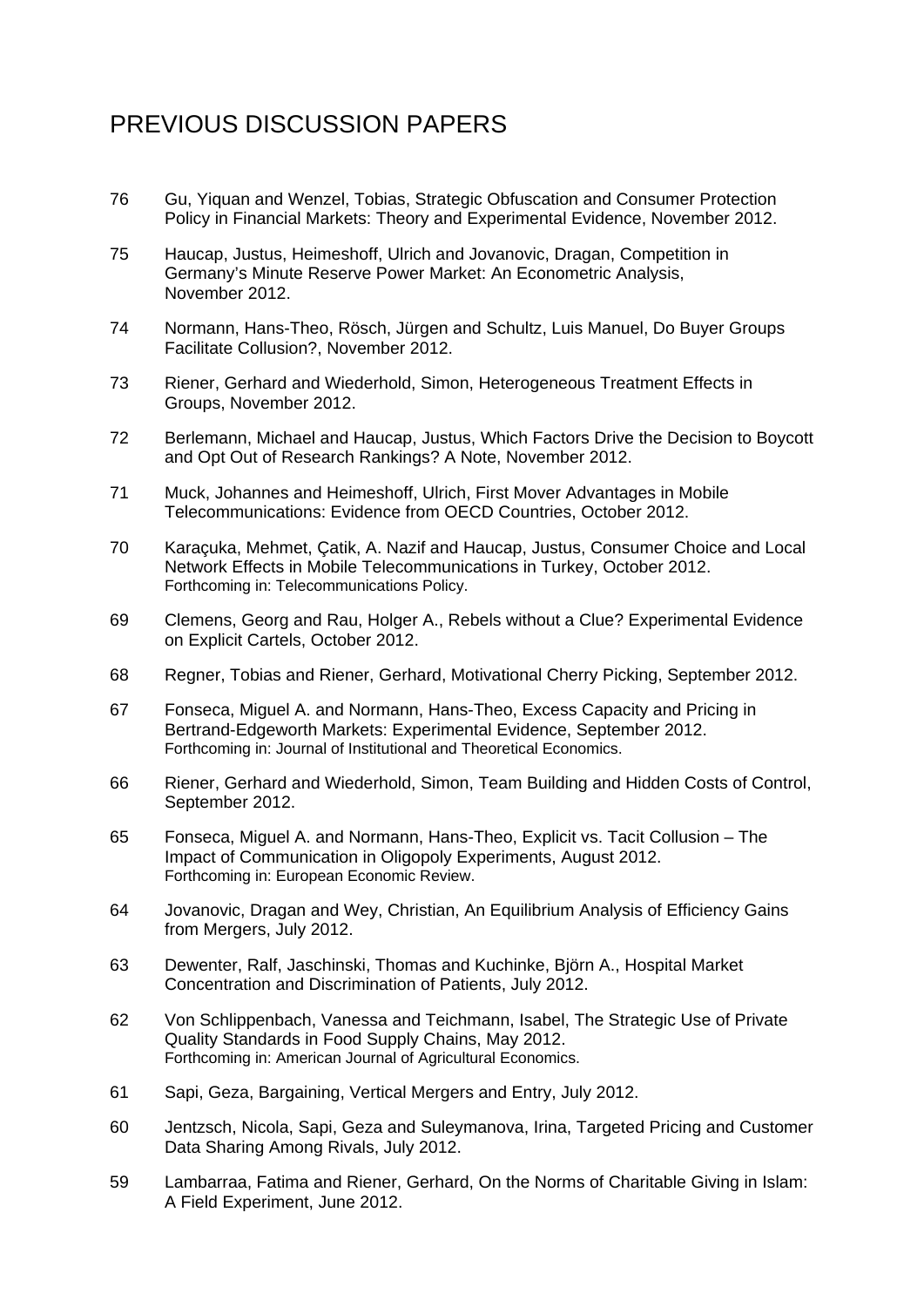# PREVIOUS DISCUSSION PAPERS

76 Gu, Yiquan and Wenzel, Tobias, Strategic Obfuscation and Consumer Protection Policy in Financial Markets: Theory and Experimental Evidence, November 2012.

75 Haucap, Justus, Heimeshoff, Ulrich and Jovanovic, Dragan, Competition in Germany's Minute Reserve Power Market: An Econometric Analysis, November 2012.

74 Normann, Hans-Theo, Rösch, Jürgen and Schultz, Luis Manuel, Do Buyer Groups Facilitate Collusion?, November 2012.

73 Riener, Gerhard and Wiederhold, Simon, Heterogeneous Treatment Effects in Groups, November 2012.

72 Berlemann, Michael and Haucap, Justus, Which Factors Drive the Decision to Boycott and Opt Out of Research Rankings? A Note, November 2012.

71 Muck, Johannes and Heimeshoff, Ulrich, First Mover Advantages in Mobile Telecommunications: Evidence from OECD Countries, October 2012.

70 Karaçuka, Mehmet, Çatik, A. Nazif and Haucap, Justus, Consumer Choice and Local Network Effects in Mobile Telecommunications in Turkey, October 2012.
Forthcoming in: Telecommunications Policy.

69 Clemens, Georg and Rau, Holger A., Rebels without a Clue? Experimental Evidence on Explicit Cartels, October 2012.

68 Regner, Tobias and Riener, Gerhard, Motivational Cherry Picking, September 2012.

67 Fonseca, Miguel A. and Normann, Hans-Theo, Excess Capacity and Pricing in Bertrand-Edgeworth Markets: Experimental Evidence, September 2012.
Forthcoming in: Journal of Institutional and Theoretical Economics.

66 Riener, Gerhard and Wiederhold, Simon, Team Building and Hidden Costs of Control, September 2012.

65 Fonseca, Miguel A. and Normann, Hans-Theo, Explicit vs. Tacit Collusion – The Impact of Communication in Oligopoly Experiments, August 2012.
Forthcoming in: European Economic Review.

64 Jovanovic, Dragan and Wey, Christian, An Equilibrium Analysis of Efficiency Gains from Mergers, July 2012.

63 Dewenter, Ralf, Jaschinski, Thomas and Kuchinke, Björn A., Hospital Market Concentration and Discrimination of Patients, July 2012.

62 Von Schlippenbach, Vanessa and Teichmann, Isabel, The Strategic Use of Private Quality Standards in Food Supply Chains, May 2012.
Forthcoming in: American Journal of Agricultural Economics.

61 Sapi, Geza, Bargaining, Vertical Mergers and Entry, July 2012.

60 Jentzsch, Nicola, Sapi, Geza and Suleymanova, Irina, Targeted Pricing and Customer Data Sharing Among Rivals, July 2012.

59 Lambarraa, Fatima and Riener, Gerhard, On the Norms of Charitable Giving in Islam: A Field Experiment, June 2012.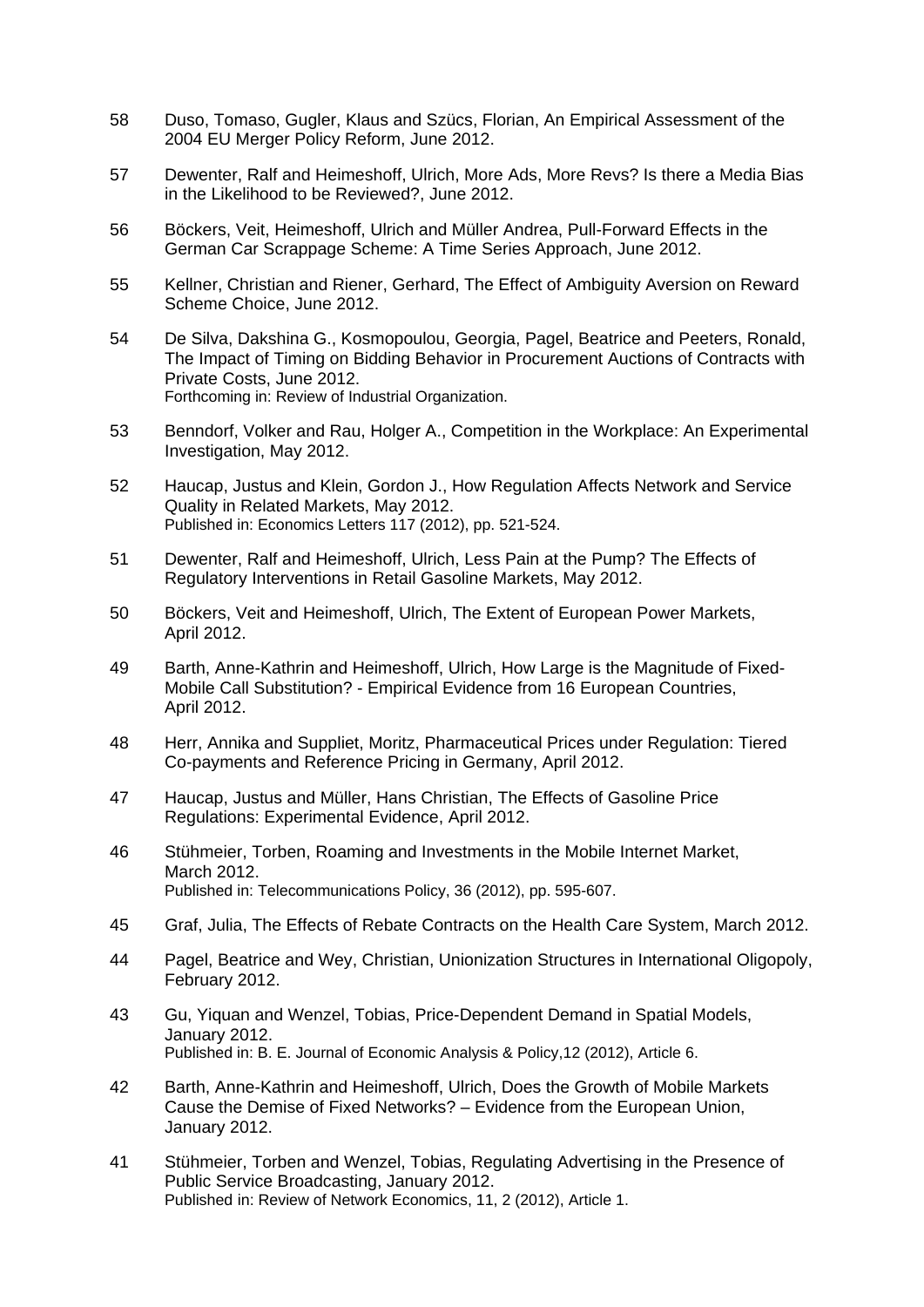58 Duso, Tomaso, Gugler, Klaus and Szücs, Florian, An Empirical Assessment of the 2004 EU Merger Policy Reform, June 2012.

57 Dewenter, Ralf and Heimeshoff, Ulrich, More Ads, More Revs? Is there a Media Bias in the Likelihood to be Reviewed?, June 2012.

56 Böckers, Veit, Heimeshoff, Ulrich and Müller Andrea, Pull-Forward Effects in the German Car Scrappage Scheme: A Time Series Approach, June 2012.

55 Kellner, Christian and Riener, Gerhard, The Effect of Ambiguity Aversion on Reward Scheme Choice, June 2012.

54 De Silva, Dakshina G., Kosmopoulou, Georgia, Pagel, Beatrice and Peeters, Ronald, The Impact of Timing on Bidding Behavior in Procurement Auctions of Contracts with Private Costs, June 2012.
Forthcoming in: Review of Industrial Organization.

53 Benndorf, Volker and Rau, Holger A., Competition in the Workplace: An Experimental Investigation, May 2012.

52 Haucap, Justus and Klein, Gordon J., How Regulation Affects Network and Service Quality in Related Markets, May 2012.
Published in: Economics Letters 117 (2012), pp. 521-524.

51 Dewenter, Ralf and Heimeshoff, Ulrich, Less Pain at the Pump? The Effects of Regulatory Interventions in Retail Gasoline Markets, May 2012.

50 Böckers, Veit and Heimeshoff, Ulrich, The Extent of European Power Markets, April 2012.

49 Barth, Anne-Kathrin and Heimeshoff, Ulrich, How Large is the Magnitude of Fixed-Mobile Call Substitution? - Empirical Evidence from 16 European Countries, April 2012.

48 Herr, Annika and Suppliet, Moritz, Pharmaceutical Prices under Regulation: Tiered Co-payments and Reference Pricing in Germany, April 2012.

47 Haucap, Justus and Müller, Hans Christian, The Effects of Gasoline Price Regulations: Experimental Evidence, April 2012.

46 Stühmeier, Torben, Roaming and Investments in the Mobile Internet Market, March 2012.
Published in: Telecommunications Policy, 36 (2012), pp. 595-607.

45 Graf, Julia, The Effects of Rebate Contracts on the Health Care System, March 2012.

44 Pagel, Beatrice and Wey, Christian, Unionization Structures in International Oligopoly, February 2012.

43 Gu, Yiquan and Wenzel, Tobias, Price-Dependent Demand in Spatial Models, January 2012.
Published in: B. E. Journal of Economic Analysis & Policy,12 (2012), Article 6.

42 Barth, Anne-Kathrin and Heimeshoff, Ulrich, Does the Growth of Mobile Markets Cause the Demise of Fixed Networks? – Evidence from the European Union, January 2012.

41 Stühmeier, Torben and Wenzel, Tobias, Regulating Advertising in the Presence of Public Service Broadcasting, January 2012.
Published in: Review of Network Economics, 11, 2 (2012), Article 1.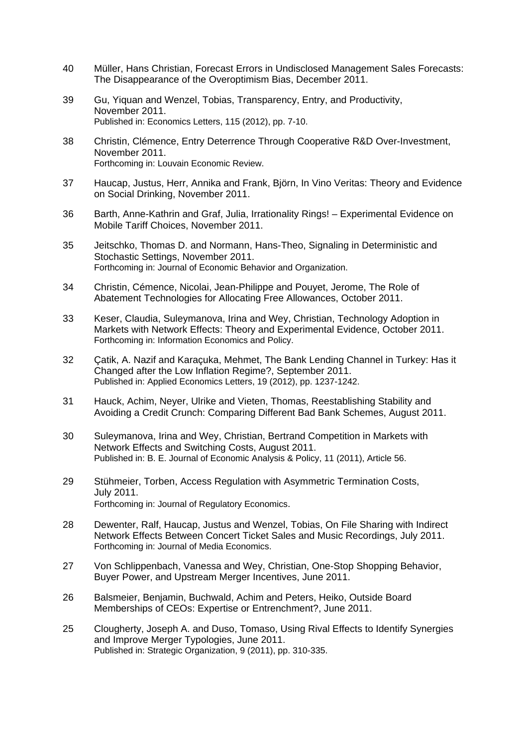40 Müller, Hans Christian, Forecast Errors in Undisclosed Management Sales Forecasts: The Disappearance of the Overoptimism Bias, December 2011.

39 Gu, Yiquan and Wenzel, Tobias, Transparency, Entry, and Productivity, November 2011.
Published in: Economics Letters, 115 (2012), pp. 7-10.

38 Christin, Clémence, Entry Deterrence Through Cooperative R&D Over-Investment, November 2011.
Forthcoming in: Louvain Economic Review.

37 Haucap, Justus, Herr, Annika and Frank, Björn, In Vino Veritas: Theory and Evidence on Social Drinking, November 2011.

36 Barth, Anne-Kathrin and Graf, Julia, Irrationality Rings! – Experimental Evidence on Mobile Tariff Choices, November 2011.

35 Jeitschko, Thomas D. and Normann, Hans-Theo, Signaling in Deterministic and Stochastic Settings, November 2011.
Forthcoming in: Journal of Economic Behavior and Organization.

34 Christin, Cémence, Nicolai, Jean-Philippe and Pouyet, Jerome, The Role of Abatement Technologies for Allocating Free Allowances, October 2011.

33 Keser, Claudia, Suleymanova, Irina and Wey, Christian, Technology Adoption in Markets with Network Effects: Theory and Experimental Evidence, October 2011.
Forthcoming in: Information Economics and Policy.

32 Çatik, A. Nazif and Karaçuka, Mehmet, The Bank Lending Channel in Turkey: Has it Changed after the Low Inflation Regime?, September 2011.
Published in: Applied Economics Letters, 19 (2012), pp. 1237-1242.

31 Hauck, Achim, Neyer, Ulrike and Vieten, Thomas, Reestablishing Stability and Avoiding a Credit Crunch: Comparing Different Bad Bank Schemes, August 2011.

30 Suleymanova, Irina and Wey, Christian, Bertrand Competition in Markets with Network Effects and Switching Costs, August 2011.
Published in: B. E. Journal of Economic Analysis & Policy, 11 (2011), Article 56.

29 Stühmeier, Torben, Access Regulation with Asymmetric Termination Costs, July 2011.
Forthcoming in: Journal of Regulatory Economics.

28 Dewenter, Ralf, Haucap, Justus and Wenzel, Tobias, On File Sharing with Indirect Network Effects Between Concert Ticket Sales and Music Recordings, July 2011.
Forthcoming in: Journal of Media Economics.

27 Von Schlippenbach, Vanessa and Wey, Christian, One-Stop Shopping Behavior, Buyer Power, and Upstream Merger Incentives, June 2011.

26 Balsmeier, Benjamin, Buchwald, Achim and Peters, Heiko, Outside Board Memberships of CEOs: Expertise or Entrenchment?, June 2011.

25 Clougherty, Joseph A. and Duso, Tomaso, Using Rival Effects to Identify Synergies and Improve Merger Typologies, June 2011.
Published in: Strategic Organization, 9 (2011), pp. 310-335.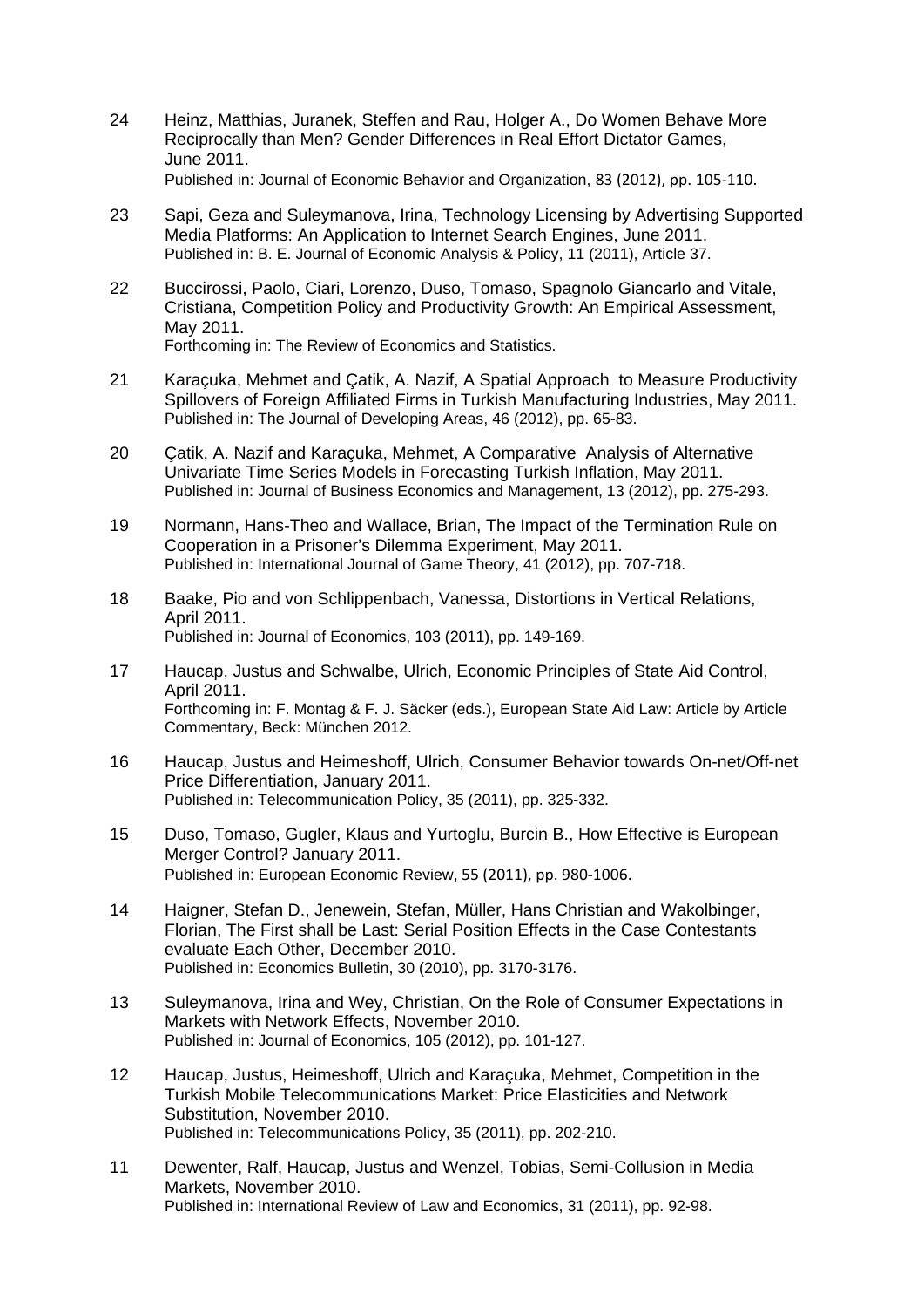24 Heinz, Matthias, Juranek, Steffen and Rau, Holger A., Do Women Behave More Reciprocally than Men? Gender Differences in Real Effort Dictator Games, June 2011.
Published in: Journal of Economic Behavior and Organization, 83 (2012), pp. 105-110.

23 Sapi, Geza and Suleymanova, Irina, Technology Licensing by Advertising Supported Media Platforms: An Application to Internet Search Engines, June 2011.
Published in: B. E. Journal of Economic Analysis & Policy, 11 (2011), Article 37.

22 Buccirossi, Paolo, Ciari, Lorenzo, Duso, Tomaso, Spagnolo Giancarlo and Vitale, Cristiana, Competition Policy and Productivity Growth: An Empirical Assessment, May 2011.
Forthcoming in: The Review of Economics and Statistics.

21 Karaçuka, Mehmet and Çatik, A. Nazif, A Spatial Approach to Measure Productivity Spillovers of Foreign Affiliated Firms in Turkish Manufacturing Industries, May 2011.
Published in: The Journal of Developing Areas, 46 (2012), pp. 65-83.

20 Çatik, A. Nazif and Karaçuka, Mehmet, A Comparative Analysis of Alternative Univariate Time Series Models in Forecasting Turkish Inflation, May 2011.
Published in: Journal of Business Economics and Management, 13 (2012), pp. 275-293.

19 Normann, Hans-Theo and Wallace, Brian, The Impact of the Termination Rule on Cooperation in a Prisoner's Dilemma Experiment, May 2011.
Published in: International Journal of Game Theory, 41 (2012), pp. 707-718.

18 Baake, Pio and von Schlippenbach, Vanessa, Distortions in Vertical Relations, April 2011.
Published in: Journal of Economics, 103 (2011), pp. 149-169.

17 Haucap, Justus and Schwalbe, Ulrich, Economic Principles of State Aid Control, April 2011.
Forthcoming in: F. Montag & F. J. Säcker (eds.), European State Aid Law: Article by Article Commentary, Beck: München 2012.

16 Haucap, Justus and Heimeshoff, Ulrich, Consumer Behavior towards On-net/Off-net Price Differentiation, January 2011.
Published in: Telecommunication Policy, 35 (2011), pp. 325-332.

15 Duso, Tomaso, Gugler, Klaus and Yurtoglu, Burcin B., How Effective is European Merger Control? January 2011.
Published in: European Economic Review, 55 (2011), pp. 980-1006.

14 Haigner, Stefan D., Jenewein, Stefan, Müller, Hans Christian and Wakolbinger, Florian, The First shall be Last: Serial Position Effects in the Case Contestants evaluate Each Other, December 2010.
Published in: Economics Bulletin, 30 (2010), pp. 3170-3176.

13 Suleymanova, Irina and Wey, Christian, On the Role of Consumer Expectations in Markets with Network Effects, November 2010.
Published in: Journal of Economics, 105 (2012), pp. 101-127.

12 Haucap, Justus, Heimeshoff, Ulrich and Karaçuka, Mehmet, Competition in the Turkish Mobile Telecommunications Market: Price Elasticities and Network Substitution, November 2010.
Published in: Telecommunications Policy, 35 (2011), pp. 202-210.

11 Dewenter, Ralf, Haucap, Justus and Wenzel, Tobias, Semi-Collusion in Media Markets, November 2010.
Published in: International Review of Law and Economics, 31 (2011), pp. 92-98.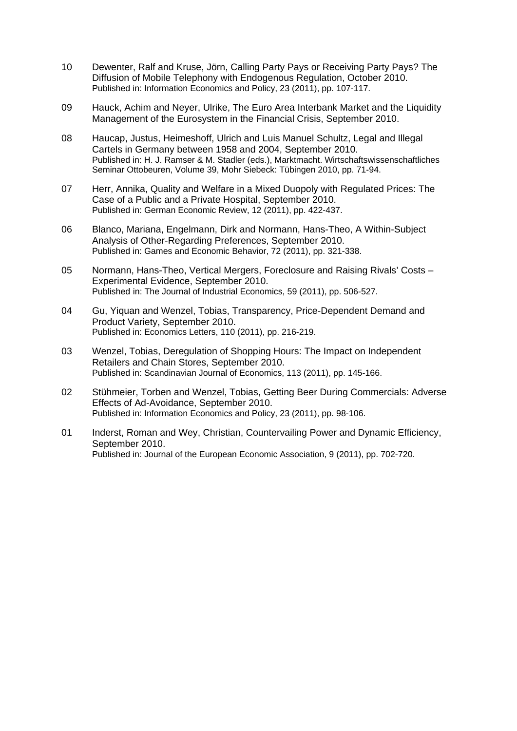10 Dewenter, Ralf and Kruse, Jörn, Calling Party Pays or Receiving Party Pays? The Diffusion of Mobile Telephony with Endogenous Regulation, October 2010.
Published in: Information Economics and Policy, 23 (2011), pp. 107-117.

09 Hauck, Achim and Neyer, Ulrike, The Euro Area Interbank Market and the Liquidity Management of the Eurosystem in the Financial Crisis, September 2010.

08 Haucap, Justus, Heimeshoff, Ulrich and Luis Manuel Schultz, Legal and Illegal Cartels in Germany between 1958 and 2004, September 2010.
Published in: H. J. Ramser & M. Stadler (eds.), Marktmacht. Wirtschaftswissenschaftliches Seminar Ottobeuren, Volume 39, Mohr Siebeck: Tübingen 2010, pp. 71-94.

07 Herr, Annika, Quality and Welfare in a Mixed Duopoly with Regulated Prices: The Case of a Public and a Private Hospital, September 2010.
Published in: German Economic Review, 12 (2011), pp. 422-437.

06 Blanco, Mariana, Engelmann, Dirk and Normann, Hans-Theo, A Within-Subject Analysis of Other-Regarding Preferences, September 2010.
Published in: Games and Economic Behavior, 72 (2011), pp. 321-338.

05 Normann, Hans-Theo, Vertical Mergers, Foreclosure and Raising Rivals' Costs – Experimental Evidence, September 2010.
Published in: The Journal of Industrial Economics, 59 (2011), pp. 506-527.

04 Gu, Yiquan and Wenzel, Tobias, Transparency, Price-Dependent Demand and Product Variety, September 2010.
Published in: Economics Letters, 110 (2011), pp. 216-219.

03 Wenzel, Tobias, Deregulation of Shopping Hours: The Impact on Independent Retailers and Chain Stores, September 2010.
Published in: Scandinavian Journal of Economics, 113 (2011), pp. 145-166.

02 Stühmeier, Torben and Wenzel, Tobias, Getting Beer During Commercials: Adverse Effects of Ad-Avoidance, September 2010.
Published in: Information Economics and Policy, 23 (2011), pp. 98-106.

01 Inderst, Roman and Wey, Christian, Countervailing Power and Dynamic Efficiency, September 2010.
Published in: Journal of the European Economic Association, 9 (2011), pp. 702-720.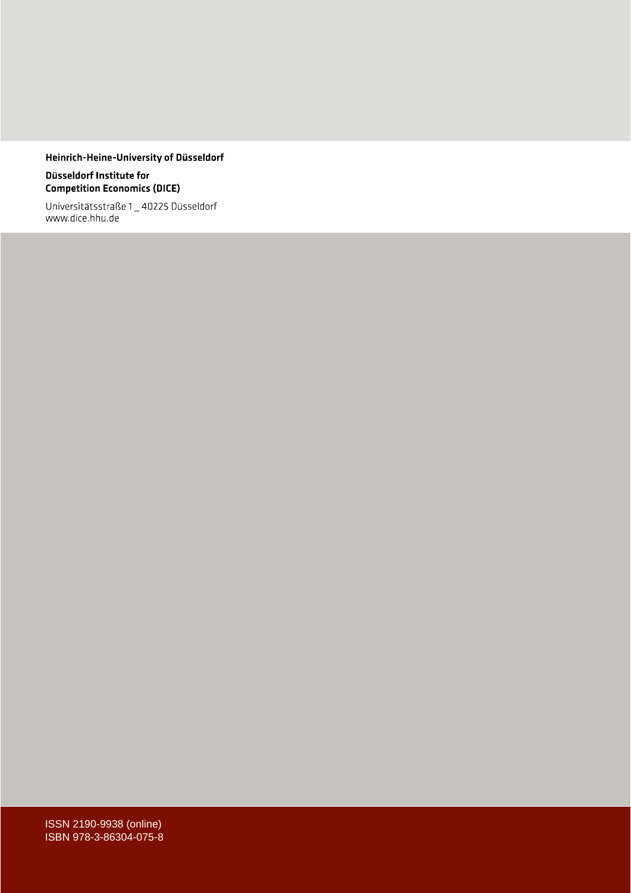**Heinrich-Heine-University of Düsseldorf**

**Düsseldorf Institute for Competition Economics (DICE)**

Universitätsstraße 1 _ 40225 Düsseldorf
www.dice.hhu.de

ISSN 2190-9938 (online)
ISBN 978-3-86304-075-8